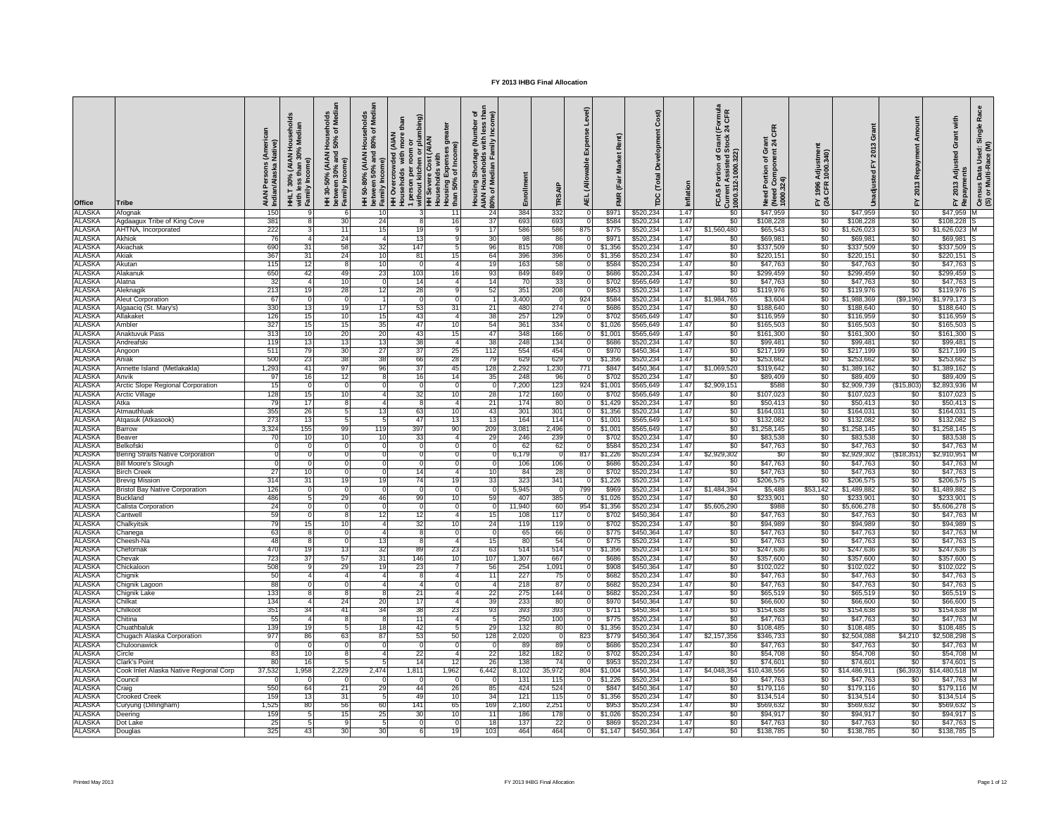# FY 2013 IHBG Final Allocation

| Office | Tribe | AIAN Persons (American Indian/Alaska Native) | HHLT 30% (AIAN Households with less than 30% Median Family Income) | HH 30-50% (AIAN Households between 30% and 50% of Median Family Income) | HH 50-80% (AIAN Households between 50% and 80% of Median Family Income) | HH Overcrowded (AIAN Households with more than 1 person per room or without kitchen or plumbing) | HH Severe Cost (AIAN Households with Housing Expenses greater than 50% of Income) | Housing Shortage (Number of AIAN Households with less than 80% of Median Family Income) | Enrollment | TRSAIP | AEL (Allowable Expense Level) | FMR (Fair Market Rent) | TDC (Total Development Cost) | Inflation | FCAS Portion of Grant (Formula Current Assisted Stock 24 CFR 1000.312-1000.322) | Need Portion of Grant (Need Component 24 CFR 1000.324) | FY 1996 Adjustment (24 CFR 1000.340) | Unadjusted FY 2013 Grant | FY 2013 Repayment Amount | FY 2013 Adjusted Grant with Repayments | Census Data Used: Single Race (S) or Multi-Race (M) |
|---|---|---|---|---|---|---|---|---|---|---|---|---|---|---|---|---|---|---|---|---|---|
| ALASKA | Afognak | 150 | 9 | 6 | 10 | 3 | 11 | 24 | 384 | 332 | 0 | $971 | $520,234 | 1.47 | $0 | $47,959 | $0 | $47,959 | $0 | $47,959 | M |
| ALASKA | Agdaagux Tribe of King Cove | 381 | 8 | 30 | 24 | 8 | 16 | 37 | 693 | 693 | 0 | $584 | $520,234 | 1.47 | $0 | $108,228 | $0 | $108,228 | $0 | $108,228 | S |
| ALASKA | AHTNA, Incorporated | 222 | 3 | 11 | 15 | 19 | 9 | 17 | 586 | 586 | 875 | $775 | $520,234 | 1.47 | $1,560,480 | $65,543 | $0 | $1,626,023 | $0 | $1,626,023 | M |
| ALASKA | Akhiok | 76 | 4 | 24 | 4 | 13 | 9 | 30 | 98 | 86 | 0 | $971 | $520,234 | 1.47 | $0 | $69,981 | $0 | $69,981 | $0 | $69,981 | S |
| ALASKA | Akiachak | 690 | 31 | 58 | 32 | 147 | 5 | 96 | 815 | 708 | 0 | $1,356 | $520,234 | 1.47 | $0 | $337,509 | $0 | $337,509 | $0 | $337,509 | S |
| ALASKA | Akiak | 367 | 31 | 24 | 10 | 81 | 15 | 64 | 396 | 396 | 0 | $1,356 | $520,234 | 1.47 | $0 | $220,151 | $0 | $220,151 | $0 | $220,151 | S |
| ALASKA | Akutan | 115 | 12 | 8 | 10 | 0 | 4 | 19 | 163 | 58 | 0 | $584 | $520,234 | 1.47 | $0 | $47,763 | $0 | $47,763 | $0 | $47,763 | S |
| ALASKA | Alakanuk | 650 | 42 | 49 | 23 | 103 | 16 | 93 | 849 | 849 | 0 | $686 | $520,234 | 1.47 | $0 | $299,459 | $0 | $299,459 | $0 | $299,459 | S |
| ALASKA | Alatna | 32 | 4 | 10 | 0 | 14 | 4 | 14 | 70 | 33 | 0 | $702 | $565,649 | 1.47 | $0 | $47,763 | $0 | $47,763 | $0 | $47,763 | S |
| ALASKA | Aleknagik | 213 | 19 | 28 | 12 | 28 | 9 | 52 | 351 | 208 | 0 | $953 | $520,234 | 1.47 | $0 | $119,976 | $0 | $119,976 | $0 | $119,976 | S |
| ALASKA | Aleut Corporation | 67 | 0 | 0 | 1 | 0 | 0 | 1 | 3,400 | 0 | 924 | $584 | $520,234 | 1.47 | $1,984,765 | $3,604 | $0 | $1,988,369 | ($9,196) | $1,979,173 | S |
| ALASKA | Algaaciq (St. Mary's) | 330 | 13 | 19 | 17 | 53 | 31 | 21 | 480 | 274 | 0 | $686 | $520,234 | 1.47 | $0 | $188,640 | $0 | $188,640 | $0 | $188,640 | S |
| ALASKA | Allakaket | 126 | 15 | 10 | 15 | 43 | 4 | 38 | 257 | 129 | 0 | $702 | $565,649 | 1.47 | $0 | $116,959 | $0 | $116,959 | $0 | $116,959 | S |
| ALASKA | Ambler | 327 | 15 | 15 | 35 | 47 | 10 | 54 | 361 | 334 | 0 | $1,026 | $565,649 | 1.47 | $0 | $165,503 | $0 | $165,503 | $0 | $165,503 | S |
| ALASKA | Anaktuvuk Pass | 313 | 10 | 20 | 20 | 43 | 15 | 47 | 348 | 166 | 0 | $1,001 | $565,649 | 1.47 | $0 | $161,300 | $0 | $161,300 | $0 | $161,300 | S |
| ALASKA | Andreafski | 119 | 13 | 13 | 13 | 38 | 4 | 38 | 248 | 134 | 0 | $686 | $520,234 | 1.47 | $0 | $99,481 | $0 | $99,481 | $0 | $99,481 | S |
| ALASKA | Angoon | 511 | 79 | 30 | 27 | 37 | 25 | 112 | 554 | 454 | 0 | $970 | $450,364 | 1.47 | $0 | $217,199 | $0 | $217,199 | $0 | $217,199 | S |
| ALASKA | Aniak | 500 | 23 | 38 | 38 | 66 | 28 | 79 | 629 | 629 | 0 | $1,356 | $520,234 | 1.47 | $0 | $253,662 | $0 | $253,662 | $0 | $253,662 | S |
| ALASKA | Annette Island (Metlakakla) | 1,293 | 41 | 97 | 96 | 37 | 45 | 128 | 2,292 | 1,230 | 771 | $847 | $450,364 | 1.47 | $1,069,520 | $319,642 | $0 | $1,389,162 | $0 | $1,389,162 | S |
| ALASKA | Anvik | 97 | 16 | 12 | 8 | 16 | 14 | 35 | 248 | 96 | 0 | $702 | $520,234 | 1.47 | $0 | $89,409 | $0 | $89,409 | $0 | $89,409 | S |
| ALASKA | Arctic Slope Regional Corporation | 15 | 0 | 0 | 0 | 0 | 0 | 0 | 7,200 | 123 | 924 | $1,001 | $565,649 | 1.47 | $2,909,151 | $588 | $0 | $2,909,739 | ($15,803) | $2,893,936 | M |
| ALASKA | Arctic Village | 128 | 15 | 10 | 4 | 32 | 10 | 28 | 172 | 160 | 0 | $702 | $565,649 | 1.47 | $0 | $107,023 | $0 | $107,023 | $0 | $107,023 | S |
| ALASKA | Atka | 79 | 17 | 8 | 4 | 8 | 4 | 21 | 174 | 80 | 0 | $1,429 | $520,234 | 1.47 | $0 | $50,413 | $0 | $50,413 | $0 | $50,413 | S |
| ALASKA | Atmauthluak | 355 | 26 | 5 | 13 | 63 | 10 | 43 | 301 | 301 | 0 | $1,356 | $520,234 | 1.47 | $0 | $164,031 | $0 | $164,031 | $0 | $164,031 | S |
| ALASKA | Atqasuk (Atkasook) | 273 | 13 | 5 | 5 | 47 | 13 | 13 | 164 | 114 | 0 | $1,001 | $565,649 | 1.47 | $0 | $132,082 | $0 | $132,082 | $0 | $132,082 | S |
| ALASKA | Barrow | 3,324 | 155 | 99 | 119 | 397 | 90 | 209 | 3,081 | 2,496 | 0 | $1,001 | $565,649 | 1.47 | $0 | $1,258,145 | $0 | $1,258,145 | $0 | $1,258,145 | S |
| ALASKA | Beaver | 70 | 10 | 10 | 10 | 33 | 4 | 29 | 246 | 239 | 0 | $702 | $520,234 | 1.47 | $0 | $83,538 | $0 | $83,538 | $0 | $83,538 | S |
| ALASKA | Belkofski | 0 | 0 | 0 | 0 | 0 | 0 | 0 | 62 | 62 | 0 | $584 | $520,234 | 1.47 | $0 | $47,763 | $0 | $47,763 | $0 | $47,763 | M |
| ALASKA | Bering Straits Native Corporation | 0 | 0 | 0 | 0 | 0 | 0 | 0 | 6,179 | 0 | 817 | $1,226 | $520,234 | 1.47 | $2,929,302 | $0 | $0 | $2,929,302 | ($18,351) | $2,910,951 | M |
| ALASKA | Bill Moore's Slough | 0 | 0 | 0 | 0 | 0 | 0 | 0 | 106 | 106 | 0 | $686 | $520,234 | 1.47 | $0 | $47,763 | $0 | $47,763 | $0 | $47,763 | M |
| ALASKA | Birch Creek | 27 | 10 | 0 | 0 | 14 | 4 | 10 | 84 | 28 | 0 | $702 | $520,234 | 1.47 | $0 | $47,763 | $0 | $47,763 | $0 | $47,763 | S |
| ALASKA | Brevig Mission | 314 | 31 | 19 | 19 | 74 | 19 | 33 | 323 | 341 | 0 | $1,226 | $520,234 | 1.47 | $0 | $206,575 | $0 | $206,575 | $0 | $206,575 | S |
| ALASKA | Bristol Bay Native Corporation | 126 | 0 | 0 | 0 | 0 | 0 | 0 | 5,945 | 0 | 799 | $969 | $520,234 | 1.47 | $1,484,394 | $5,488 | $53,142 | $1,489,882 | $0 | $1,489,882 | S |
| ALASKA | Buckland | 486 | 5 | 29 | 46 | 99 | 10 | 59 | 407 | 385 | 0 | $1,026 | $520,234 | 1.47 | $0 | $233,901 | $0 | $233,901 | $0 | $233,901 | S |
| ALASKA | Calista Corporation | 24 | 0 | 0 | 0 | 0 | 0 | 0 | 11,940 | 60 | 954 | $1,356 | $520,234 | 1.47 | $5,605,290 | $988 | $0 | $5,606,278 | $0 | $5,606,278 | S |
| ALASKA | Cantwell | 59 | 0 | 8 | 12 | 12 | 4 | 15 | 108 | 117 | 0 | $702 | $450,364 | 1.47 | $0 | $47,763 | $0 | $47,763 | $0 | $47,763 | M |
| ALASKA | Chalkyitsik | 79 | 15 | 10 | 4 | 32 | 10 | 24 | 119 | 119 | 0 | $702 | $520,234 | 1.47 | $0 | $94,989 | $0 | $94,989 | $0 | $94,989 | S |
| ALASKA | Chanega | 63 | 8 | 0 | 4 | 8 | 0 | 0 | 65 | 66 | 0 | $775 | $450,364 | 1.47 | $0 | $47,763 | $0 | $47,763 | $0 | $47,763 | M |
| ALASKA | Cheesh-Na | 48 | 8 | 0 | 13 | 8 | 4 | 15 | 80 | 54 | 0 | $775 | $520,234 | 1.47 | $0 | $47,763 | $0 | $47,763 | $0 | $47,763 | S |
| ALASKA | Chefornak | 470 | 19 | 13 | 32 | 89 | 23 | 63 | 514 | 514 | 0 | $1,356 | $520,234 | 1.47 | $0 | $247,636 | $0 | $247,636 | $0 | $247,636 | S |
| ALASKA | Chevak | 723 | 37 | 57 | 31 | 146 | 10 | 107 | 1,307 | 667 | 0 | $686 | $520,234 | 1.47 | $0 | $357,600 | $0 | $357,600 | $0 | $357,600 | S |
| ALASKA | Chickaloon | 508 | 9 | 29 | 19 | 23 | 7 | 56 | 254 | 1,091 | 0 | $908 | $450,364 | 1.47 | $0 | $102,022 | $0 | $102,022 | $0 | $102,022 | S |
| ALASKA | Chignik | 50 | 4 | 4 | 4 | 8 | 4 | 11 | 227 | 75 | 0 | $682 | $520,234 | 1.47 | $0 | $47,763 | $0 | $47,763 | $0 | $47,763 | S |
| ALASKA | Chignik Lagoon | 88 | 0 | 0 | 4 | 4 | 0 | 4 | 218 | 87 | 0 | $682 | $520,234 | 1.47 | $0 | $47,763 | $0 | $47,763 | $0 | $47,763 | S |
| ALASKA | Chignik Lake | 133 | 8 | 8 | 8 | 21 | 4 | 22 | 275 | 144 | 0 | $682 | $520,234 | 1.47 | $0 | $65,519 | $0 | $65,519 | $0 | $65,519 | S |
| ALASKA | Chilkat | 134 | 4 | 24 | 20 | 17 | 4 | 39 | 233 | 80 | 0 | $970 | $450,364 | 1.47 | $0 | $66,600 | $0 | $66,600 | $0 | $66,600 | S |
| ALASKA | Chilkoot | 351 | 34 | 41 | 34 | 38 | 23 | 93 | 393 | 393 | 0 | $711 | $450,364 | 1.47 | $0 | $154,638 | $0 | $154,638 | $0 | $154,638 | M |
| ALASKA | Chitina | 55 | 4 | 8 | 8 | 11 | 4 | 5 | 250 | 100 | 0 | $775 | $520,234 | 1.47 | $0 | $47,763 | $0 | $47,763 | $0 | $47,763 | M |
| ALASKA | Chuathbaluk | 139 | 19 | 5 | 18 | 42 | 5 | 29 | 132 | 80 | 0 | $1,356 | $520,234 | 1.47 | $0 | $108,485 | $0 | $108,485 | $0 | $108,485 | S |
| ALASKA | Chugach Alaska Corporation | 977 | 86 | 63 | 87 | 53 | 50 | 128 | 2,020 | 0 | 823 | $779 | $450,364 | 1.47 | $2,157,356 | $346,733 | $0 | $2,504,088 | $4,210 | $2,508,298 | S |
| ALASKA | Chuloonawick | 0 | 0 | 0 | 0 | 0 | 0 | 0 | 89 | 89 | 0 | $686 | $520,234 | 1.47 | $0 | $47,763 | $0 | $47,763 | $0 | $47,763 | M |
| ALASKA | Circle | 83 | 10 | 8 | 4 | 22 | 4 | 22 | 182 | 182 | 0 | $702 | $520,234 | 1.47 | $0 | $54,708 | $0 | $54,708 | $0 | $54,708 | M |
| ALASKA | Clark's Point | 80 | 16 | 5 | 5 | 14 | 12 | 26 | 138 | 74 | 0 | $953 | $520,234 | 1.47 | $0 | $74,601 | $0 | $74,601 | $0 | $74,601 | S |
| ALASKA | Cook Inlet Alaska Native Regional Corp | 37,532 | 1,958 | 2,229 | 2,474 | 1,811 | 1,962 | 6,442 | 8,102 | 35,972 | 804 | $1,004 | $450,364 | 1.47 | $4,048,354 | $10,438,556 | $0 | $14,486,911 | ($6,393) | $14,480,518 | M |
| ALASKA | Council | 0 | 0 | 0 | 0 | 0 | 0 | 0 | 131 | 115 | 0 | $1,226 | $520,234 | 1.47 | $0 | $47,763 | $0 | $47,763 | $0 | $47,763 | M |
| ALASKA | Craig | 550 | 64 | 21 | 29 | 44 | 26 | 85 | 424 | 524 | 0 | $847 | $450,364 | 1.47 | $0 | $179,116 | $0 | $179,116 | $0 | $179,116 | M |
| ALASKA | Crooked Creek | 159 | 13 | 31 | 5 | 49 | 10 | 34 | 121 | 115 | 0 | $1,356 | $520,234 | 1.47 | $0 | $134,514 | $0 | $134,514 | $0 | $134,514 | S |
| ALASKA | Curyung (Dillingham) | 1,525 | 80 | 56 | 60 | 141 | 65 | 169 | 2,160 | 2,251 | 0 | $953 | $520,234 | 1.47 | $0 | $569,632 | $0 | $569,632 | $0 | $569,632 | S |
| ALASKA | Deering | 159 | 5 | 15 | 25 | 30 | 10 | 11 | 186 | 178 | 0 | $1,026 | $520,234 | 1.47 | $0 | $94,917 | $0 | $94,917 | $0 | $94,917 | S |
| ALASKA | Dot Lake | 25 | 5 | 9 | 5 | 0 | 0 | 18 | 137 | 22 | 0 | $869 | $520,234 | 1.47 | $0 | $47,763 | $0 | $47,763 | $0 | $47,763 | S |
| ALASKA | Douglas | 325 | 43 | 30 | 30 | 6 | 19 | 103 | 464 | 464 | 0 | $1,147 | $450,364 | 1.47 | $0 | $138,785 | $0 | $138,785 | $0 | $138,785 | S |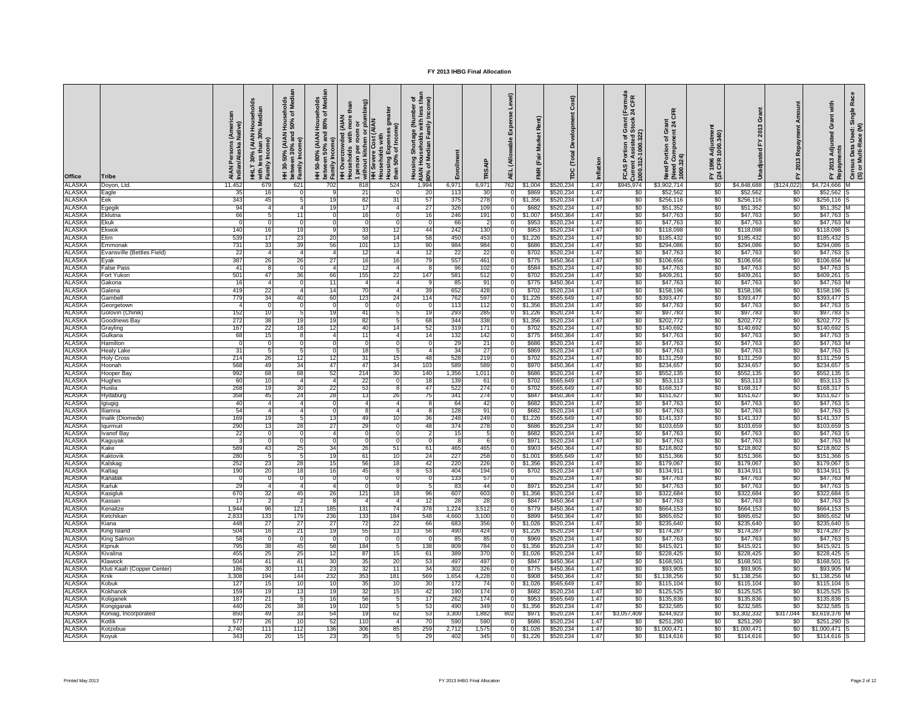# FY 2013 IHBG Final Allocation

| Office | Tribe | AIAN Persons (American Indian/Alaska Native) | HHLT 30% (AIAN Households with less than 30% Median Family Income) | HH 30-50% (AIAN Households between 30% and 50% of Median Family Income) | HH 50-80% (AIAN Households between 50% and 80% of Median Family Income) | HH Overcrowded (AIAN Households with more than 1 person per room or without kitchen or plumbing) | HH Severe Cost (AIAN Households with Housing Expenses greater than 50% of Income) | Housing Shortage (Number of AIAN Households with less than 80% of Median Family Income) | Enrollment | TRSAIP | AEL (Allowable Expense Level) | FMR (Fair Market Rent) | TDC (Total Development Cost) | Inflation | FCAS Portion of Grant (Formula Current Assisted Stock 24 CFR 1000.312-1000.322) | Need Portion of Grant (Need Component 24 CFR 1000.324) | FY 1996 Adjustment (24 CFR 1000.340) | Unadjusted FY 2013 Grant | FY 2013 Repayment Amount | FY 2013 Adjusted Grant with Repayments | Census Data Used: Single Race (S) or Multi-Race (M) |
|---|---|---|---|---|---|---|---|---|---|---|---|---|---|---|---|---|---|---|---|---|---|
| ALASKA | Doyon, Ltd. | 11,452 | 679 | 621 | 702 | 818 | 524 | 1,994 | 6,971 | 6,971 | 762 | $1,004 | $520,234 | 1.47 | $945,974 | $3,902,714 | $0 | $4,848,688 | ($124,022) | $4,724,666 | M |
| ALASKA | Eagle | 35 | 16 | 0 | 9 | 21 | 0 | 20 | 113 | 30 | 0 | $869 | $520,234 | 1.47 | $0 | $52,562 | $0 | $52,562 | $0 | $52,562 | S |
| ALASKA | Eek | 343 | 45 | 5 | 19 | 82 | 31 | 57 | 375 | 278 | 0 | $1,356 | $520,234 | 1.47 | $0 | $256,116 | $0 | $256,116 | $0 | $256,116 | S |
| ALASKA | Egegik | 94 | 4 | 4 | 19 | 17 | 4 | 27 | 326 | 109 | 0 | $682 | $520,234 | 1.47 | $0 | $51,352 | $0 | $51,352 | $0 | $51,352 | M |
| ALASKA | Eklutna | 66 | 5 | 11 | 0 | 16 | 0 | 16 | 246 | 191 | 0 | $1,007 | $450,364 | 1.47 | $0 | $47,763 | $0 | $47,763 | $0 | $47,763 | S |
| ALASKA | Ekuk | 0 | 0 | 0 | 0 | 0 | 0 | 0 | 66 | 2 | 0 | $953 | $520,234 | 1.47 | $0 | $47,763 | $0 | $47,763 | $0 | $47,763 | M |
| ALASKA | Ekwok | 140 | 16 | 19 | 9 | 33 | 12 | 44 | 242 | 130 | 0 | $953 | $520,234 | 1.47 | $0 | $118,098 | $0 | $118,098 | $0 | $118,098 | S |
| ALASKA | Elim | 539 | 17 | 23 | 20 | 58 | 14 | 58 | 450 | 453 | 0 | $1,226 | $520,234 | 1.47 | $0 | $185,432 | $0 | $185,432 | $0 | $185,432 | S |
| ALASKA | Emmonak | 731 | 33 | 39 | 56 | 101 | 13 | 90 | 984 | 984 | 0 | $686 | $520,234 | 1.47 | $0 | $294,086 | $0 | $294,086 | $0 | $294,086 | S |
| ALASKA | Evansville (Bettles Field) | 22 | 4 | 4 | 4 | 12 | 4 | 12 | 22 | 22 | 0 | $702 | $520,234 | 1.47 | $0 | $47,763 | $0 | $47,763 | $0 | $47,763 | S |
| ALASKA | Eyak | 387 | 26 | 26 | 27 | 16 | 16 | 79 | 557 | 461 | 0 | $775 | $450,364 | 1.47 | $0 | $106,656 | $0 | $106,656 | $0 | $106,656 | M |
| ALASKA | False Pass | 41 | 8 | 0 | 4 | 12 | 4 | 8 | 96 | 102 | 0 | $584 | $520,234 | 1.47 | $0 | $47,763 | $0 | $47,763 | $0 | $47,763 | S |
| ALASKA | Fort Yukon | 501 | 47 | 36 | 66 | 155 | 22 | 147 | 581 | 512 | 0 | $702 | $520,234 | 1.47 | $0 | $409,261 | $0 | $409,261 | $0 | $409,261 | S |
| ALASKA | Gakona | 16 | 4 | 0 | 11 | 4 | 4 | 9 | 85 | 91 | 0 | $775 | $450,364 | 1.47 | $0 | $47,763 | $0 | $47,763 | $0 | $47,763 | M |
| ALASKA | Galena | 419 | 22 | 4 | 14 | 70 | 4 | 39 | 652 | 428 | 0 | $702 | $520,234 | 1.47 | $0 | $158,196 | $0 | $158,196 | $0 | $158,196 | S |
| ALASKA | Gambell | 779 | 34 | 40 | 60 | 123 | 24 | 114 | 762 | 597 | 0 | $1,226 | $565,649 | 1.47 | $0 | $393,477 | $0 | $393,477 | $0 | $393,477 | S |
| ALASKA | Georgetown | 4 | 0 | 0 | 0 | 0 | 0 | 0 | 113 | 112 | 0 | $1,356 | $520,234 | 1.47 | $0 | $47,763 | $0 | $47,763 | $0 | $47,763 | S |
| ALASKA | Golovin (Chinik) | 152 | 10 | 5 | 19 | 41 | 5 | 19 | 293 | 285 | 0 | $1,226 | $520,234 | 1.47 | $0 | $97,783 | $0 | $97,783 | $0 | $97,783 | S |
| ALASKA | Goodnews Bay | 272 | 38 | 19 | 19 | 82 | 5 | 68 | 344 | 338 | 0 | $1,356 | $520,234 | 1.47 | $0 | $202,772 | $0 | $202,772 | $0 | $202,772 | S |
| ALASKA | Grayling | 167 | 22 | 18 | 12 | 40 | 14 | 52 | 319 | 171 | 0 | $702 | $520,234 | 1.47 | $0 | $140,692 | $0 | $140,692 | $0 | $140,692 | S |
| ALASKA | Gulkana | 68 | 15 | 8 | 4 | 11 | 4 | 14 | 132 | 142 | 0 | $775 | $450,364 | 1.47 | $0 | $47,763 | $0 | $47,763 | $0 | $47,763 | S |
| ALASKA | Hamilton | 0 | 0 | 0 | 0 | 0 | 0 | 0 | 29 | 21 | 0 | $686 | $520,234 | 1.47 | $0 | $47,763 | $0 | $47,763 | $0 | $47,763 | M |
| ALASKA | Healy Lake | 31 | 5 | 5 | 0 | 18 | 5 | 4 | 34 | 27 | 0 | $869 | $520,234 | 1.47 | $0 | $47,763 | $0 | $47,763 | $0 | $47,763 | S |
| ALASKA | Holy Cross | 214 | 26 | 12 | 12 | 31 | 15 | 48 | 528 | 219 | 0 | $702 | $520,234 | 1.47 | $0 | $131,259 | $0 | $131,259 | $0 | $131,259 | S |
| ALASKA | Hoonah | 568 | 49 | 34 | 47 | 47 | 34 | 103 | 589 | 589 | 0 | $970 | $450,364 | 1.47 | $0 | $234,657 | $0 | $234,657 | $0 | $234,657 | S |
| ALASKA | Hooper Bay | 992 | 68 | 68 | 52 | 214 | 30 | 140 | 1,356 | 1,011 | 0 | $686 | $520,234 | 1.47 | $0 | $552,135 | $0 | $552,135 | $0 | $552,135 | S |
| ALASKA | Hughes | 60 | 10 | 4 | 4 | 22 | 0 | 18 | 139 | 61 | 0 | $702 | $565,649 | 1.47 | $0 | $53,113 | $0 | $53,113 | $0 | $53,113 | S |
| ALASKA | Huslia | 268 | 19 | 30 | 22 | 53 | 8 | 47 | 522 | 274 | 0 | $702 | $565,649 | 1.47 | $0 | $168,317 | $0 | $168,317 | $0 | $168,317 | S |
| ALASKA | Hydaburg | 358 | 45 | 24 | 28 | 13 | 26 | 75 | 341 | 274 | 0 | $847 | $450,364 | 1.47 | $0 | $151,627 | $0 | $151,627 | $0 | $151,627 | S |
| ALASKA | Igiugig | 40 | 4 | 4 | 0 | 4 | 4 | 8 | 64 | 42 | 0 | $682 | $520,234 | 1.47 | $0 | $47,763 | $0 | $47,763 | $0 | $47,763 | S |
| ALASKA | Iliamna | 54 | 4 | 4 | 0 | 8 | 4 | 8 | 128 | 91 | 0 | $682 | $520,234 | 1.47 | $0 | $47,763 | $0 | $47,763 | $0 | $47,763 | S |
| ALASKA | Inalik (Diomede) | 169 | 19 | 5 | 13 | 49 | 10 | 36 | 248 | 249 | 0 | $1,226 | $565,649 | 1.47 | $0 | $141,337 | $0 | $141,337 | $0 | $141,337 | S |
| ALASKA | Iqurmuit | 290 | 13 | 28 | 27 | 29 | 0 | 48 | 374 | 278 | 0 | $686 | $520,234 | 1.47 | $0 | $103,659 | $0 | $103,659 | $0 | $103,659 | S |
| ALASKA | Ivanof Bay | 22 | 0 | 0 | 4 | 0 | 0 | 2 | 15 | 5 | 0 | $682 | $520,234 | 1.47 | $0 | $47,763 | $0 | $47,763 | $0 | $47,763 | S |
| ALASKA | Kaguyak | 3 | 0 | 0 | 0 | 0 | 0 | 0 | 8 | 6 | 0 | $971 | $520,234 | 1.47 | $0 | $47,763 | $0 | $47,763 | $0 | $47,763 | M |
| ALASKA | Kake | 589 | 43 | 25 | 34 | 26 | 51 | 61 | 465 | 465 | 0 | $903 | $450,364 | 1.47 | $0 | $218,802 | $0 | $218,802 | $0 | $218,802 | S |
| ALASKA | Kaktovik | 280 | 5 | 5 | 19 | 61 | 10 | 24 | 227 | 258 | 0 | $1,001 | $565,649 | 1.47 | $0 | $151,366 | $0 | $151,366 | $0 | $151,366 | S |
| ALASKA | Kalskag | 252 | 23 | 28 | 15 | 56 | 18 | 42 | 220 | 226 | 0 | $1,356 | $520,234 | 1.47 | $0 | $179,067 | $0 | $179,067 | $0 | $179,067 | S |
| ALASKA | Kaltag | 190 | 20 | 18 | 16 | 45 | 8 | 53 | 404 | 194 | 0 | $702 | $520,234 | 1.47 | $0 | $134,911 | $0 | $134,911 | $0 | $134,911 | S |
| ALASKA | Kanatak | 0 | 0 | 0 | 0 | 0 | 0 | 0 | 133 | 57 | 0 | | $520,234 | 1.47 | $0 | $47,763 | $0 | $47,763 | $0 | $47,763 | M |
| ALASKA | Karluk | 29 | 4 | 4 | 4 | 0 | 9 | 5 | 83 | 44 | 0 | $971 | $520,234 | 1.47 | $0 | $47,763 | $0 | $47,763 | $0 | $47,763 | S |
| ALASKA | Kasigluk | 670 | 32 | 45 | 26 | 121 | 18 | 96 | 607 | 603 | 0 | $1,356 | $520,234 | 1.47 | $0 | $322,684 | $0 | $322,684 | $0 | $322,684 | S |
| ALASKA | Kassan | 17 | 2 | 2 | 8 | 4 | 4 | 12 | 28 | 28 | 0 | $847 | $450,364 | 1.47 | $0 | $47,763 | $0 | $47,763 | $0 | $47,763 | S |
| ALASKA | Kenaitze | 1,944 | 96 | 121 | 185 | 131 | 74 | 378 | 1,224 | 3,512 | 0 | $779 | $450,364 | 1.47 | $0 | $664,153 | $0 | $664,153 | $0 | $664,153 | S |
| ALASKA | Ketchikan | 2,833 | 133 | 179 | 236 | 133 | 184 | 548 | 4,660 | 3,100 | 0 | $899 | $450,364 | 1.47 | $0 | $865,652 | $0 | $865,652 | $0 | $865,652 | M |
| ALASKA | Kiana | 448 | 27 | 27 | 27 | 72 | 22 | 66 | 683 | 356 | 0 | $1,026 | $520,234 | 1.47 | $0 | $235,640 | $0 | $235,640 | $0 | $235,640 | S |
| ALASKA | King Island | 504 | 16 | 21 | 19 | 55 | 13 | 56 | 490 | 424 | 0 | $1,226 | $520,234 | 1.47 | $0 | $174,287 | $0 | $174,287 | $0 | $174,287 | S |
| ALASKA | King Salmon | 58 | 0 | 0 | 0 | 0 | 0 | 0 | 85 | 85 | 0 | $969 | $520,234 | 1.47 | $0 | $47,763 | $0 | $47,763 | $0 | $47,763 | S |
| ALASKA | Kipnuk | 795 | 38 | 45 | 58 | 184 | 5 | 138 | 809 | 784 | 0 | $1,356 | $520,234 | 1.47 | $0 | $415,921 | $0 | $415,921 | $0 | $415,921 | S |
| ALASKA | Kivalina | 455 | 25 | 25 | 12 | 87 | 15 | 61 | 389 | 370 | 0 | $1,026 | $520,234 | 1.47 | $0 | $228,425 | $0 | $228,425 | $0 | $228,425 | S |
| ALASKA | Klawock | 504 | 41 | 41 | 30 | 35 | 20 | 53 | 497 | 497 | 0 | $847 | $450,364 | 1.47 | $0 | $168,501 | $0 | $168,501 | $0 | $168,501 | S |
| ALASKA | Kluti Kaah (Copper Center) | 186 | 30 | 11 | 23 | 32 | 11 | 34 | 302 | 326 | 0 | $775 | $450,364 | 1.47 | $0 | $93,905 | $0 | $93,905 | $0 | $93,905 | M |
| ALASKA | Knik | 3,308 | 194 | 144 | 232 | 353 | 181 | 569 | 1,654 | 4,228 | 0 | $908 | $450,364 | 1.47 | $0 | $1,138,256 | $0 | $1,138,256 | $0 | $1,138,256 | M |
| ALASKA | Kobuk | 127 | 15 | 10 | 10 | 35 | 10 | 30 | 172 | 74 | 0 | $1,026 | $565,649 | 1.47 | $0 | $115,104 | $0 | $115,104 | $0 | $115,104 | S |
| ALASKA | Kokhanok | 159 | 19 | 13 | 19 | 32 | 15 | 42 | 190 | 174 | 0 | $682 | $520,234 | 1.47 | $0 | $125,525 | $0 | $125,525 | $0 | $125,525 | S |
| ALASKA | Koliganek | 187 | 21 | 5 | 16 | 56 | 5 | 17 | 262 | 174 | 0 | $953 | $565,649 | 1.47 | $0 | $135,836 | $0 | $135,836 | $0 | $135,836 | S |
| ALASKA | Kongiganak | 440 | 26 | 38 | 19 | 102 | 5 | 53 | 490 | 349 | 0 | $1,356 | $520,234 | 1.47 | $0 | $232,585 | $0 | $232,585 | $0 | $232,585 | S |
| ALASKA | Koniag, Incorporated | 850 | 49 | 33 | 54 | 19 | 62 | 53 | 3,300 | 1,882 | 802 | $971 | $520,234 | 1.47 | $3,057,409 | $244,923 | $0 | $3,302,332 | $317,044 | $3,619,376 | M |
| ALASKA | Kotlik | 577 | 26 | 10 | 52 | 110 | 4 | 70 | 590 | 590 | 0 | $686 | $520,234 | 1.47 | $0 | $251,290 | $0 | $251,290 | $0 | $251,290 | S |
| ALASKA | Kotzebue | 2,740 | 111 | 112 | 136 | 306 | 85 | 259 | 2,712 | 1,575 | 0 | $1,026 | $520,234 | 1.47 | $0 | $1,000,471 | $0 | $1,000,471 | $0 | $1,000,471 | S |
| ALASKA | Koyuk | 343 | 20 | 15 | 23 | 35 | 5 | 29 | 402 | 345 | 0 | $1,226 | $520,234 | 1.47 | $0 | $114,616 | $0 | $114,616 | $0 | $114,616 | S |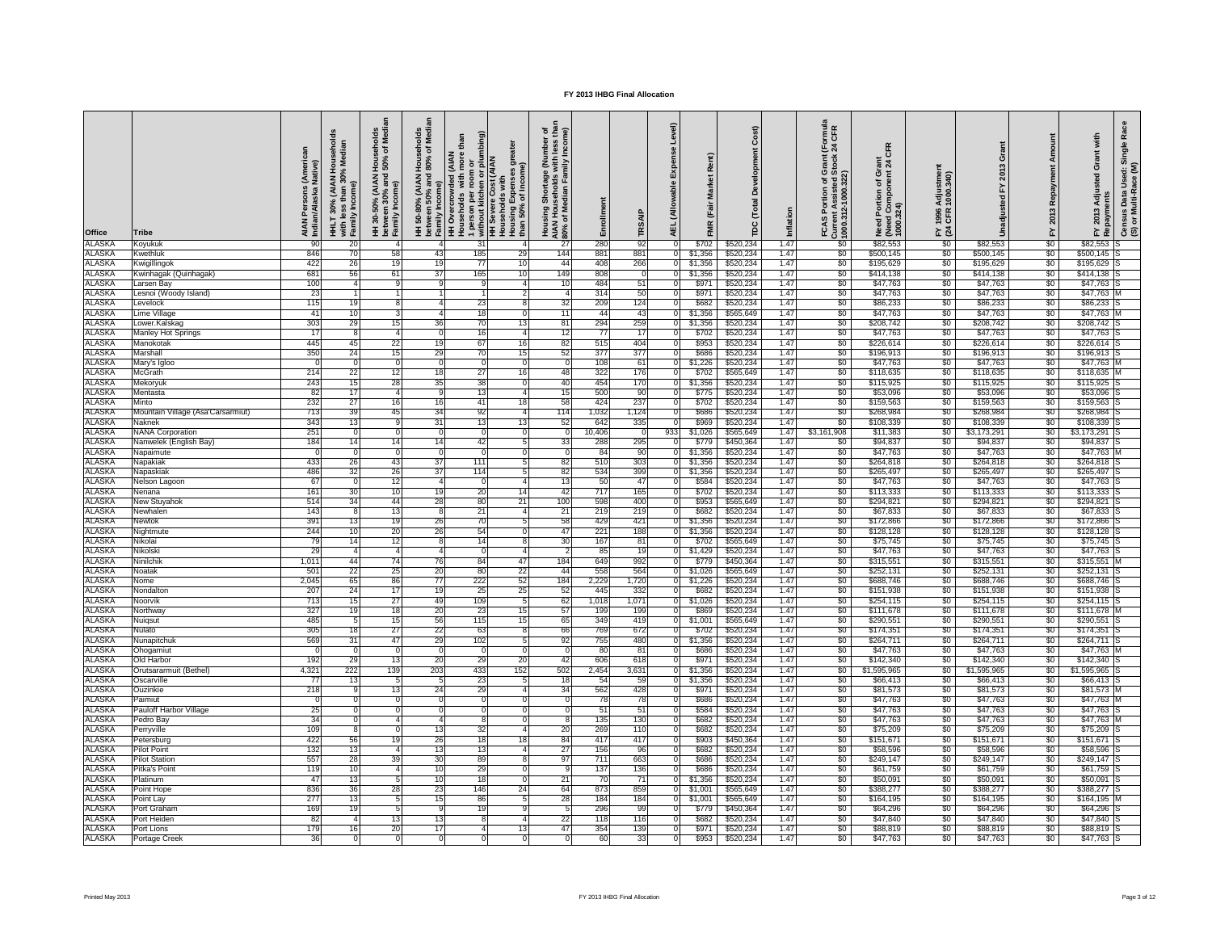# FY 2013 IHBG Final Allocation

| Office | Tribe | AIAN Persons (American Indian/Alaska Native) | HHLT 30% (AIAN Households with less than 30% Median Family Income) | HH 30-50% (AIAN Households between 30% and 50% of Median Family Income) | HH 50-80% (AIAN Households between 50% and 80% of Median Family Income) | HH Overcrowded (AIAN Households with more than 1 person per room or without kitchen or plumbing) | HH Severe Cost (AIAN Households with Housing Expenses greater than 50% of Income) | Housing Shortage (Number of AIAN Households with less than 80% of Median Family Income) | Enrollment | TRSAIP | AEL (Allowable Expense Level) | FMR (Fair Market Rent) | TDC (Total Development Cost) | Inflation | FCAS Portion of Grant (Formula Current Assisted Stock 24 CFR 1000.312-1000.322) | Need Portion of Grant (Need Component 24 CFR 1000.324) | FY 1996 Adjustment (24 CFR 1000.340) | Unadjusted FY 2013 Grant | FY 2013 Repayment Amount | FY 2013 Adjusted Grant with Repayments | Census Data Used: Single Race (S) or Multi-Race (M) |
|---|---|---|---|---|---|---|---|---|---|---|---|---|---|---|---|---|---|---|---|---|---|
| ALASKA | Koyukuk | 90 | 20 | 4 | 4 | 31 | 4 | 27 | 280 | 92 | 0 | $702 | $520,234 | 1.47 | $0 | $82,553 | $0 | $82,553 | $0 | $82,553 | S |
| ALASKA | Kwethluk | 846 | 70 | 58 | 43 | 185 | 29 | 144 | 881 | 881 | 0 | $1,356 | $520,234 | 1.47 | $0 | $500,145 | $0 | $500,145 | $0 | $500,145 | S |
| ALASKA | Kwigillingok | 422 | 26 | 19 | 19 | 77 | 10 | 44 | 408 | 266 | 0 | $1,356 | $520,234 | 1.47 | $0 | $195,629 | $0 | $195,629 | $0 | $195,629 | S |
| ALASKA | Kwinhagak (Quinhagak) | 681 | 56 | 61 | 37 | 165 | 10 | 149 | 808 | 0 | 0 | $1,356 | $520,234 | 1.47 | $0 | $414,138 | $0 | $414,138 | $0 | $414,138 | S |
| ALASKA | Larsen Bay | 100 | 4 | 9 | 9 | 9 | 4 | 10 | 484 | 51 | 0 | $971 | $520,234 | 1.47 | $0 | $47,763 | $0 | $47,763 | $0 | $47,763 | S |
| ALASKA | Lesnoi (Woody Island) | 23 | 1 | 1 | 1 | 1 | 2 | 4 | 314 | 50 | 0 | $971 | $520,234 | 1.47 | $0 | $47,763 | $0 | $47,763 | $0 | $47,763 | M |
| ALASKA | Levelock | 115 | 19 | 8 | 4 | 23 | 8 | 32 | 209 | 124 | 0 | $682 | $520,234 | 1.47 | $0 | $86,233 | $0 | $86,233 | $0 | $86,233 | S |
| ALASKA | Lime Village | 41 | 10 | 3 | 4 | 18 | 0 | 11 | 44 | 43 | 0 | $1,356 | $565,649 | 1.47 | $0 | $47,763 | $0 | $47,763 | $0 | $47,763 | M |
| ALASKA | Lower.Kalskag | 303 | 29 | 15 | 36 | 70 | 13 | 81 | 294 | 259 | 0 | $1,356 | $520,234 | 1.47 | $0 | $208,742 | $0 | $208,742 | $0 | $208,742 | S |
| ALASKA | Manley Hot Springs | 17 | 8 | 4 | 0 | 16 | 4 | 12 | 77 | 17 | 0 | $702 | $520,234 | 1.47 | $0 | $47,763 | $0 | $47,763 | $0 | $47,763 | S |
| ALASKA | Manokotak | 445 | 45 | 22 | 19 | 67 | 16 | 82 | 515 | 404 | 0 | $953 | $520,234 | 1.47 | $0 | $226,614 | $0 | $226,614 | $0 | $226,614 | S |
| ALASKA | Marshall | 350 | 24 | 15 | 29 | 70 | 15 | 52 | 377 | 377 | 0 | $686 | $520,234 | 1.47 | $0 | $196,913 | $0 | $196,913 | $0 | $196,913 | S |
| ALASKA | Mary's Igloo | 0 | 0 | 0 | 0 | 0 | 0 | 0 | 108 | 61 | 0 | $1,226 | $520,234 | 1.47 | $0 | $47,763 | $0 | $47,763 | $0 | $47,763 | M |
| ALASKA | McGrath | 214 | 22 | 12 | 18 | 27 | 16 | 48 | 322 | 176 | 0 | $702 | $565,649 | 1.47 | $0 | $118,635 | $0 | $118,635 | $0 | $118,635 | M |
| ALASKA | Mekoryuk | 243 | 15 | 28 | 35 | 38 | 0 | 40 | 454 | 170 | 0 | $1,356 | $520,234 | 1.47 | $0 | $115,925 | $0 | $115,925 | $0 | $115,925 | S |
| ALASKA | Mentasta | 82 | 17 | 4 | 9 | 13 | 4 | 15 | 500 | 90 | 0 | $775 | $520,234 | 1.47 | $0 | $53,096 | $0 | $53,096 | $0 | $53,096 | S |
| ALASKA | Minto | 232 | 27 | 16 | 16 | 41 | 18 | 58 | 424 | 237 | 0 | $702 | $520,234 | 1.47 | $0 | $159,563 | $0 | $159,563 | $0 | $159,563 | S |
| ALASKA | Mountain Village (Asa'Carsarmiut) | 713 | 39 | 45 | 34 | 92 | 4 | 114 | 1,032 | 1,124 | 0 | $686 | $520,234 | 1.47 | $0 | $268,984 | $0 | $268,984 | $0 | $268,984 | S |
| ALASKA | Naknek | 343 | 13 | 9 | 31 | 13 | 13 | 52 | 642 | 335 | 0 | $969 | $520,234 | 1.47 | $0 | $108,339 | $0 | $108,339 | $0 | $108,339 | S |
| ALASKA | NANA Corporation | 251 | 0 | 0 | 0 | 0 | 0 | 0 | 10,406 | 0 | 933 | $1,026 | $565,649 | 1.47 | $3,161,908 | $11,383 | $0 | $3,173,291 | $0 | $3,173,291 | S |
| ALASKA | Nanwelek (English Bay) | 184 | 14 | 14 | 14 | 42 | 5 | 33 | 288 | 295 | 0 | $779 | $450,364 | 1.47 | $0 | $94,837 | $0 | $94,837 | $0 | $94,837 | S |
| ALASKA | Napaimute | 0 | 0 | 0 | 0 | 0 | 0 | 0 | 84 | 90 | 0 | $1,356 | $520,234 | 1.47 | $0 | $47,763 | $0 | $47,763 | $0 | $47,763 | M |
| ALASKA | Napakiak | 433 | 26 | 43 | 37 | 111 | 5 | 82 | 510 | 303 | 0 | $1,356 | $520,234 | 1.47 | $0 | $264,818 | $0 | $264,818 | $0 | $264,818 | S |
| ALASKA | Napaskiak | 486 | 32 | 26 | 37 | 114 | 5 | 82 | 534 | 399 | 0 | $1,356 | $520,234 | 1.47 | $0 | $265,497 | $0 | $265,497 | $0 | $265,497 | S |
| ALASKA | Nelson Lagoon | 67 | 0 | 12 | 4 | 0 | 4 | 13 | 50 | 47 | 0 | $584 | $520,234 | 1.47 | $0 | $47,763 | $0 | $47,763 | $0 | $47,763 | S |
| ALASKA | Nenana | 161 | 30 | 10 | 19 | 20 | 14 | 42 | 717 | 165 | 0 | $702 | $520,234 | 1.47 | $0 | $113,333 | $0 | $113,333 | $0 | $113,333 | S |
| ALASKA | New Stuyahok | 514 | 34 | 44 | 28 | 80 | 21 | 100 | 598 | 400 | 0 | $953 | $565,649 | 1.47 | $0 | $294,821 | $0 | $294,821 | $0 | $294,821 | S |
| ALASKA | Newhalen | 143 | 8 | 13 | 8 | 21 | 4 | 21 | 219 | 219 | 0 | $682 | $520,234 | 1.47 | $0 | $67,833 | $0 | $67,833 | $0 | $67,833 | S |
| ALASKA | Newtok | 391 | 13 | 19 | 26 | 70 | 5 | 58 | 429 | 421 | 0 | $1,356 | $520,234 | 1.47 | $0 | $172,866 | $0 | $172,866 | $0 | $172,866 | S |
| ALASKA | Nightmute | 244 | 10 | 20 | 26 | 54 | 0 | 47 | 221 | 188 | 0 | $1,356 | $520,234 | 1.47 | $0 | $128,128 | $0 | $128,128 | $0 | $128,128 | S |
| ALASKA | Nikolai | 79 | 14 | 12 | 8 | 14 | 8 | 30 | 167 | 81 | 0 | $702 | $565,649 | 1.47 | $0 | $75,745 | $0 | $75,745 | $0 | $75,745 | S |
| ALASKA | Nikolski | 29 | 4 | 4 | 4 | 0 | 4 | 2 | 85 | 19 | 0 | $1,429 | $520,234 | 1.47 | $0 | $47,763 | $0 | $47,763 | $0 | $47,763 | S |
| ALASKA | Ninilchik | 1,011 | 44 | 74 | 76 | 84 | 47 | 184 | 649 | 992 | 0 | $779 | $450,364 | 1.47 | $0 | $315,551 | $0 | $315,551 | $0 | $315,551 | M |
| ALASKA | Noatak | 501 | 22 | 25 | 20 | 80 | 22 | 44 | 558 | 564 | 0 | $1,026 | $565,649 | 1.47 | $0 | $252,131 | $0 | $252,131 | $0 | $252,131 | S |
| ALASKA | Nome | 2,045 | 65 | 86 | 77 | 222 | 52 | 184 | 2,229 | 1,720 | 0 | $1,226 | $520,234 | 1.47 | $0 | $688,746 | $0 | $688,746 | $0 | $688,746 | S |
| ALASKA | Nondalton | 207 | 24 | 17 | 19 | 25 | 25 | 52 | 445 | 332 | 0 | $682 | $520,234 | 1.47 | $0 | $151,938 | $0 | $151,938 | $0 | $151,938 | S |
| ALASKA | Noorvik | 713 | 15 | 27 | 49 | 109 | 5 | 62 | 1,018 | 1,071 | 0 | $1,026 | $520,234 | 1.47 | $0 | $254,115 | $0 | $254,115 | $0 | $254,115 | S |
| ALASKA | Northway | 327 | 19 | 18 | 20 | 23 | 15 | 57 | 199 | 199 | 0 | $869 | $520,234 | 1.47 | $0 | $111,678 | $0 | $111,678 | $0 | $111,678 | M |
| ALASKA | Nuiqsut | 485 | 5 | 15 | 56 | 115 | 15 | 65 | 349 | 419 | 0 | $1,001 | $565,649 | 1.47 | $0 | $290,551 | $0 | $290,551 | $0 | $290,551 | S |
| ALASKA | Nulato | 305 | 18 | 27 | 22 | 63 | 8 | 66 | 769 | 672 | 0 | $702 | $520,234 | 1.47 | $0 | $174,351 | $0 | $174,351 | $0 | $174,351 | S |
| ALASKA | Nunapitchuk | 569 | 31 | 47 | 29 | 102 | 5 | 92 | 755 | 480 | 0 | $1,356 | $520,234 | 1.47 | $0 | $264,711 | $0 | $264,711 | $0 | $264,711 | S |
| ALASKA | Ohogamiut | 0 | 0 | 0 | 0 | 0 | 0 | 0 | 80 | 81 | 0 | $686 | $520,234 | 1.47 | $0 | $47,763 | $0 | $47,763 | $0 | $47,763 | M |
| ALASKA | Old Harbor | 192 | 29 | 13 | 20 | 29 | 20 | 42 | 606 | 618 | 0 | $971 | $520,234 | 1.47 | $0 | $142,340 | $0 | $142,340 | $0 | $142,340 | S |
| ALASKA | Orutsararmuit (Bethel) | 4,321 | 222 | 139 | 203 | 433 | 152 | 502 | 2,454 | 3,631 | 0 | $1,356 | $520,234 | 1.47 | $0 | $1,595,965 | $0 | $1,595,965 | $0 | $1,595,965 | S |
| ALASKA | Oscarville | 77 | 13 | 5 | 5 | 23 | 5 | 18 | 54 | 59 | 0 | $1,356 | $520,234 | 1.47 | $0 | $66,413 | $0 | $66,413 | $0 | $66,413 | S |
| ALASKA | Ouzinkie | 218 | 9 | 13 | 24 | 29 | 4 | 34 | 562 | 428 | 0 | $971 | $520,234 | 1.47 | $0 | $81,573 | $0 | $81,573 | $0 | $81,573 | M |
| ALASKA | Paimiut | 0 | 0 | 0 | 0 | 0 | 0 | 0 | 78 | 78 | 0 | $686 | $520,234 | 1.47 | $0 | $47,763 | $0 | $47,763 | $0 | $47,763 | M |
| ALASKA | Pauloff Harbor Village | 25 | 0 | 0 | 0 | 0 | 0 | 0 | 51 | 51 | 0 | $584 | $520,234 | 1.47 | $0 | $47,763 | $0 | $47,763 | $0 | $47,763 | S |
| ALASKA | Pedro Bay | 34 | 0 | 4 | 4 | 8 | 0 | 8 | 135 | 130 | 0 | $682 | $520,234 | 1.47 | $0 | $47,763 | $0 | $47,763 | $0 | $47,763 | M |
| ALASKA | Perryville | 109 | 8 | 0 | 13 | 32 | 4 | 20 | 269 | 110 | 0 | $682 | $520,234 | 1.47 | $0 | $75,209 | $0 | $75,209 | $0 | $75,209 | S |
| ALASKA | Petersburg | 422 | 56 | 19 | 26 | 18 | 18 | 84 | 417 | 417 | 0 | $903 | $450,364 | 1.47 | $0 | $151,671 | $0 | $151,671 | $0 | $151,671 | S |
| ALASKA | Pilot Point | 132 | 13 | 4 | 13 | 13 | 4 | 27 | 156 | 96 | 0 | $682 | $520,234 | 1.47 | $0 | $58,596 | $0 | $58,596 | $0 | $58,596 | S |
| ALASKA | Pilot Station | 557 | 28 | 39 | 30 | 89 | 8 | 97 | 711 | 663 | 0 | $686 | $520,234 | 1.47 | $0 | $249,147 | $0 | $249,147 | $0 | $249,147 | S |
| ALASKA | Pitka's Point | 119 | 10 | 4 | 10 | 29 | 0 | 9 | 137 | 136 | 0 | $686 | $520,234 | 1.47 | $0 | $61,759 | $0 | $61,759 | $0 | $61,759 | S |
| ALASKA | Platinum | 47 | 13 | 5 | 10 | 18 | 0 | 21 | 70 | 71 | 0 | $1,356 | $520,234 | 1.47 | $0 | $50,091 | $0 | $50,091 | $0 | $50,091 | S |
| ALASKA | Point Hope | 836 | 36 | 28 | 23 | 146 | 24 | 64 | 873 | 859 | 0 | $1,001 | $565,649 | 1.47 | $0 | $388,277 | $0 | $388,277 | $0 | $388,277 | S |
| ALASKA | Point Lay | 277 | 13 | 5 | 15 | 86 | 5 | 28 | 184 | 184 | 0 | $1,001 | $565,649 | 1.47 | $0 | $164,195 | $0 | $164,195 | $0 | $164,195 | M |
| ALASKA | Port Graham | 169 | 19 | 5 | 9 | 19 | 9 | 5 | 296 | 99 | 0 | $779 | $450,364 | 1.47 | $0 | $64,296 | $0 | $64,296 | $0 | $64,296 | S |
| ALASKA | Port Heiden | 82 | 4 | 13 | 13 | 8 | 4 | 22 | 118 | 116 | 0 | $682 | $520,234 | 1.47 | $0 | $47,840 | $0 | $47,840 | $0 | $47,840 | S |
| ALASKA | Port Lions | 179 | 16 | 20 | 17 | 4 | 13 | 47 | 354 | 139 | 0 | $971 | $520,234 | 1.47 | $0 | $88,819 | $0 | $88,819 | $0 | $88,819 | S |
| ALASKA | Portage Creek | 36 | 0 | 0 | 0 | 0 | 0 | 0 | 60 | 33 | 0 | $953 | $520,234 | 1.47 | $0 | $47,763 | $0 | $47,763 | $0 | $47,763 | S |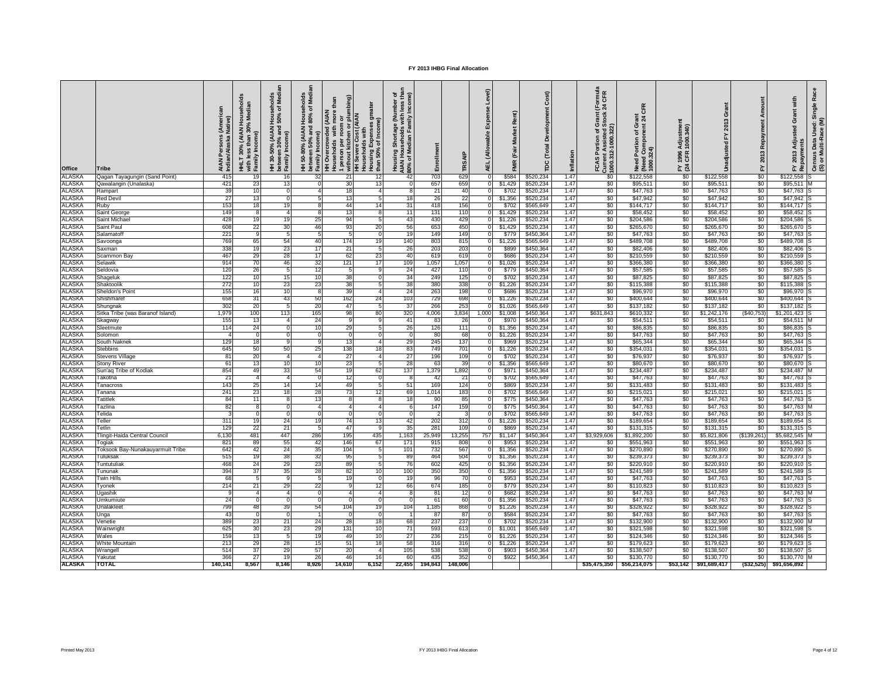# FY 2013 IHBG Final Allocation

| Office | Tribe | AIAN Persons (American Indian/Alaska Native) | HHLT 30% (AIAN Households with less than 30% Median Family Income) | HH 30-50% (AIAN Households between 30% and 50% of Median Family Income) | HH 50-80% (AIAN Households between 50% and 80% of Median Family Income) | HH Overcrowded (AIAN Households with more than 1 person per room or without kitchen or plumbing) | HH Severe Cost (AIAN Households with Housing Expenses greater than 50% of Income) | Housing Shortage (Number of AIAN Households with less than 80% of Median Family Income) | Enrollment | TRSAIP | AEL (Allowable Expense Level) | FMR (Fair Market Rent) | TDC (Total Development Cost) | Inflation | FCAS Portion of Grant (Formula Current Assisted Stock 24 CFR 1000.312-1000.322) | Need Portion of Grant (Need Component 24 CFR 1000.324) | FY 1996 Adjustment (24 CFR 1000.340) | Unadjusted FY 2013 Grant | FY 2013 Repayment Amount | FY 2013 Adjusted Grant with Repayments | Census Data Used: Single Race (S) or Multi-Race (M) |
|---|---|---|---|---|---|---|---|---|---|---|---|---|---|---|---|---|---|---|---|---|---|
| ALASKA | Qagan Tayagungin (Sand Point) | 415 | 19 | 16 | 32 | 21 | 12 | 42 | 703 | 629 | 0 | $584 | $520,234 | 1.47 | $0 | $122,558 | $0 | $122,558 | $0 | $122,558 | S |
| ALASKA | Qawalangin (Unalaska) | 421 | 23 | 13 | 0 | 30 | 13 | 0 | 657 | 659 | 0 | $1,429 | $520,234 | 1.47 | $0 | $95,511 | $0 | $95,511 | $0 | $95,511 | M |
| ALASKA | Rampart | 39 | 10 | 0 | 4 | 18 | 4 | 8 | 21 | 40 | 0 | $702 | $520,234 | 1.47 | $0 | $47,763 | $0 | $47,763 | $0 | $47,763 | S |
| ALASKA | Red Devil | 27 | 13 | 0 | 5 | 13 | 5 | 18 | 26 | 22 | 0 | $1,356 | $520,234 | 1.47 | $0 | $47,942 | $0 | $47,942 | $0 | $47,942 | S |
| ALASKA | Ruby | 153 | 18 | 19 | 8 | 44 | 14 | 31 | 418 | 156 | 0 | $702 | $565,649 | 1.47 | $0 | $144,717 | $0 | $144,717 | $0 | $144,717 | S |
| ALASKA | Saint George | 149 | 8 | 4 | 8 | 13 | 8 | 11 | 131 | 110 | 0 | $1,429 | $520,234 | 1.47 | $0 | $58,452 | $0 | $58,452 | $0 | $58,452 | S |
| ALASKA | Saint Michael | 428 | 19 | 19 | 25 | 94 | 5 | 43 | 430 | 429 | 0 | $1,226 | $520,234 | 1.47 | $0 | $204,586 | $0 | $204,586 | $0 | $204,586 | S |
| ALASKA | Saint Paul | 608 | 22 | 30 | 46 | 93 | 20 | 56 | 653 | 450 | 0 | $1,429 | $520,234 | 1.47 | $0 | $265,670 | $0 | $265,670 | $0 | $265,670 | S |
| ALASKA | Salamatoff | 221 | 9 | 5 | 5 | 5 | 0 | 19 | 149 | 149 | 0 | $779 | $450,364 | 1.47 | $0 | $47,763 | $0 | $47,763 | $0 | $47,763 | S |
| ALASKA | Savoonga | 769 | 65 | 54 | 40 | 174 | 19 | 140 | 803 | 815 | 0 | $1,226 | $565,649 | 1.47 | $0 | $489,708 | $0 | $489,708 | $0 | $489,708 | S |
| ALASKA | Saxman | 338 | 19 | 23 | 17 | 21 | 5 | 26 | 203 | 203 | 0 | $899 | $450,364 | 1.47 | $0 | $82,406 | $0 | $82,406 | $0 | $82,406 | S |
| ALASKA | Scammon Bay | 467 | 29 | 28 | 17 | 62 | 23 | 40 | 619 | 619 | 0 | $686 | $520,234 | 1.47 | $0 | $210,559 | $0 | $210,559 | $0 | $210,559 | S |
| ALASKA | Selawik | 914 | 70 | 46 | 32 | 121 | 17 | 109 | 1,057 | 1,057 | 0 | $1,026 | $520,234 | 1.47 | $0 | $366,380 | $0 | $366,380 | $0 | $366,380 | S |
| ALASKA | Seldovia | 120 | 26 | 5 | 12 | 5 | 9 | 24 | 427 | 110 | 0 | $779 | $450,364 | 1.47 | $0 | $57,585 | $0 | $57,585 | $0 | $57,585 | S |
| ALASKA | Shageluk | 122 | 10 | 15 | 10 | 38 | 0 | 34 | 249 | 125 | 0 | $702 | $520,234 | 1.47 | $0 | $87,825 | $0 | $87,825 | $0 | $87,825 | S |
| ALASKA | Shaktoolik | 272 | 10 | 23 | 23 | 38 | 5 | 38 | 380 | 338 | 0 | $1,226 | $520,234 | 1.47 | $0 | $115,388 | $0 | $115,388 | $0 | $115,388 | S |
| ALASKA | Sheldon's Point | 155 | 16 | 10 | 8 | 39 | 4 | 24 | 263 | 198 | 0 | $686 | $520,234 | 1.47 | $0 | $96,970 | $0 | $96,970 | $0 | $96,970 | S |
| ALASKA | Shishmaref | 658 | 31 | 43 | 50 | 162 | 24 | 103 | 729 | 698 | 0 | $1,226 | $520,234 | 1.47 | $0 | $400,644 | $0 | $400,644 | $0 | $400,644 | S |
| ALASKA | Shungnak | 302 | 20 | 5 | 20 | 47 | 5 | 37 | 266 | 253 | 0 | $1,026 | $565,649 | 1.47 | $0 | $137,182 | $0 | $137,182 | $0 | $137,182 | S |
| ALASKA | Sitka Tribe (was Baranof Island) | 1,979 | 100 | 113 | 165 | 98 | 80 | 320 | 4,006 | 3,834 | 1,000 | $1,008 | $450,364 | 1.47 | $631,843 | $610,332 | $0 | $1,242,176 | ($40,753) | $1,201,423 | S |
| ALASKA | Skagway | 155 | 13 | 4 | 24 | 9 | 9 | 41 | 83 | 26 | 0 | $970 | $450,364 | 1.47 | $0 | $54,511 | $0 | $54,511 | $0 | $54,511 | M |
| ALASKA | Sleetmute | 114 | 24 | 0 | 10 | 29 | 5 | 26 | 126 | 111 | 0 | $1,356 | $520,234 | 1.47 | $0 | $86,835 | $0 | $86,835 | $0 | $86,835 | S |
| ALASKA | Solomon | 4 | 0 | 0 | 0 | 0 | 0 | 0 | 80 | 68 | 0 | $1,226 | $520,234 | 1.47 | $0 | $47,763 | $0 | $47,763 | $0 | $47,763 | S |
| ALASKA | South Naknek | 129 | 18 | 9 | 9 | 13 | 4 | 29 | 245 | 137 | 0 | $969 | $520,234 | 1.47 | $0 | $65,344 | $0 | $65,344 | $0 | $65,344 | S |
| ALASKA | Stebbins | 645 | 50 | 50 | 25 | 138 | 18 | 83 | 749 | 701 | 0 | $1,226 | $520,234 | 1.47 | $0 | $354,031 | $0 | $354,031 | $0 | $354,031 | S |
| ALASKA | Stevens Village | 81 | 20 | 4 | 4 | 27 | 4 | 27 | 196 | 109 | 0 | $702 | $520,234 | 1.47 | $0 | $76,937 | $0 | $76,937 | $0 | $76,937 | S |
| ALASKA | Stony River | 61 | 13 | 10 | 10 | 23 | 5 | 28 | 63 | 39 | 0 | $1,356 | $565,649 | 1.47 | $0 | $80,670 | $0 | $80,670 | $0 | $80,670 | S |
| ALASKA | Sun'aq Tribe of Kodiak | 854 | 49 | 33 | 54 | 19 | 62 | 137 | 1,379 | 1,892 | 0 | $971 | $450,364 | 1.47 | $0 | $234,487 | $0 | $234,487 | $0 | $234,487 | M |
| ALASKA | Takotna | 21 | 4 | 4 | 0 | 12 | 0 | 8 | 42 | 21 | 0 | $702 | $565,649 | 1.47 | $0 | $47,763 | $0 | $47,763 | $0 | $47,763 | S |
| ALASKA | Tanacross | 143 | 25 | 14 | 14 | 49 | 5 | 51 | 169 | 124 | 0 | $869 | $520,234 | 1.47 | $0 | $131,483 | $0 | $131,483 | $0 | $131,483 | S |
| ALASKA | Tanana | 241 | 23 | 18 | 28 | 73 | 12 | 69 | 1,014 | 183 | 0 | $702 | $565,649 | 1.47 | $0 | $215,021 | $0 | $215,021 | $0 | $215,021 | S |
| ALASKA | Tatitlek | 84 | 11 | 8 | 13 | 8 | 8 | 18 | 90 | 85 | 0 | $775 | $450,364 | 1.47 | $0 | $47,763 | $0 | $47,763 | $0 | $47,763 | S |
| ALASKA | Tazlina | 82 | 8 | 0 | 4 | 4 | 4 | 6 | 147 | 159 | 0 | $775 | $450,364 | 1.47 | $0 | $47,763 | $0 | $47,763 | $0 | $47,763 | M |
| ALASKA | Telida | 3 | 0 | 0 | 0 | 0 | 0 | 0 | 2 | 3 | 0 | $702 | $565,649 | 1.47 | $0 | $47,763 | $0 | $47,763 | $0 | $47,763 | S |
| ALASKA | Teller | 311 | 19 | 24 | 19 | 74 | 13 | 42 | 202 | 312 | 0 | $1,226 | $520,234 | 1.47 | $0 | $189,654 | $0 | $189,654 | $0 | $189,654 | S |
| ALASKA | Tetlin | 129 | 22 | 21 | 5 | 47 | 9 | 35 | 281 | 109 | 0 | $869 | $520,234 | 1.47 | $0 | $131,315 | $0 | $131,315 | $0 | $131,315 | S |
| ALASKA | Tlingit-Haida Central Council | 6,130 | 481 | 447 | 286 | 195 | 435 | 1,163 | 25,949 | 13,255 | 757 | $1,147 | $450,364 | 1.47 | $3,929,606 | $1,892,200 | $0 | $5,821,806 | ($139,261) | $5,682,545 | M |
| ALASKA | Togiak | 821 | 89 | 55 | 42 | 146 | 67 | 171 | 915 | 808 | 0 | $953 | $520,234 | 1.47 | $0 | $551,963 | $0 | $551,963 | $0 | $551,963 | S |
| ALASKA | Toksook Bay-Nunakauyarmuit Tribe | 642 | 42 | 24 | 35 | 104 | 5 | 101 | 732 | 567 | 0 | $1,356 | $520,234 | 1.47 | $0 | $270,890 | $0 | $270,890 | $0 | $270,890 | S |
| ALASKA | Tuluksak | 515 | 19 | 38 | 32 | 95 | 5 | 89 | 464 | 504 | 0 | $1,356 | $520,234 | 1.47 | $0 | $239,373 | $0 | $239,373 | $0 | $239,373 | S |
| ALASKA | Tuntutuliak | 468 | 24 | 29 | 23 | 89 | 5 | 76 | 602 | 425 | 0 | $1,356 | $520,234 | 1.47 | $0 | $220,910 | $0 | $220,910 | $0 | $220,910 | S |
| ALASKA | Tununak | 394 | 37 | 35 | 28 | 82 | 10 | 100 | 350 | 350 | 0 | $1,356 | $520,234 | 1.47 | $0 | $241,589 | $0 | $241,589 | $0 | $241,589 | S |
| ALASKA | Twin Hills | 68 | 5 | 9 | 5 | 19 | 0 | 19 | 96 | 70 | 0 | $953 | $520,234 | 1.47 | $0 | $47,763 | $0 | $47,763 | $0 | $47,763 | S |
| ALASKA | Tyonek | 214 | 21 | 29 | 22 | 9 | 12 | 66 | 674 | 185 | 0 | $779 | $520,234 | 1.47 | $0 | $110,823 | $0 | $110,823 | $0 | $110,823 | S |
| ALASKA | Ugashik | 9 | 4 | 4 | 0 | 4 | 4 | 8 | 81 | 12 | 0 | $682 | $520,234 | 1.47 | $0 | $47,763 | $0 | $47,763 | $0 | $47,763 | M |
| ALASKA | Umkumiute | 24 | 0 | 0 | 0 | 0 | 0 | 0 | 61 | 60 | 0 | $1,356 | $520,234 | 1.47 | $0 | $47,763 | $0 | $47,763 | $0 | $47,763 | S |
| ALASKA | Unalakleet | 799 | 48 | 39 | 54 | 104 | 19 | 104 | 1,185 | 868 | 0 | $1,226 | $520,234 | 1.47 | $0 | $328,922 | $0 | $328,922 | $0 | $328,922 | S |
| ALASKA | Unga | 43 | 0 | 0 | 1 | 0 | 0 | 1 | 87 | 87 | 0 | $584 | $520,234 | 1.47 | $0 | $47,763 | $0 | $47,763 | $0 | $47,763 | S |
| ALASKA | Venetie | 389 | 23 | 21 | 24 | 28 | 18 | 68 | 237 | 237 | 0 | $702 | $520,234 | 1.47 | $0 | $132,900 | $0 | $132,900 | $0 | $132,900 | M |
| ALASKA | Wainwright | 625 | 30 | 23 | 29 | 131 | 10 | 71 | 593 | 613 | 0 | $1,001 | $565,649 | 1.47 | $0 | $321,598 | $0 | $321,598 | $0 | $321,598 | S |
| ALASKA | Wales | 159 | 13 | 5 | 19 | 49 | 10 | 27 | 236 | 215 | 0 | $1,226 | $520,234 | 1.47 | $0 | $124,346 | $0 | $124,346 | $0 | $124,346 | S |
| ALASKA | White Mountain | 213 | 29 | 28 | 15 | 51 | 18 | 58 | 316 | 316 | 0 | $1,226 | $520,234 | 1.47 | $0 | $179,623 | $0 | $179,623 | $0 | $179,623 | S |
| ALASKA | Wrangell | 514 | 37 | 29 | 57 | 20 | 4 | 105 | 538 | 538 | 0 | $903 | $450,364 | 1.47 | $0 | $138,507 | $0 | $138,507 | $0 | $138,507 | S |
| ALASKA | Yakutat | 366 | 27 | 19 | 26 | 46 | 16 | 60 | 435 | 352 | 0 | $922 | $450,364 | 1.47 | $0 | $130,770 | $0 | $130,770 | $0 | $130,770 | M |
| **ALASKA** | **TOTAL** | **140,141** | **8,567** | **8,146** | **8,926** | **14,610** | **6,152** | **22,455** | **194,843** | **148,006** | | | | | **$35,475,350** | **$56,214,075** | **$53,142** | **$91,689,417** | **($32,525)** | **$91,656,892** | |

Printed May 2013 FY 2013 IHBG Final Allocation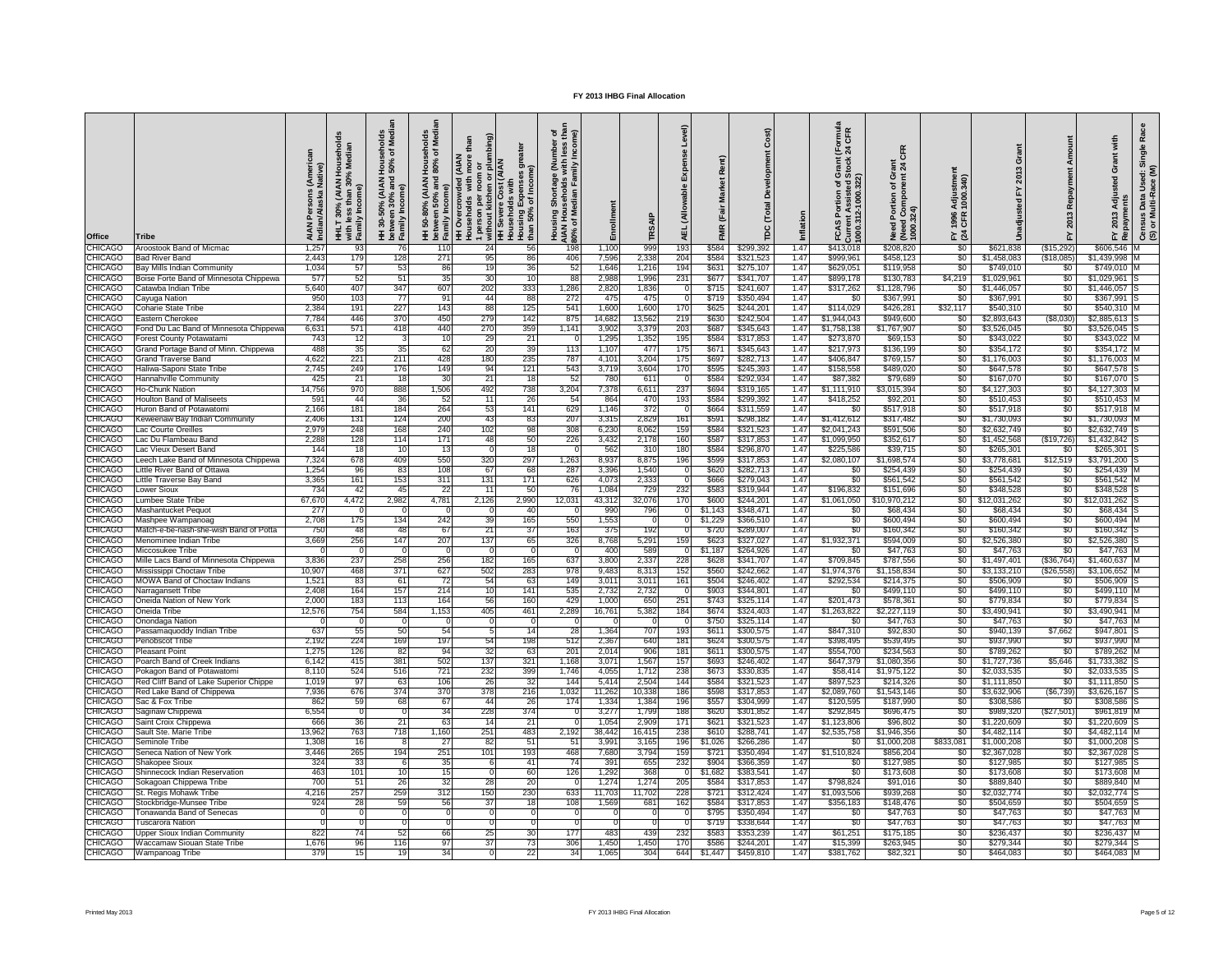# FY 2013 IHBG Final Allocation

| Office | Tribe | AIAN Persons (American Indian/Alaska Native) | HHLT 30% (AIAN Households with less than 30% Median Family Income) | HH 30-50% (AIAN Households between 30% and 50% of Median Family Income) | HH 50-80% (AIAN Households between 50% and 80% of Median Family Income) | HH Overcrowded (AIAN Households with more than 1 person per room or without kitchen or plumbing) | HH Severe Cost (AIAN Households with Housing Expenses greater than 50% of Income) | Housing Shortage (Number of AIAN Households with less than 80% of Median Family Income) | Enrollment | TRSAIP | AEL (Allowable Expense Level) | FMR (Fair Market Rent) | TDC (Total Development Cost) | Inflation | FCAS Portion of Grant (Formula Current Assisted Stock 24 CFR 1000.312-1000.322) | Need Portion of Grant (Need Component 24 CFR 1000.324) | FY 1996 Adjustment (24 CFR 1000.340) | Unadjusted FY 2013 Grant | FY 2013 Repayment Amount | FY 2013 Adjusted Grant with Repayments | Census Data Used: Single Race (S) or Multi-Race (M) |
|---|---|---|---|---|---|---|---|---|---|---|---|---|---|---|---|---|---|---|---|---|---|
| CHICAGO | Aroostook Band of Micmac | 1,257 | 93 | 76 | 110 | 24 | 56 | 198 | 1,100 | 999 | 193 | $584 | $299,392 | 1.47 | $413,018 | $208,820 | $0 | $621,838 | ($15,292) | $606,546 | M |
| CHICAGO | Bad River Band | 2,443 | 179 | 128 | 271 | 95 | 86 | 406 | 7,596 | 2,338 | 204 | $584 | $321,523 | 1.47 | $999,961 | $458,123 | $0 | $1,458,083 | ($18,085) | $1,439,998 | M |
| CHICAGO | Bay Mills Indian Community | 1,034 | 57 | 53 | 86 | 19 | 36 | 52 | 1,646 | 1,216 | 194 | $631 | $275,107 | 1.47 | $629,051 | $119,958 | $0 | $749,010 | $0 | $749,010 | M |
| CHICAGO | Boise Forte Band of Minnesota Chippewa | 577 | 52 | 51 | 35 | 30 | 10 | 88 | 2,988 | 1,996 | 231 | $677 | $341,707 | 1.47 | $899,178 | $130,783 | $4,219 | $1,029,961 | $0 | $1,029,961 | S |
| CHICAGO | Catawba Indian Tribe | 5,640 | 407 | 347 | 607 | 202 | 333 | 1,286 | 2,820 | 1,836 | 0 | $715 | $241,607 | 1.47 | $317,262 | $1,128,796 | $0 | $1,446,057 | $0 | $1,446,057 | S |
| CHICAGO | Cayuga Nation | 950 | 103 | 77 | 91 | 44 | 88 | 272 | 475 | 475 | 0 | $719 | $350,494 | 1.47 | $0 | $367,991 | $0 | $367,991 | $0 | $367,991 | S |
| CHICAGO | Coharie State Tribe | 2,384 | 191 | 227 | 143 | 88 | 125 | 541 | 1,600 | 1,600 | 170 | $625 | $244,201 | 1.47 | $114,029 | $426,281 | $32,117 | $540,310 | $0 | $540,310 | M |
| CHICAGO | Eastern Cherokee | 7,784 | 446 | 370 | 450 | 279 | 142 | 875 | 14,682 | 13,562 | 219 | $630 | $242,504 | 1.47 | $1,944,043 | $949,600 | $0 | $2,893,643 | ($8,030) | $2,885,613 | S |
| CHICAGO | Fond Du Lac Band of Minnesota Chippewa | 6,631 | 571 | 418 | 440 | 270 | 359 | 1,141 | 3,902 | 3,379 | 203 | $687 | $345,643 | 1.47 | $1,758,138 | $1,767,907 | $0 | $3,526,045 | $0 | $3,526,045 | S |
| CHICAGO | Forest County Potawatami | 743 | 12 | 3 | 10 | 29 | 21 | 0 | 1,295 | 1,352 | 195 | $584 | $317,853 | 1.47 | $273,870 | $69,153 | $0 | $343,022 | $0 | $343,022 | M |
| CHICAGO | Grand Portage Band of Minn. Chippewa | 488 | 35 | 35 | 62 | 20 | 39 | 113 | 1,107 | 477 | 175 | $671 | $345,643 | 1.47 | $217,973 | $136,199 | $0 | $354,172 | $0 | $354,172 | M |
| CHICAGO | Grand Traverse Band | 4,622 | 221 | 211 | 428 | 180 | 235 | 787 | 4,101 | 3,204 | 175 | $697 | $282,713 | 1.47 | $406,847 | $769,157 | $0 | $1,176,003 | $0 | $1,176,003 | M |
| CHICAGO | Haliwa-Saponi State Tribe | 2,745 | 249 | 176 | 149 | 94 | 121 | 543 | 3,719 | 3,604 | 170 | $595 | $245,393 | 1.47 | $158,558 | $489,020 | $0 | $647,578 | $0 | $647,578 | S |
| CHICAGO | Hannahville Community | 425 | 21 | 18 | 30 | 21 | 18 | 52 | 780 | 611 | 0 | $584 | $292,934 | 1.47 | $87,382 | $79,689 | $0 | $167,070 | $0 | $167,070 | S |
| CHICAGO | Ho-Chunk Nation | 14,756 | 970 | 888 | 1,506 | 492 | 738 | 3,204 | 7,378 | 6,611 | 237 | $694 | $319,165 | 1.47 | $1,111,910 | $3,015,394 | $0 | $4,127,303 | $0 | $4,127,303 | M |
| CHICAGO | Houlton Band of Maliseets | 591 | 44 | 36 | 52 | 11 | 26 | 54 | 864 | 470 | 193 | $584 | $299,392 | 1.47 | $418,252 | $92,201 | $0 | $510,453 | $0 | $510,453 | M |
| CHICAGO | Huron Band of Potawatomi | 2,166 | 181 | 184 | 264 | 53 | 141 | 629 | 1,146 | 372 | 0 | $664 | $311,559 | 1.47 | $0 | $517,918 | $0 | $517,918 | $0 | $517,918 | M |
| CHICAGO | Keweenaw Bay Indian Community | 2,406 | 131 | 124 | 200 | 43 | 83 | 207 | 3,315 | 2,829 | 161 | $591 | $298,182 | 1.47 | $1,412,612 | $317,482 | $0 | $1,730,093 | $0 | $1,730,093 | M |
| CHICAGO | Lac Courte Oreilles | 2,979 | 248 | 168 | 240 | 102 | 98 | 308 | 6,230 | 8,062 | 159 | $584 | $321,523 | 1.47 | $2,041,243 | $591,506 | $0 | $2,632,749 | $0 | $2,632,749 | S |
| CHICAGO | Lac Du Flambeau Band | 2,288 | 128 | 114 | 171 | 48 | 50 | 226 | 3,432 | 2,178 | 160 | $587 | $317,853 | 1.47 | $1,099,950 | $352,617 | $0 | $1,452,568 | ($19,726) | $1,432,842 | S |
| CHICAGO | Lac Vieux Desert Band | 144 | 18 | 10 | 13 | 0 | 18 | 0 | 562 | 310 | 180 | $584 | $296,870 | 1.47 | $225,586 | $39,715 | $0 | $265,301 | $0 | $265,301 | S |
| CHICAGO | Leech Lake Band of Minnesota Chippewa | 7,324 | 678 | 409 | 550 | 320 | 297 | 1,263 | 8,937 | 8,875 | 196 | $599 | $317,853 | 1.47 | $2,080,107 | $1,698,574 | $0 | $3,778,681 | $12,519 | $3,791,200 | S |
| CHICAGO | Little River Band of Ottawa | 1,254 | 96 | 83 | 108 | 67 | 68 | 287 | 3,396 | 1,540 | 0 | $620 | $282,713 | 1.47 | $0 | $254,439 | $0 | $254,439 | $0 | $254,439 | M |
| CHICAGO | Little Traverse Bay Band | 3,365 | 161 | 153 | 311 | 131 | 171 | 626 | 4,073 | 2,333 | 0 | $666 | $279,043 | 1.47 | $0 | $561,542 | $0 | $561,542 | $0 | $561,542 | M |
| CHICAGO | Lower Sioux | 734 | 42 | 45 | 22 | 11 | 50 | 76 | 1,084 | 729 | 232 | $583 | $319,944 | 1.47 | $196,832 | $151,696 | $0 | $348,528 | $0 | $348,528 | S |
| CHICAGO | Lumbee State Tribe | 67,670 | 4,472 | 2,982 | 4,781 | 2,126 | 2,990 | 12,031 | 43,312 | 32,076 | 170 | $600 | $244,201 | 1.47 | $1,061,050 | $10,970,212 | $0 | $12,031,262 | $0 | $12,031,262 | S |
| CHICAGO | Mashantucket Pequot | 277 | 0 | 0 | 0 | 0 | 40 | 0 | 990 | 796 | 0 | $1,143 | $348,471 | 1.47 | $0 | $68,434 | $0 | $68,434 | $0 | $68,434 | S |
| CHICAGO | Mashpee Wampanoag | 2,708 | 175 | 134 | 242 | 39 | 165 | 550 | 1,553 | 0 | 0 | $1,229 | $366,510 | 1.47 | $0 | $600,494 | $0 | $600,494 | $0 | $600,494 | M |
| CHICAGO | Match-e-be-nash-she-wish Band of Potta | 750 | 48 | 48 | 67 | 21 | 37 | 163 | 375 | 192 | 0 | $720 | $289,007 | 1.47 | $0 | $160,342 | $0 | $160,342 | $0 | $160,342 | S |
| CHICAGO | Menominee Indian Tribe | 3,669 | 256 | 147 | 207 | 137 | 65 | 326 | 8,768 | 5,291 | 159 | $623 | $327,027 | 1.47 | $1,932,371 | $594,009 | $0 | $2,526,380 | $0 | $2,526,380 | S |
| CHICAGO | Miccosukee Tribe | 0 | 0 | 0 | 0 | 0 | 0 | 0 | 400 | 589 | 0 | $1,187 | $264,926 | 1.47 | $0 | $47,763 | $0 | $47,763 | $0 | $47,763 | M |
| CHICAGO | Mille Lacs Band of Minnesota Chippewa | 3,836 | 237 | 258 | 256 | 182 | 165 | 637 | 3,800 | 2,337 | 228 | $628 | $341,707 | 1.47 | $709,845 | $787,556 | $0 | $1,497,401 | ($36,764) | $1,460,637 | M |
| CHICAGO | Mississippi Choctaw Tribe | 10,907 | 468 | 371 | 627 | 502 | 283 | 978 | 9,483 | 8,313 | 152 | $560 | $242,662 | 1.47 | $1,974,376 | $1,158,834 | $0 | $3,133,210 | ($26,558) | $3,106,652 | M |
| CHICAGO | MOWA Band of Choctaw Indians | 1,521 | 83 | 61 | 72 | 54 | 63 | 149 | 3,011 | 3,011 | 161 | $504 | $246,402 | 1.47 | $292,534 | $214,375 | $0 | $506,909 | $0 | $506,909 | S |
| CHICAGO | Narragansett Tribe | 2,408 | 164 | 157 | 214 | 10 | 141 | 535 | 2,732 | 2,732 | 0 | $903 | $344,801 | 1.47 | $0 | $499,110 | $0 | $499,110 | $0 | $499,110 | M |
| CHICAGO | Oneida Nation of New York | 2,000 | 183 | 113 | 164 | 56 | 160 | 429 | 1,000 | 650 | 251 | $743 | $325,114 | 1.47 | $201,473 | $578,361 | $0 | $779,834 | $0 | $779,834 | S |
| CHICAGO | Oneida Tribe | 12,576 | 754 | 584 | 1,153 | 405 | 461 | 2,289 | 16,761 | 5,382 | 184 | $674 | $324,403 | 1.47 | $1,263,822 | $2,227,119 | $0 | $3,490,941 | $0 | $3,490,941 | M |
| CHICAGO | Onondaga Nation | 0 | 0 | 0 | 0 | 0 | 0 | 0 | 0 | 0 | 0 | $750 | $325,114 | 1.47 | $0 | $47,763 | $0 | $47,763 | $0 | $47,763 | M |
| CHICAGO | Passamaquoddy Indian Tribe | 637 | 55 | 50 | 54 | 5 | 14 | 28 | 3,800 | 707 | 193 | $611 | $300,575 | 1.47 | $847,310 | $92,830 | $0 | $940,139 | $7,662 | $947,801 | S |
| CHICAGO | Penobscot Tribe | 2,192 | 224 | 169 | 197 | 54 | 198 | 512 | 2,367 | 640 | 181 | $624 | $300,575 | 1.47 | $398,495 | $539,495 | $0 | $937,990 | $0 | $937,990 | M |
| CHICAGO | Pleasant Point | 1,275 | 126 | 82 | 94 | 32 | 63 | 201 | 2,014 | 906 | 181 | $611 | $300,575 | 1.47 | $554,700 | $234,563 | $0 | $789,262 | $0 | $789,262 | M |
| CHICAGO | Poarch Band of Creek Indians | 6,142 | 415 | 381 | 502 | 137 | 321 | 1,168 | 3,071 | 1,567 | 157 | $693 | $246,402 | 1.47 | $647,379 | $1,080,356 | $0 | $1,727,736 | $5,646 | $1,733,382 | S |
| CHICAGO | Pokagon Band of Potawatomi | 8,110 | 524 | 516 | 721 | 232 | 399 | 1,746 | 4,055 | 1,712 | 238 | $673 | $330,835 | 1.47 | $58,414 | $1,975,122 | $0 | $2,033,535 | $0 | $2,033,535 | S |
| CHICAGO | Red Cliff Band of Lake Superior Chippe | 1,019 | 97 | 63 | 106 | 26 | 32 | 144 | 5,414 | 2,504 | 144 | $584 | $321,523 | 1.47 | $897,523 | $214,326 | $0 | $1,111,850 | $0 | $1,111,850 | S |
| CHICAGO | Red Lake Band of Chippewa | 7,936 | 676 | 374 | 370 | 378 | 216 | 1,032 | 11,262 | 10,338 | 186 | $598 | $317,853 | 1.47 | $2,089,760 | $1,543,146 | $0 | $3,632,906 | ($6,739) | $3,626,167 | S |
| CHICAGO | Sac & Fox Tribe | 862 | 59 | 68 | 67 | 44 | 26 | 174 | 1,334 | 1,384 | 196 | $557 | $304,999 | 1.47 | $120,595 | $187,990 | $0 | $308,586 | $0 | $308,586 | S |
| CHICAGO | Saginaw Chippewa | 6,554 | 0 | 0 | 34 | 228 | 374 | 0 | 3,277 | 1,799 | 188 | $620 | $301,852 | 1.47 | $292,845 | $696,475 | $0 | $989,320 | ($27,501) | $961,819 | M |
| CHICAGO | Saint Croix Chippewa | 666 | 36 | 21 | 63 | 14 | 21 | 0 | 1,054 | 2,909 | 171 | $621 | $321,523 | 1.47 | $1,123,806 | $96,802 | $0 | $1,220,609 | $0 | $1,220,609 | S |
| CHICAGO | Sault Ste. Marie Tribe | 13,962 | 763 | 718 | 1,160 | 251 | 483 | 2,192 | 38,442 | 16,415 | 238 | $610 | $288,741 | 1.47 | $2,535,758 | $1,946,356 | $0 | $4,482,114 | $0 | $4,482,114 | M |
| CHICAGO | Seminole Tribe | 1,308 | 16 | 8 | 27 | 82 | 51 | 51 | 3,991 | 3,165 | 196 | $1,026 | $266,286 | 1.47 | $0 | $1,000,208 | $833,081 | $1,000,208 | $0 | $1,000,208 | S |
| CHICAGO | Seneca Nation of New York | 3,446 | 265 | 194 | 251 | 101 | 193 | 468 | 7,680 | 3,794 | 159 | $721 | $350,494 | 1.47 | $1,510,824 | $856,204 | $0 | $2,367,028 | $0 | $2,367,028 | S |
| CHICAGO | Shakopee Sioux | 324 | 33 | 6 | 35 | 6 | 41 | 74 | 391 | 655 | 232 | $904 | $366,359 | 1.47 | $0 | $127,985 | $0 | $127,985 | $0 | $127,985 | S |
| CHICAGO | Shinnecock Indian Reservation | 463 | 101 | 10 | 15 | 0 | 60 | 126 | 1,292 | 368 | 0 | $1,682 | $383,541 | 1.47 | $0 | $173,608 | $0 | $173,608 | $0 | $173,608 | M |
| CHICAGO | Sokagoan Chippewa Tribe | 700 | 51 | 26 | 32 | 28 | 20 | 0 | 1,274 | 1,274 | 205 | $584 | $317,853 | 1.47 | $798,824 | $91,016 | $0 | $889,840 | $0 | $889,840 | M |
| CHICAGO | St. Regis Mohawk Tribe | 4,216 | 257 | 259 | 312 | 150 | 230 | 633 | 11,703 | 11,702 | 228 | $721 | $312,424 | 1.47 | $1,093,506 | $939,268 | $0 | $2,032,774 | $0 | $2,032,774 | S |
| CHICAGO | Stockbridge-Munsee Tribe | 924 | 28 | 59 | 56 | 37 | 18 | 108 | 1,569 | 681 | 162 | $584 | $317,853 | 1.47 | $356,183 | $148,476 | $0 | $504,659 | $0 | $504,659 | S |
| CHICAGO | Tonawanda Band of Senecas | 0 | 0 | 0 | 0 | 0 | 0 | 0 | 0 | 0 | 0 | $795 | $350,494 | 1.47 | $0 | $47,763 | $0 | $47,763 | $0 | $47,763 | M |
| CHICAGO | Tuscarora Nation | 0 | 0 | 0 | 0 | 0 | 0 | 0 | 0 | 0 | 0 | $719 | $338,644 | 1.47 | $0 | $47,763 | $0 | $47,763 | $0 | $47,763 | M |
| CHICAGO | Upper Sioux Indian Community | 822 | 74 | 52 | 66 | 25 | 30 | 177 | 483 | 439 | 232 | $583 | $353,239 | 1.47 | $61,251 | $175,185 | $0 | $236,437 | $0 | $236,437 | M |
| CHICAGO | Waccamaw Siouan State Tribe | 1,676 | 96 | 116 | 97 | 37 | 73 | 306 | 1,450 | 1,450 | 170 | $586 | $244,201 | 1.47 | $15,399 | $263,945 | $0 | $279,344 | $0 | $279,344 | S |
| CHICAGO | Wampanoag Tribe | 379 | 15 | 19 | 34 | 0 | 22 | 34 | 1,065 | 304 | 644 | $1,447 | $459,810 | 1.47 | $381,762 | $82,321 | $0 | $464,083 | $0 | $464,083 | M |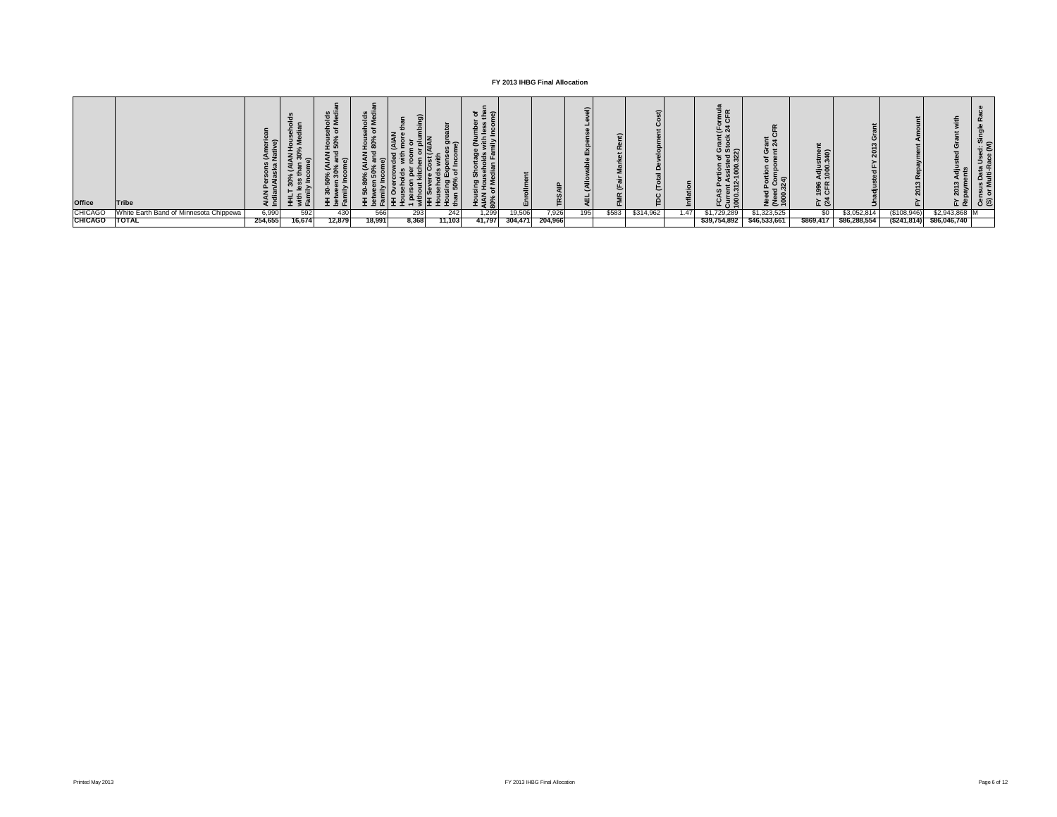FY 2013 IHBG Final Allocation

| Office | Tribe | AIAN Persons (American Indian/Alaska Native) | HHLT 30% (AIAN Households with less than 30% Median Family Income) | HH 30-50% (AIAN Households between 30% and 50% of Median Family Income) | HH 50-80% (AIAN Households between 50% and 80% of Median Family Income) | HH Overcrowded (AIAN Households with more than 1 person per room or without kitchen or plumbing) | HH Severe Cost (AIAN Households with Housing Expenses greater than 50% of Income) | Housing Shortage (Number of AIAN Households with less than 80% of Median Family Income) | Enrollment | TRSAIP | AEL (Allowable Expense Level) | FMR (Fair Market Rent) | TDC (Total Development Cost) | Inflation | FCAS Portion of Grant (Formula Current Assisted Stock 24 CFR 1000.312-1000.322) | Need Portion of Grant (Need Component 24 CFR 1000.324) | FY 1996 Adjustment (24 CFR 1000.340) | Unadjusted FY 2013 Grant | FY 2013 Repayment Amount | FY 2013 Adjusted Grant with Repayments | Census Data Used: Single Race (S) or Multi-Race (M) |
|---|---|---|---|---|---|---|---|---|---|---|---|---|---|---|---|---|---|---|---|---|---|
| CHICAGO | White Earth Band of Minnesota Chippewa | 6,990 | 592 | 430 | 566 | 293 | 242 | 1,299 | 19,506 | 7,926 | 195 | $583 | $314,962 | 1.47 | $1,729,289 | $1,323,525 | $0 | $3,052,814 | ($108,946) | $2,943,868 | M |
| **CHICAGO** | **TOTAL** | **254,655** | **16,674** | **12,879** | **18,991** | **8,368** | **11,103** | **41,797** | **304,471** | **204,966** | | | | | **$39,754,892** | **$46,533,661** | **$869,417** | **$86,288,554** | **($241,814)** | **$86,046,740** | |

Printed May 2013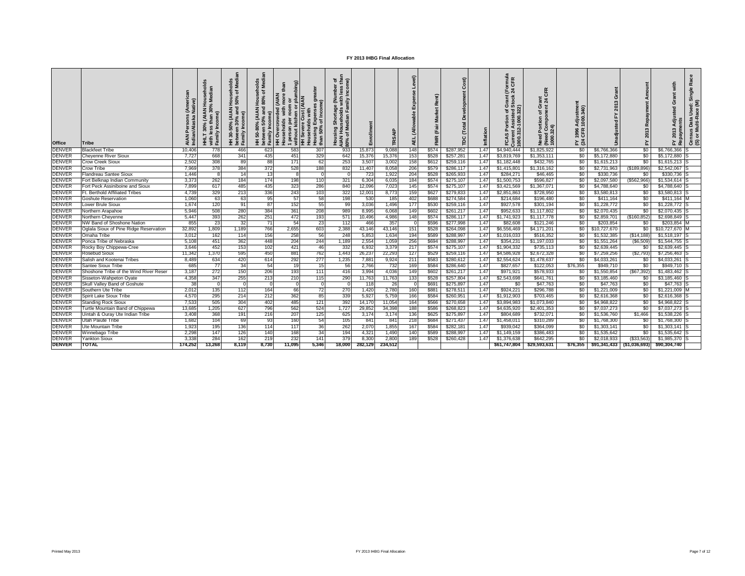# FY 2013 IHBG Final Allocation

| Office | Tribe | AIAN Persons (American Indian/Alaska Native) | HHLT 30% (AIAN Households with less than 30% Median Family Income) | HH 30-50% (AIAN Households between 30% and 50% of Median Family Income) | HH 50-80% (AIAN Households between 50% and 80% of Median Family Income) | HH Overcrowded (AIAN Households with more than 1 person per room or without kitchen or plumbing) | HH Severe Cost (AIAN Households with Housing Expenses greater than 50% of Income) | Housing Shortage (Number of AIAN Households with less than 80% of Median Family Income) | Enrollment | TRSAIP | AEL (Allowable Expense Level) | FMR (Fair Market Rent) | TDC (Total Development Cost) | Inflation | FCAS Portion of Grant (Formula Current Assisted Stock 24 CFR 1000.312-1000.322) | Need Portion of Grant (Need Component 24 CFR 1000.324) | FY 1996 Adjustment (24 CFR 1000.340) | Unadjusted FY 2013 Grant | FY 2013 Repayment Amount | FY 2013 Adjusted Grant with Repayments | Census Data Used: Single Race (S) or Multi-Race (M) |
|---|---|---|---|---|---|---|---|---|---|---|---|---|---|---|---|---|---|---|---|---|---|
| DENVER | Blackfeet Tribe | 10,406 | 778 | 466 | 623 | 583 | 307 | 933 | 15,873 | 9,088 | 148 | $574 | $287,952 | 1.47 | $4,940,444 | $1,825,922 | $0 | $6,766,366 | $0 | $6,766,366 | S |
| DENVER | Cheyenne River Sioux | 7,727 | 668 | 341 | 435 | 451 | 329 | 642 | 15,376 | 15,376 | 153 | $528 | $257,281 | 1.47 | $3,819,769 | $1,353,111 | $0 | $5,172,880 | $0 | $5,172,880 | S |
| DENVER | Crow Creek Sioux | 2,502 | 308 | 89 | 88 | 171 | 62 | 253 | 3,507 | 3,002 | 158 | $612 | $259,116 | 1.47 | $1,182,448 | $432,765 | $0 | $1,615,213 | $0 | $1,615,213 | S |
| DENVER | Crow Tribe | 7,969 | 378 | 384 | 372 | 528 | 188 | 832 | 11,407 | 8,058 | 206 | $579 | $286,117 | 1.47 | $1,415,801 | $1,316,162 | $0 | $2,731,963 | ($189,896) | $2,542,067 | S |
| DENVER | Flandreau Santee Sioux | 1,446 | 8 | 14 | 13 | 8 | 0 | 0 | 723 | 1,922 | 204 | $528 | $265,933 | 1.47 | $284,271 | $46,465 | $0 | $330,736 | $0 | $330,736 | S |
| DENVER | Fort Belknap Indian Community | 3,373 | 262 | 184 | 174 | 198 | 110 | 321 | 6,304 | 6,035 | 184 | $574 | $275,107 | 1.47 | $1,500,753 | $596,827 | $0 | $2,097,580 | ($562,966) | $1,534,614 | S |
| DENVER | Fort Peck Assiniboine and Sioux | 7,899 | 617 | 485 | 435 | 323 | 286 | 840 | 12,096 | 7,023 | 145 | $574 | $275,107 | 1.47 | $3,421,569 | $1,367,071 | $0 | $4,788,640 | $0 | $4,788,640 | S |
| DENVER | Ft. Berthold Affiliated Tribes | 4,739 | 329 | 213 | 336 | 243 | 103 | 322 | 12,001 | 8,773 | 159 | $627 | $279,833 | 1.47 | $2,851,863 | $728,950 | $0 | $3,580,813 | $0 | $3,580,813 | S |
| DENVER | Goshute Reservation | 1,060 | 63 | 63 | 95 | 57 | 58 | 198 | 530 | 185 | 402 | $688 | $274,584 | 1.47 | $214,684 | $196,480 | $0 | $411,164 | $0 | $411,164 | M |
| DENVER | Lower Brule Sioux | 1,674 | 120 | 91 | 87 | 152 | 55 | 99 | 3,036 | 1,496 | 177 | $530 | $259,116 | 1.47 | $927,578 | $301,194 | $0 | $1,228,772 | $0 | $1,228,772 | S |
| DENVER | Northern Arapahoe | 5,946 | 508 | 280 | 384 | 361 | 208 | 989 | 8,995 | 6,068 | 149 | $602 | $261,217 | 1.47 | $952,633 | $1,117,802 | $0 | $2,070,435 | $0 | $2,070,435 | S |
| DENVER | Northern Cheyenne | 5,447 | 393 | 262 | 251 | 472 | 193 | 571 | 10,496 | 4,986 | 148 | $574 | $286,117 | 1.47 | $1,741,923 | $1,117,778 | $0 | $2,859,701 | ($160,852) | $2,698,849 | S |
| DENVER | NW Band of Shoshone Nation | 855 | 23 | 32 | 71 | 54 | 23 | 112 | 466 | 357 | 0 | $596 | $277,998 | 1.47 | $82,608 | $121,246 | $0 | $203,854 | $0 | $203,854 | M |
| DENVER | Oglala Sioux of Pine Ridge Reservation | 32,892 | 1,809 | 1,189 | 766 | 2,655 | 603 | 2,388 | 43,146 | 43,146 | 151 | $528 | $264,098 | 1.47 | $6,556,469 | $4,171,201 | $0 | $10,727,670 | $0 | $10,727,670 | M |
| DENVER | Omaha Tribe | 3,012 | 162 | 114 | 156 | 258 | 56 | 248 | 5,853 | 1,634 | 194 | $589 | $288,997 | 1.47 | $1,016,033 | $516,352 | $0 | $1,532,385 | ($14,188) | $1,518,197 | S |
| DENVER | Ponca Tribe of Nebraska | 5,108 | 451 | 362 | 448 | 204 | 244 | 1,189 | 2,554 | 1,059 | 256 | $694 | $288,997 | 1.47 | $354,231 | $1,197,033 | $0 | $1,551,264 | ($6,509) | $1,544,755 | S |
| DENVER | Rocky Boy Chippewa-Cree | 3,646 | 452 | 153 | 102 | 421 | 46 | 332 | 6,932 | 3,379 | 217 | $574 | $275,107 | 1.47 | $1,904,332 | $735,113 | $0 | $2,639,445 | $0 | $2,639,445 | S |
| DENVER | Rosebud Sioux | 11,342 | 1,370 | 595 | 450 | 881 | 762 | 1,443 | 26,237 | 22,293 | 127 | $529 | $259,116 | 1.47 | $4,586,928 | $2,672,328 | $0 | $7,259,256 | ($2,793) | $7,256,463 | S |
| DENVER | Salish and Kootenai Tribes | 8,489 | 634 | 420 | 614 | 292 | 277 | 1,235 | 7,881 | 9,924 | 211 | $583 | $280,612 | 1.47 | $2,554,624 | $1,478,637 | $0 | $4,033,261 | $0 | $4,033,261 | S |
| DENVER | Santee Sioux Tribe | 685 | 77 | 34 | 54 | 19 | 15 | 56 | 2,766 | 732 | 169 | $584 | $286,640 | 1.47 | $827,657 | $122,053 | $76,355 | $949,710 | $0 | $949,710 | S |
| DENVER | Shoshone Tribe of the Wind River Reser | 3,187 | 272 | 150 | 206 | 193 | 111 | 416 | 3,994 | 4,036 | 149 | $602 | $261,217 | 1.47 | $971,921 | $578,933 | $0 | $1,550,854 | ($67,392) | $1,483,462 | S |
| DENVER | Sisseton-Wahpeton Oyate | 4,358 | 347 | 255 | 213 | 210 | 115 | 290 | 11,763 | 11,763 | 133 | $528 | $257,804 | 1.47 | $2,543,698 | $641,761 | $0 | $3,185,460 | $0 | $3,185,460 | S |
| DENVER | Skull Valley Band of Goshute | 38 | 0 | 0 | 0 | 0 | 0 | 0 | 118 | 26 | 0 | $691 | $275,897 | 1.47 | $0 | $47,763 | $0 | $47,763 | $0 | $47,763 | S |
| DENVER | Southern Ute Tribe | 2,012 | 135 | 112 | 164 | 66 | 72 | 270 | 1,420 | 2,780 | 160 | $881 | $278,511 | 1.47 | $924,221 | $296,788 | $0 | $1,221,009 | $0 | $1,221,009 | M |
| DENVER | Spirit Lake Sioux Tribe | 4,570 | 295 | 214 | 212 | 362 | 85 | 339 | 5,927 | 5,759 | 166 | $584 | $260,951 | 1.47 | $1,912,903 | $703,465 | $0 | $2,616,368 | $0 | $2,616,368 | S |
| DENVER | Standing Rock Sioux | 7,533 | 505 | 304 | 402 | 485 | 121 | 392 | 14,170 | 11,054 | 164 | $566 | $270,658 | 1.47 | $3,894,983 | $1,073,840 | $0 | $4,968,822 | $0 | $4,968,822 | S |
| DENVER | Turtle Mountain Band of Chippewa | 13,685 | 1,205 | 627 | 796 | 562 | 524 | 1,727 | 29,852 | 34,398 | 188 | $586 | $268,823 | 1.47 | $4,635,920 | $2,401,353 | $0 | $7,037,273 | $0 | $7,037,273 | S |
| DENVER | Uintah & Ouray Ute Indian Tribe | 3,408 | 368 | 191 | 216 | 207 | 125 | 625 | 3,174 | 3,174 | 136 | $625 | $275,897 | 1.47 | $804,689 | $732,071 | $0 | $1,536,760 | $1,466 | $1,538,226 | S |
| DENVER | Utah Paiute Tribe | 1,682 | 104 | 69 | 93 | 160 | 54 | 105 | 841 | 841 | 218 | $684 | $271,437 | 1.47 | $1,458,011 | $310,289 | $0 | $1,768,300 | $0 | $1,768,300 | S |
| DENVER | Ute Mountain Tribe | 1,923 | 195 | 136 | 114 | 117 | 36 | 262 | 2,070 | 1,855 | 167 | $584 | $282,181 | 1.47 | $939,042 | $364,099 | $0 | $1,303,141 | $0 | $1,303,141 | S |
| DENVER | Winnebago Tribe | 2,298 | 147 | 126 | 140 | 168 | 34 | 194 | 4,321 | 1,490 | 140 | $589 | $288,997 | 1.47 | $1,149,159 | $386,483 | $0 | $1,535,642 | $0 | $1,535,642 | S |
| DENVER | Yankton Sioux | 3,338 | 284 | 162 | 219 | 232 | 141 | 379 | 8,300 | 2,800 | 189 | $528 | $260,428 | 1.47 | $1,376,638 | $642,295 | $0 | $2,018,933 | ($33,563) | $1,985,370 | S |
| **DENVER** | **TOTAL** | **174,252** | **13,268** | **8,119** | **8,730** | **11,095** | **5,346** | **18,000** | **282,129** | **234,512** | | | | | **$61,747,804** | **$29,593,631** | **$76,355** | **$91,341,433** | **($1,036,693)** | **$90,304,740** | |

Printed May 2013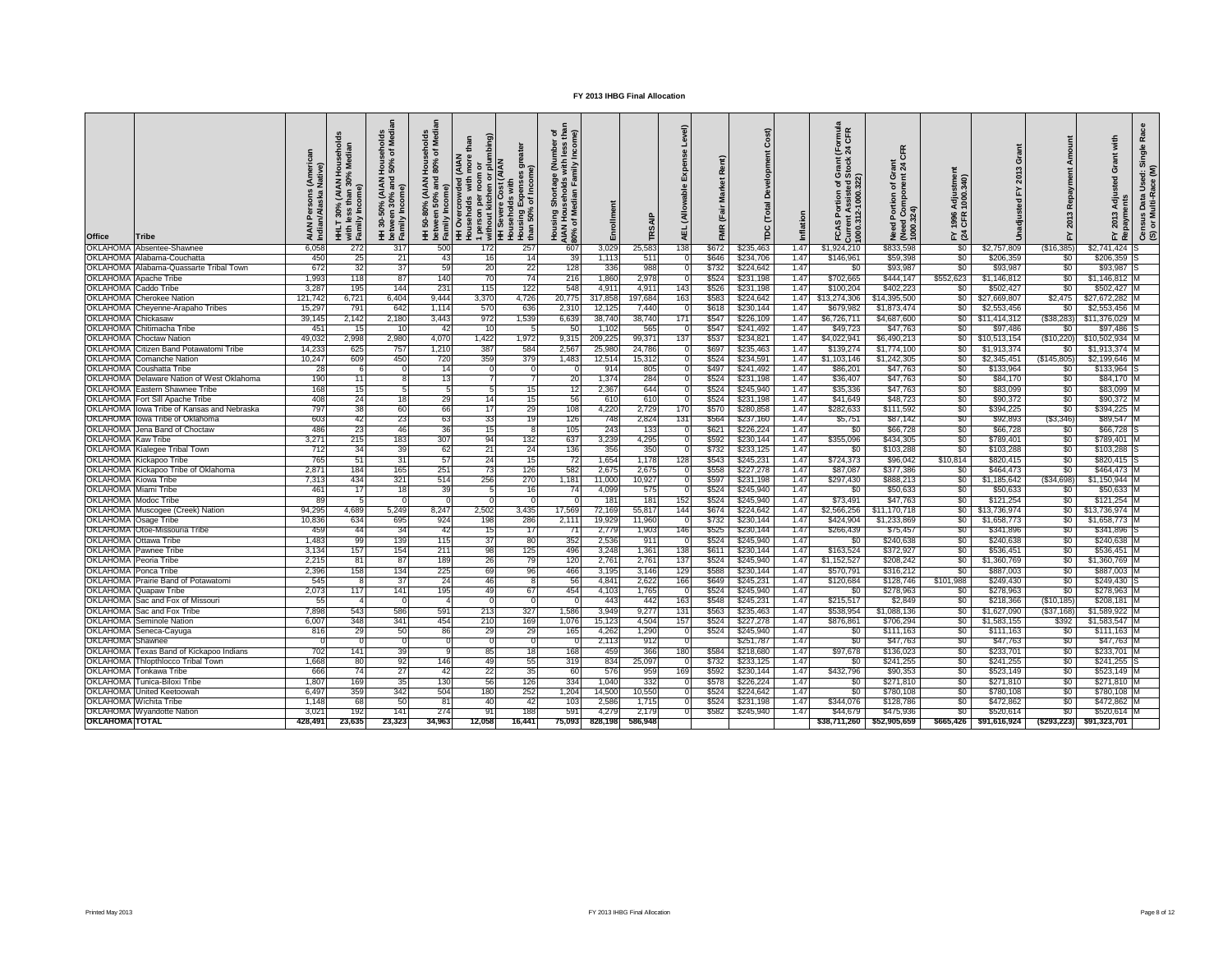# FY 2013 IHBG Final Allocation

| Office | Tribe | AIAN Persons (American Indian/Alaska Native) | HHLT 30% (AIAN Households with less than 30% Median Family Income) | HH 30-50% (AIAN Households between 30% and 50% of Median Family Income) | HH 50-80% (AIAN Households between 50% and 80% of Median Family Income) | HH Overcrowded (AIAN Households with more than 1 person per room or without kitchen or plumbing) | HH Severe Cost (AIAN Households with Housing Expenses greater than 50% of Income) | Housing Shortage (Number of AIAN Households with less than 80% of Median Family Income) | Enrollment | TRSAIP | AEL (Allowable Expense Level) | FMR (Fair Market Rent) | TDC (Total Development Cost) | Inflation | FCAS Portion of Grant (Formula Current Assisted Stock 24 CFR 1000.312-1000.322) | Need Portion of Grant (Need Component 24 CFR 1000.324) | FY 1996 Adjustment (24 CFR 1000.340) | Unadjusted FY 2013 Grant | FY 2013 Repayment Amount | FY 2013 Adjusted Grant with Repayments | Census Data Used: Single Race (S) or Multi-Race (M) |
|---|---|---|---|---|---|---|---|---|---|---|---|---|---|---|---|---|---|---|---|---|---|
| OKLAHOMA | Absentee-Shawnee | 6,058 | 272 | 317 | 500 | 172 | 257 | 607 | 3,029 | 25,583 | 138 | $672 | $235,463 | 1.47 | $1,924,210 | $833,598 | $0 | $2,757,809 | ($16,385) | $2,741,424 | S |
| OKLAHOMA | Alabama-Couchatta | 450 | 25 | 21 | 43 | 16 | 14 | 39 | 1,113 | 511 | 0 | $646 | $234,706 | 1.47 | $146,961 | $59,398 | $0 | $206,359 | $0 | $206,359 | S |
| OKLAHOMA | Alabama-Quassarte Tribal Town | 672 | 32 | 37 | 59 | 20 | 22 | 128 | 336 | 988 | 0 | $732 | $224,642 | 1.47 | $0 | $93,987 | $0 | $93,987 | $0 | $93,987 | S |
| OKLAHOMA | Apache Tribe | 1,993 | 118 | 87 | 140 | 70 | 74 | 216 | 1,860 | 2,978 | 0 | $524 | $231,198 | 1.47 | $702,665 | $444,147 | $552,623 | $1,146,812 | $0 | $1,146,812 | M |
| OKLAHOMA | Caddo Tribe | 3,287 | 195 | 144 | 231 | 115 | 122 | 548 | 4,911 | 4,911 | 143 | $526 | $231,198 | 1.47 | $100,204 | $402,223 | $0 | $502,427 | $0 | $502,427 | M |
| OKLAHOMA | Cherokee Nation | 121,742 | 6,721 | 6,404 | 9,444 | 3,370 | 4,726 | 20,775 | 317,858 | 197,684 | 163 | $583 | $224,642 | 1.47 | $13,274,306 | $14,395,500 | $0 | $27,669,807 | $2,475 | $27,672,282 | M |
| OKLAHOMA | Cheyenne-Arapaho Tribes | 15,297 | 791 | 642 | 1,114 | 570 | 636 | 2,310 | 12,125 | 7,440 | 0 | $618 | $230,144 | 1.47 | $679,982 | $1,873,474 | $0 | $2,553,456 | $0 | $2,553,456 | M |
| OKLAHOMA | Chickasaw | 39,145 | 2,142 | 2,180 | 3,443 | 972 | 1,539 | 6,639 | 38,740 | 38,740 | 171 | $547 | $226,109 | 1.47 | $6,726,711 | $4,687,600 | $0 | $11,414,312 | ($38,283) | $11,376,029 | M |
| OKLAHOMA | Chitimacha Tribe | 451 | 15 | 10 | 42 | 10 | 5 | 50 | 1,102 | 565 | 0 | $547 | $241,492 | 1.47 | $49,723 | $47,763 | $0 | $97,486 | $0 | $97,486 | S |
| OKLAHOMA | Choctaw Nation | 49,032 | 2,998 | 2,980 | 4,070 | 1,422 | 1,972 | 9,315 | 209,225 | 99,371 | 137 | $537 | $234,821 | 1.47 | $4,022,941 | $6,490,213 | $0 | $10,513,154 | ($10,220) | $10,502,934 | M |
| OKLAHOMA | Citizen Band Potawatomi Tribe | 14,233 | 625 | 757 | 1,210 | 387 | 584 | 2,567 | 25,980 | 24,786 | 0 | $697 | $235,463 | 1.47 | $139,274 | $1,774,100 | $0 | $1,913,374 | $0 | $1,913,374 | M |
| OKLAHOMA | Comanche Nation | 10,247 | 609 | 450 | 720 | 359 | 379 | 1,483 | 12,514 | 15,312 | 0 | $524 | $234,591 | 1.47 | $1,103,146 | $1,242,305 | $0 | $2,345,451 | ($145,805) | $2,199,646 | M |
| OKLAHOMA | Coushatta Tribe | 28 | 6 | 0 | 14 | 0 | 0 | 0 | 914 | 805 | 0 | $497 | $241,492 | 1.47 | $86,201 | $47,763 | $0 | $133,964 | $0 | $133,964 | S |
| OKLAHOMA | Delaware Nation of West Oklahoma | 190 | 11 | 8 | 13 | 7 | 7 | 20 | 1,374 | 284 | 0 | $524 | $231,198 | 1.47 | $36,407 | $47,763 | $0 | $84,170 | $0 | $84,170 | M |
| OKLAHOMA | Eastern Shawnee Tribe | 168 | 15 | 5 | 5 | 5 | 15 | 12 | 2,367 | 644 | 0 | $524 | $245,940 | 1.47 | $35,336 | $47,763 | $0 | $83,099 | $0 | $83,099 | M |
| OKLAHOMA | Fort Sill Apache Tribe | 408 | 24 | 18 | 29 | 14 | 15 | 56 | 610 | 610 | 0 | $524 | $231,198 | 1.47 | $41,649 | $48,723 | $0 | $90,372 | $0 | $90,372 | M |
| OKLAHOMA | Iowa Tribe of Kansas and Nebraska | 797 | 38 | 60 | 66 | 17 | 29 | 108 | 4,220 | 2,729 | 170 | $570 | $280,858 | 1.47 | $282,633 | $111,592 | $0 | $394,225 | $0 | $394,225 | M |
| OKLAHOMA | Iowa Tribe of Oklahoma | 603 | 42 | 23 | 63 | 33 | 19 | 126 | 748 | 2,824 | 131 | $564 | $237,160 | 1.47 | $5,751 | $87,142 | $0 | $92,893 | ($3,346) | $89,547 | M |
| OKLAHOMA | Jena Band of Choctaw | 486 | 23 | 46 | 36 | 15 | 8 | 105 | 243 | 133 | 0 | $621 | $226,224 | 1.47 | $0 | $66,728 | $0 | $66,728 | $0 | $66,728 | S |
| OKLAHOMA | Kaw Tribe | 3,271 | 215 | 183 | 307 | 94 | 132 | 637 | 3,239 | 4,295 | 0 | $592 | $230,144 | 1.47 | $355,096 | $434,305 | $0 | $789,401 | $0 | $789,401 | M |
| OKLAHOMA | Kialegee Tribal Town | 712 | 34 | 39 | 62 | 21 | 24 | 136 | 356 | 350 | 0 | $732 | $233,125 | 1.47 | $0 | $103,288 | $0 | $103,288 | $0 | $103,288 | S |
| OKLAHOMA | Kickapoo Tribe | 765 | 51 | 31 | 57 | 24 | 15 | 72 | 1,654 | 1,178 | 128 | $543 | $245,231 | 1.47 | $724,373 | $96,042 | $10,814 | $820,415 | $0 | $820,415 | S |
| OKLAHOMA | Kickapoo Tribe of Oklahoma | 2,871 | 184 | 165 | 251 | 73 | 126 | 582 | 2,675 | 2,675 | 0 | $558 | $227,278 | 1.47 | $87,087 | $377,386 | $0 | $464,473 | $0 | $464,473 | M |
| OKLAHOMA | Kiowa Tribe | 7,313 | 434 | 321 | 514 | 256 | 270 | 1,181 | 11,000 | 10,927 | 0 | $597 | $231,198 | 1.47 | $297,430 | $888,213 | $0 | $1,185,642 | ($34,698) | $1,150,944 | M |
| OKLAHOMA | Miami Tribe | 461 | 17 | 18 | 39 | 5 | 16 | 74 | 4,099 | 575 | 0 | $524 | $245,940 | 1.47 | $0 | $50,633 | $0 | $50,633 | $0 | $50,633 | M |
| OKLAHOMA | Modoc Tribe | 89 | 5 | 0 | 0 | 0 | 0 | 0 | 181 | 181 | 152 | $524 | $245,940 | 1.47 | $73,491 | $47,763 | $0 | $121,254 | $0 | $121,254 | M |
| OKLAHOMA | Muscogee (Creek) Nation | 94,295 | 4,689 | 5,249 | 8,247 | 2,502 | 3,435 | 17,569 | 72,169 | 55,817 | 144 | $674 | $224,642 | 1.47 | $2,566,256 | $11,170,718 | $0 | $13,736,974 | $0 | $13,736,974 | M |
| OKLAHOMA | Osage Tribe | 10,836 | 634 | 695 | 924 | 198 | 286 | 2,111 | 19,929 | 11,960 | 0 | $732 | $230,144 | 1.47 | $424,904 | $1,233,869 | $0 | $1,658,773 | $0 | $1,658,773 | M |
| OKLAHOMA | Otoe-Missouria Tribe | 459 | 44 | 34 | 42 | 15 | 17 | 71 | 2,779 | 1,903 | 146 | $525 | $230,144 | 1.47 | $266,439 | $75,457 | $0 | $341,896 | $0 | $341,896 | S |
| OKLAHOMA | Ottawa Tribe | 1,483 | 99 | 139 | 115 | 37 | 80 | 352 | 2,536 | 911 | 0 | $524 | $245,940 | 1.47 | $0 | $240,638 | $0 | $240,638 | $0 | $240,638 | M |
| OKLAHOMA | Pawnee Tribe | 3,134 | 157 | 154 | 211 | 98 | 125 | 496 | 3,248 | 1,361 | 138 | $611 | $230,144 | 1.47 | $163,524 | $372,927 | $0 | $536,451 | $0 | $536,451 | M |
| OKLAHOMA | Peoria Tribe | 2,215 | 81 | 87 | 189 | 26 | 79 | 120 | 2,761 | 2,761 | 137 | $524 | $245,940 | 1.47 | $1,152,527 | $208,242 | $0 | $1,360,769 | $0 | $1,360,769 | M |
| OKLAHOMA | Ponca Tribe | 2,396 | 158 | 134 | 225 | 69 | 96 | 466 | 3,195 | 3,146 | 129 | $588 | $230,144 | 1.47 | $570,791 | $316,212 | $0 | $887,003 | $0 | $887,003 | M |
| OKLAHOMA | Prairie Band of Potawatomi | 545 | 8 | 37 | 24 | 46 | 8 | 56 | 4,841 | 2,622 | 166 | $649 | $245,231 | 1.47 | $120,684 | $128,746 | $101,988 | $249,430 | $0 | $249,430 | S |
| OKLAHOMA | Quapaw Tribe | 2,073 | 117 | 141 | 195 | 49 | 67 | 454 | 4,103 | 1,765 | 0 | $524 | $245,940 | 1.47 | $0 | $278,963 | $0 | $278,963 | $0 | $278,963 | M |
| OKLAHOMA | Sac and Fox of Missouri | 55 | 4 | 0 | 4 | 0 | 0 | 0 | 443 | 442 | 163 | $548 | $245,231 | 1.47 | $215,517 | $2,849 | $0 | $218,366 | ($10,185) | $208,181 | M |
| OKLAHOMA | Sac and Fox Tribe | 7,898 | 543 | 586 | 591 | 213 | 327 | 1,586 | 3,949 | 9,277 | 131 | $563 | $235,463 | 1.47 | $538,954 | $1,088,136 | $0 | $1,627,090 | ($37,168) | $1,589,922 | M |
| OKLAHOMA | Seminole Nation | 6,007 | 348 | 341 | 454 | 210 | 169 | 1,076 | 15,123 | 4,504 | 157 | $524 | $227,278 | 1.47 | $876,861 | $706,294 | $0 | $1,583,155 | $392 | $1,583,547 | M |
| OKLAHOMA | Seneca-Cayuga | 816 | 29 | 50 | 86 | 29 | 29 | 165 | 4,262 | 1,290 | 0 | $524 | $245,940 | 1.47 | $0 | $111,163 | $0 | $111,163 | $0 | $111,163 | M |
| OKLAHOMA | Shawnee | 0 | 0 | 0 | 0 | 0 | 0 | 0 | 2,113 | 912 | 0 |  | $251,787 | 1.47 | $0 | $47,763 | $0 | $47,763 | $0 | $47,763 | M |
| OKLAHOMA | Texas Band of Kickapoo Indians | 702 | 141 | 39 | 9 | 85 | 18 | 168 | 459 | 366 | 180 | $584 | $218,680 | 1.47 | $97,678 | $136,023 | $0 | $233,701 | $0 | $233,701 | M |
| OKLAHOMA | Thlopthlocco Tribal Town | 1,668 | 80 | 92 | 146 | 49 | 55 | 319 | 834 | 25,097 | 0 | $732 | $233,125 | 1.47 | $0 | $241,255 | $0 | $241,255 | $0 | $241,255 | S |
| OKLAHOMA | Tonkawa Tribe | 666 | 74 | 27 | 42 | 22 | 35 | 60 | 576 | 959 | 169 | $592 | $230,144 | 1.47 | $432,796 | $90,353 | $0 | $523,149 | $0 | $523,149 | M |
| OKLAHOMA | Tunica-Biloxi Tribe | 1,807 | 169 | 35 | 130 | 56 | 126 | 334 | 1,040 | 332 | 0 | $578 | $226,224 | 1.47 | $0 | $271,810 | $0 | $271,810 | $0 | $271,810 | M |
| OKLAHOMA | United Keetoowah | 6,497 | 359 | 342 | 504 | 180 | 252 | 1,204 | 14,500 | 10,550 | 0 | $524 | $224,642 | 1.47 | $0 | $780,108 | $0 | $780,108 | $0 | $780,108 | M |
| OKLAHOMA | Wichita Tribe | 1,148 | 68 | 50 | 81 | 40 | 42 | 103 | 2,586 | 1,715 | 0 | $524 | $231,198 | 1.47 | $344,076 | $128,786 | $0 | $472,862 | $0 | $472,862 | M |
| OKLAHOMA | Wyandotte Nation | 3,021 | 192 | 141 | 274 | 91 | 188 | 591 | 4,279 | 2,179 | 0 | $582 | $245,940 | 1.47 | $44,679 | $475,936 | $0 | $520,614 | $0 | $520,614 | M |
| **OKLAHOMA** | **TOTAL** | **428,491** | **23,635** | **23,323** | **34,963** | **12,058** | **16,441** | **75,093** | **828,198** | **586,948** |  |  |  |  | **$38,711,260** | **$52,905,659** | **$665,426** | **$91,616,924** | **($293,223)** | **$91,323,701** |  |

Printed May 2013 — FY 2013 IHBG Final Allocation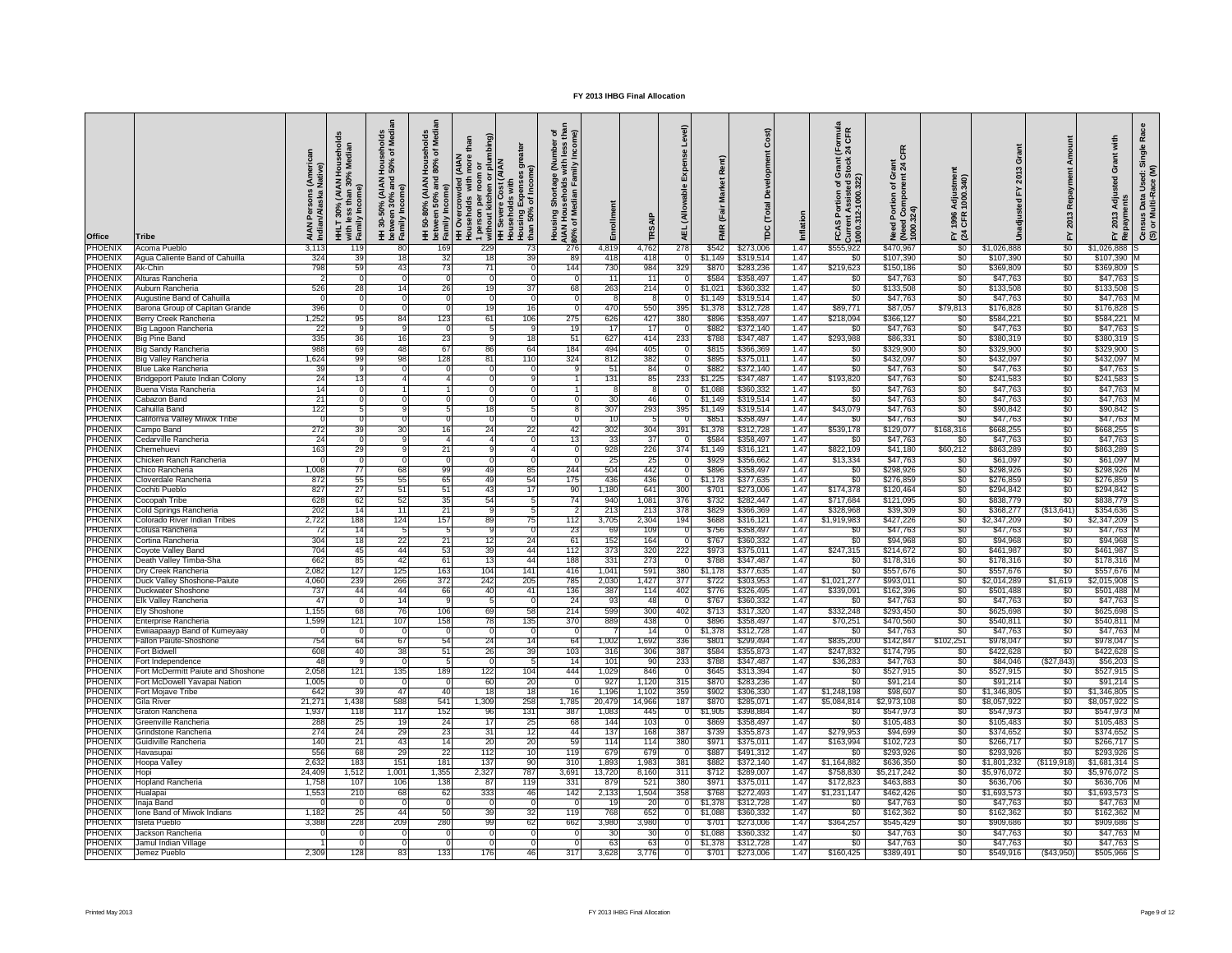# FY 2013 IHBG Final Allocation

| Office | Tribe | AIAN Persons (American Indian/Alaska Native) | HHLT 30% (AIAN Households with less than 30% Median Family Income) | HH 30-50% (AIAN Households between 30% and 50% of Median Family Income) | HH 50-80% (AIAN Households between 50% and 80% of Median Family Income) | HH Overcrowded (AIAN Households with more than 1 person per room or without kitchen or plumbing) | HH Severe Cost (AIAN Households with Housing Expenses greater than 50% of Income) | Housing Shortage (Number of AIAN Households with less than 80% of Median Family Income) | Enrollment | TRSAIP | AEL (Allowable Expense Level) | FMR (Fair Market Rent) | TDC (Total Development Cost) | Inflation | FCAS Portion of Grant (Formula Current Assisted Stock 24 CFR 1000.312-1000.322) | Need Portion of Grant (Need Component 24 CFR 1000.324) | FY 1996 Adjustment (24 CFR 1000.340) | Unadjusted FY 2013 Grant | FY 2013 Repayment Amount | FY 2013 Adjusted Grant with Repayments | Census Data Used: Single Race (S) or Multi-Race (M) |
|---|---|---|---|---|---|---|---|---|---|---|---|---|---|---|---|---|---|---|---|---|---|
| PHOENIX | Acoma Pueblo | 3,113 | 119 | 80 | 169 | 229 | 73 | 276 | 4,819 | 4,762 | 278 | $542 | $273,006 | 1.47 | $555,922 | $470,967 | $0 | $1,026,888 | $0 | $1,026,888 | S |
| PHOENIX | Agua Caliente Band of Cahuilla | 324 | 39 | 18 | 32 | 18 | 39 | 89 | 418 | 418 | 0 | $1,149 | $319,514 | 1.47 | $0 | $107,390 | $0 | $107,390 | $0 | $107,390 | M |
| PHOENIX | Ak-Chin | 798 | 59 | 43 | 73 | 71 | 0 | 144 | 730 | 984 | 329 | $870 | $283,236 | 1.47 | $219,623 | $150,186 | $0 | $369,809 | $0 | $369,809 | S |
| PHOENIX | Alturas Rancheria | 2 | 0 | 0 | 0 | 0 | 0 | 0 | 11 | 11 | 0 | $584 | $358,497 | 1.47 | $0 | $47,763 | $0 | $47,763 | $0 | $47,763 | S |
| PHOENIX | Auburn Rancheria | 526 | 28 | 14 | 26 | 19 | 37 | 68 | 263 | 214 | 0 | $1,021 | $360,332 | 1.47 | $0 | $133,508 | $0 | $133,508 | $0 | $133,508 | S |
| PHOENIX | Augustine Band of Cahuilla | 0 | 0 | 0 | 0 | 0 | 0 | 0 | 8 | 8 | 0 | $1,149 | $319,514 | 1.47 | $0 | $47,763 | $0 | $47,763 | $0 | $47,763 | M |
| PHOENIX | Barona Group of Capitan Grande | 396 | 0 | 0 | 0 | 19 | 16 | 0 | 470 | 550 | 395 | $1,378 | $312,728 | 1.47 | $89,771 | $87,057 | $79,813 | $176,828 | $0 | $176,828 | S |
| PHOENIX | Berry Creek Rancheria | 1,252 | 95 | 84 | 123 | 61 | 106 | 275 | 626 | 427 | 380 | $896 | $358,497 | 1.47 | $218,094 | $366,127 | $0 | $584,221 | $0 | $584,221 | M |
| PHOENIX | Big Lagoon Rancheria | 22 | 9 | 9 | 0 | 5 | 9 | 19 | 17 | 17 | 0 | $882 | $372,140 | 1.47 | $0 | $47,763 | $0 | $47,763 | $0 | $47,763 | S |
| PHOENIX | Big Pine Band | 335 | 36 | 16 | 23 | 9 | 18 | 51 | 627 | 414 | 233 | $788 | $347,487 | 1.47 | $293,988 | $86,331 | $0 | $380,319 | $0 | $380,319 | S |
| PHOENIX | Big Sandy Rancheria | 988 | 69 | 48 | 67 | 86 | 64 | 184 | 494 | 405 | 0 | $815 | $366,369 | 1.47 | $0 | $329,900 | $0 | $329,900 | $0 | $329,900 | S |
| PHOENIX | Big Valley Rancheria | 1,624 | 99 | 98 | 128 | 81 | 110 | 324 | 812 | 382 | 0 | $895 | $375,011 | 1.47 | $0 | $432,097 | $0 | $432,097 | $0 | $432,097 | M |
| PHOENIX | Blue Lake Rancheria | 39 | 9 | 0 | 0 | 0 | 0 | 9 | 51 | 84 | 0 | $882 | $372,140 | 1.47 | $0 | $47,763 | $0 | $47,763 | $0 | $47,763 | S |
| PHOENIX | Bridgeport Paiute Indian Colony | 24 | 13 | 4 | 4 | 0 | 9 | 1 | 131 | 85 | 233 | $1,225 | $347,487 | 1.47 | $193,820 | $47,763 | $0 | $241,583 | $0 | $241,583 | S |
| PHOENIX | Buena Vista Rancheria | 14 | 0 | 1 | 1 | 0 | 0 | 1 | 8 | 8 | 0 | $1,088 | $360,332 | 1.47 | $0 | $47,763 | $0 | $47,763 | $0 | $47,763 | M |
| PHOENIX | Cabazon Band | 21 | 0 | 0 | 0 | 0 | 0 | 0 | 30 | 46 | 0 | $1,149 | $319,514 | 1.47 | $0 | $47,763 | $0 | $47,763 | $0 | $47,763 | M |
| PHOENIX | Cahuilla Band | 122 | 5 | 9 | 5 | 18 | 5 | 8 | 307 | 293 | 395 | $1,149 | $319,514 | 1.47 | $43,079 | $47,763 | $0 | $90,842 | $0 | $90,842 | S |
| PHOENIX | California Valley Miwok Tribe | 0 | 0 | 0 | 0 | 0 | 0 | 0 | 10 | 5 | 0 | $851 | $358,497 | 1.47 | $0 | $47,763 | $0 | $47,763 | $0 | $47,763 | M |
| PHOENIX | Campo Band | 272 | 39 | 30 | 16 | 24 | 22 | 42 | 302 | 304 | 391 | $1,378 | $312,728 | 1.47 | $539,178 | $129,077 | $168,316 | $668,255 | $0 | $668,255 | S |
| PHOENIX | Cedarville Rancheria | 24 | 0 | 9 | 4 | 4 | 0 | 13 | 33 | 37 | 0 | $584 | $358,497 | 1.47 | $0 | $47,763 | $0 | $47,763 | $0 | $47,763 | S |
| PHOENIX | Chemehuevi | 163 | 29 | 9 | 21 | 9 | 4 | 0 | 928 | 226 | 374 | $1,149 | $316,121 | 1.47 | $822,109 | $41,180 | $60,212 | $863,289 | $0 | $863,289 | S |
| PHOENIX | Chicken Ranch Rancheria | 0 | 0 | 0 | 0 | 0 | 0 | 0 | 25 | 25 | 0 | $929 | $356,662 | 1.47 | $13,334 | $47,763 | $0 | $61,097 | $0 | $61,097 | M |
| PHOENIX | Chico Rancheria | 1,008 | 77 | 68 | 99 | 49 | 85 | 244 | 504 | 442 | 0 | $896 | $358,497 | 1.47 | $0 | $298,926 | $0 | $298,926 | $0 | $298,926 | M |
| PHOENIX | Cloverdale Rancheria | 872 | 55 | 55 | 65 | 49 | 54 | 175 | 436 | 436 | 0 | $1,178 | $377,635 | 1.47 | $0 | $276,859 | $0 | $276,859 | $0 | $276,859 | S |
| PHOENIX | Cochiti Pueblo | 827 | 27 | 51 | 51 | 43 | 17 | 90 | 1,180 | 641 | 300 | $701 | $273,006 | 1.47 | $174,378 | $120,464 | $0 | $294,842 | $0 | $294,842 | S |
| PHOENIX | Cocopah Tribe | 628 | 62 | 52 | 35 | 54 | 5 | 74 | 940 | 1,081 | 376 | $732 | $282,447 | 1.47 | $717,684 | $121,095 | $0 | $838,779 | $0 | $838,779 | S |
| PHOENIX | Cold Springs Rancheria | 202 | 14 | 11 | 21 | 9 | 5 | 2 | 213 | 213 | 378 | $829 | $366,369 | 1.47 | $328,968 | $39,309 | $0 | $368,277 | ($13,641) | $354,636 | S |
| PHOENIX | Colorado River Indian Tribes | 2,722 | 188 | 124 | 157 | 89 | 75 | 112 | 3,705 | 2,304 | 194 | $688 | $316,121 | 1.47 | $1,919,983 | $427,226 | $0 | $2,347,209 | $0 | $2,347,209 | S |
| PHOENIX | Colusa Rancheria | 72 | 14 | 5 | 5 | 9 | 0 | 23 | 69 | 109 | 0 | $756 | $358,497 | 1.47 | $0 | $47,763 | $0 | $47,763 | $0 | $47,763 | M |
| PHOENIX | Cortina Rancheria | 304 | 18 | 22 | 21 | 12 | 24 | 61 | 152 | 164 | 0 | $767 | $360,332 | 1.47 | $0 | $94,968 | $0 | $94,968 | $0 | $94,968 | S |
| PHOENIX | Coyote Valley Band | 704 | 45 | 44 | 53 | 39 | 44 | 112 | 373 | 320 | 222 | $973 | $375,011 | 1.47 | $247,315 | $214,672 | $0 | $461,987 | $0 | $461,987 | S |
| PHOENIX | Death Valley Timba-Sha | 662 | 85 | 42 | 61 | 13 | 44 | 188 | 331 | 273 | 0 | $788 | $347,487 | 1.47 | $0 | $178,316 | $0 | $178,316 | $0 | $178,316 | M |
| PHOENIX | Dry Creek Rancheria | 2,082 | 127 | 125 | 163 | 104 | 141 | 416 | 1,041 | 591 | 380 | $1,178 | $377,635 | 1.47 | $0 | $557,676 | $0 | $557,676 | $0 | $557,676 | M |
| PHOENIX | Duck Valley Shoshone-Paiute | 4,060 | 239 | 266 | 372 | 242 | 205 | 785 | 2,030 | 1,427 | 377 | $722 | $303,953 | 1.47 | $1,021,277 | $993,011 | $0 | $2,014,289 | $1,619 | $2,015,908 | S |
| PHOENIX | Duckwater Shoshone | 737 | 44 | 44 | 66 | 40 | 41 | 136 | 387 | 114 | 402 | $776 | $326,495 | 1.47 | $339,091 | $162,396 | $0 | $501,488 | $0 | $501,488 | M |
| PHOENIX | Elk Valley Rancheria | 47 | 0 | 14 | 9 | 5 | 0 | 24 | 93 | 48 | 0 | $767 | $360,332 | 1.47 | $0 | $47,763 | $0 | $47,763 | $0 | $47,763 | S |
| PHOENIX | Ely Shoshone | 1,155 | 68 | 76 | 106 | 69 | 58 | 214 | 599 | 300 | 402 | $713 | $317,320 | 1.47 | $332,248 | $293,450 | $0 | $625,698 | $0 | $625,698 | S |
| PHOENIX | Enterprise Rancheria | 1,599 | 121 | 107 | 158 | 78 | 135 | 370 | 889 | 438 | 0 | $896 | $358,497 | 1.47 | $70,251 | $470,560 | $0 | $540,811 | $0 | $540,811 | M |
| PHOENIX | Ewiiaapaayp Band of Kumeyaay | 0 | 0 | 0 | 0 | 0 | 0 | 0 | 7 | 14 | 0 | $1,378 | $312,728 | 1.47 | $0 | $47,763 | $0 | $47,763 | $0 | $47,763 | M |
| PHOENIX | Fallon Paiute-Shoshone | 754 | 64 | 67 | 54 | 24 | 14 | 64 | 1,002 | 1,692 | 336 | $801 | $299,494 | 1.47 | $835,200 | $142,847 | $102,251 | $978,047 | $0 | $978,047 | S |
| PHOENIX | Fort Bidwell | 608 | 40 | 38 | 51 | 26 | 39 | 103 | 316 | 306 | 387 | $584 | $355,873 | 1.47 | $247,832 | $174,795 | $0 | $422,628 | $0 | $422,628 | S |
| PHOENIX | Fort Independence | 48 | 9 | 0 | 5 | 0 | 5 | 14 | 101 | 90 | 233 | $788 | $347,487 | 1.47 | $36,283 | $47,763 | $0 | $84,046 | ($27,843) | $56,203 | S |
| PHOENIX | Fort McDermitt Paiute and Shoshone | 2,058 | 121 | 135 | 189 | 122 | 104 | 444 | 1,029 | 846 | 0 | $645 | $313,394 | 1.47 | $0 | $527,915 | $0 | $527,915 | $0 | $527,915 | S |
| PHOENIX | Fort McDowell Yavapai Nation | 1,005 | 0 | 0 | 0 | 60 | 20 | 0 | 927 | 1,120 | 315 | $870 | $283,236 | 1.47 | $0 | $91,214 | $0 | $91,214 | $0 | $91,214 | S |
| PHOENIX | Fort Mojave Tribe | 642 | 39 | 47 | 40 | 18 | 18 | 16 | 1,196 | 1,102 | 359 | $902 | $306,330 | 1.47 | $1,248,198 | $98,607 | $0 | $1,346,805 | $0 | $1,346,805 | S |
| PHOENIX | Gila River | 21,271 | 1,438 | 588 | 541 | 1,309 | 258 | 1,785 | 20,479 | 14,966 | 187 | $870 | $285,071 | 1.47 | $5,084,814 | $2,973,108 | $0 | $8,057,922 | $0 | $8,057,922 | S |
| PHOENIX | Graton Rancheria | 1,937 | 118 | 117 | 152 | 96 | 131 | 387 | 1,083 | 445 | 0 | $1,905 | $398,884 | 1.47 | $0 | $547,973 | $0 | $547,973 | $0 | $547,973 | M |
| PHOENIX | Greenville Rancheria | 288 | 25 | 19 | 24 | 17 | 25 | 68 | 144 | 103 | 0 | $869 | $358,497 | 1.47 | $0 | $105,483 | $0 | $105,483 | $0 | $105,483 | S |
| PHOENIX | Grindstone Rancheria | 274 | 24 | 29 | 23 | 31 | 12 | 44 | 137 | 168 | 387 | $739 | $355,873 | 1.47 | $279,953 | $94,699 | $0 | $374,652 | $0 | $374,652 | S |
| PHOENIX | Guidiville Rancheria | 140 | 21 | 43 | 14 | 20 | 20 | 59 | 114 | 114 | 380 | $971 | $375,011 | 1.47 | $163,994 | $102,723 | $0 | $266,717 | $0 | $266,717 | S |
| PHOENIX | Havasupai | 556 | 68 | 29 | 22 | 112 | 10 | 119 | 679 | 679 | 0 | $887 | $491,312 | 1.47 | $0 | $293,926 | $0 | $293,926 | $0 | $293,926 | S |
| PHOENIX | Hoopa Valley | 2,632 | 183 | 151 | 181 | 137 | 90 | 310 | 1,893 | 1,983 | 381 | $882 | $372,140 | 1.47 | $1,164,882 | $636,350 | $0 | $1,801,232 | ($119,918) | $1,681,314 | S |
| PHOENIX | Hopi | 24,409 | 1,512 | 1,001 | 1,355 | 2,327 | 787 | 3,691 | 13,720 | 8,160 | 311 | $712 | $289,007 | 1.47 | $758,830 | $5,217,242 | $0 | $5,976,072 | $0 | $5,976,072 | S |
| PHOENIX | Hopland Rancheria | 1,758 | 107 | 106 | 138 | 87 | 119 | 331 | 879 | 521 | 380 | $971 | $375,011 | 1.47 | $172,823 | $463,883 | $0 | $636,706 | $0 | $636,706 | M |
| PHOENIX | Hualapai | 1,553 | 210 | 68 | 62 | 333 | 46 | 142 | 2,133 | 1,504 | 358 | $768 | $272,493 | 1.47 | $1,231,147 | $462,426 | $0 | $1,693,573 | $0 | $1,693,573 | S |
| PHOENIX | Inaja Band | 0 | 0 | 0 | 0 | 0 | 0 | 0 | 19 | 20 | 0 | $1,378 | $312,728 | 1.47 | $0 | $47,763 | $0 | $47,763 | $0 | $47,763 | M |
| PHOENIX | Ione Band of Miwok Indians | 1,182 | 25 | 44 | 50 | 39 | 32 | 119 | 768 | 652 | 0 | $1,088 | $360,332 | 1.47 | $0 | $162,362 | $0 | $162,362 | $0 | $162,362 | M |
| PHOENIX | Isleta Pueblo | 3,388 | 228 | 209 | 280 | 99 | 62 | 662 | 3,980 | 3,980 | 0 | $701 | $273,006 | 1.47 | $364,257 | $545,429 | $0 | $909,686 | $0 | $909,686 | S |
| PHOENIX | Jackson Rancheria | 0 | 0 | 0 | 0 | 0 | 0 | 0 | 30 | 30 | 0 | $1,088 | $360,332 | 1.47 | $0 | $47,763 | $0 | $47,763 | $0 | $47,763 | M |
| PHOENIX | Jamul Indian Village | 1 | 0 | 0 | 0 | 0 | 0 | 0 | 63 | 63 | 0 | $1,378 | $312,728 | 1.47 | $0 | $47,763 | $0 | $47,763 | $0 | $47,763 | S |
| PHOENIX | Jemez Pueblo | 2,309 | 128 | 83 | 133 | 176 | 46 | 317 | 3,628 | 3,776 | 0 | $701 | $273,006 | 1.47 | $160,425 | $389,491 | $0 | $549,916 | ($43,950) | $505,966 | S |

Printed May 2013 FY 2013 IHBG Final Allocation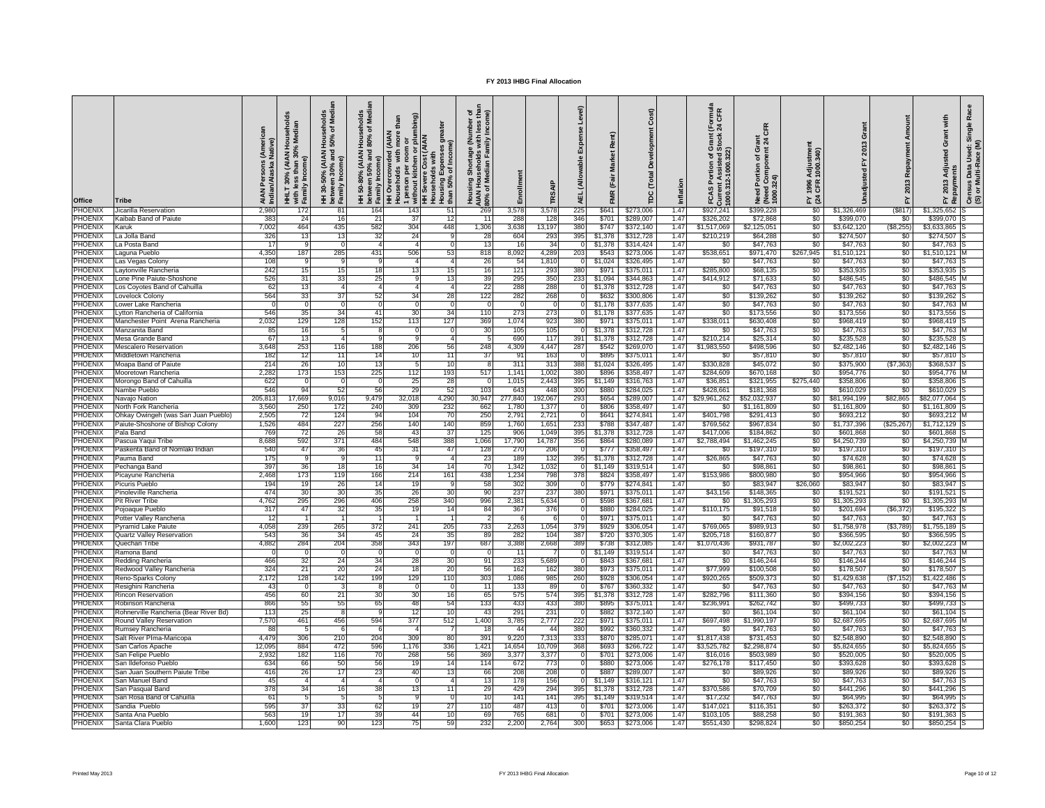# FY 2013 IHBG Final Allocation

| Office | Tribe | AIAN Persons (American Indian/Alaska Native) | HHLT 30% (AIAN Households with less than 30% Median Family Income) | HH 30-50% (AIAN Households between 30% and 50% of Median Family Income) | HH 50-80% (AIAN Households between 50% and 80% of Median Family Income) | HH Overcrowded (AIAN Households with more than 1 person per room or without kitchen or plumbing) | HH Severe Cost (AIAN Households with Housing Expenses greater than 50% of Income) | Housing Shortage (Number of AIAN Households with less than 80% of Median Family Income) | Enrollment | TRSAIP | AEL (Allowable Expense Level) | FMR (Fair Market Rent) | TDC (Total Development Cost) | Inflation | FCAS Portion of Grant (Formula Current Assisted Stock 24 CFR 1000.312-1000.322) | Need Portion of Grant (Need Component 24 CFR 1000.324) | FY 1996 Adjustment (24 CFR 1000.340) | Unadjusted FY 2013 Grant | FY 2013 Repayment Amount | FY 2013 Adjusted Grant with Repayments | Census Data Used: Single Race (S) or Multi-Race (M) |
|---|---|---|---|---|---|---|---|---|---|---|---|---|---|---|---|---|---|---|---|---|---|
| PHOENIX | Jicarilla Reservation | 2,980 | 172 | 81 | 164 | 143 | 51 | 269 | 3,578 | 3,578 | 225 | $641 | $273,006 | 1.47 | $927,241 | $399,228 | $0 | $1,326,469 | ($817) | $1,325,652 | S |
| PHOENIX | Kaibab Band of Paiute | 383 | 24 | 16 | 21 | 37 | 12 | 11 | 288 | 128 | 346 | $701 | $289,007 | 1.47 | $326,202 | $72,868 | $0 | $399,070 | $0 | $399,070 | S |
| PHOENIX | Karuk | 7,002 | 464 | 435 | 582 | 304 | 448 | 1,306 | 3,638 | 13,197 | 380 | $747 | $372,140 | 1.47 | $1,517,069 | $2,125,051 | $0 | $3,642,120 | ($8,255) | $3,633,865 | S |
| PHOENIX | La Jolla Band | 326 | 13 | 13 | 32 | 24 | 9 | 28 | 604 | 293 | 395 | $1,378 | $312,728 | 1.47 | $210,219 | $64,288 | $0 | $274,507 | $0 | $274,507 | S |
| PHOENIX | La Posta Band | 17 | 9 | 0 | 4 | 4 | 0 | 13 | 16 | 34 | 0 | $1,378 | $314,424 | 1.47 | $0 | $47,763 | $0 | $47,763 | $0 | $47,763 | S |
| PHOENIX | Laguna Pueblo | 4,350 | 187 | 285 | 431 | 506 | 53 | 818 | 8,092 | 4,289 | 203 | $543 | $273,006 | 1.47 | $538,651 | $971,470 | $267,945 | $1,510,121 | $0 | $1,510,121 | M |
| PHOENIX | Las Vegas Colony | 108 | 9 | 9 | 9 | 4 | 4 | 26 | 54 | 1,810 | 0 | $1,024 | $326,495 | 1.47 | $0 | $47,763 | $0 | $47,763 | $0 | $47,763 | S |
| PHOENIX | Laytonville Rancheria | 242 | 15 | 15 | 18 | 13 | 15 | 16 | 121 | 293 | 380 | $971 | $375,011 | 1.47 | $285,800 | $68,135 | $0 | $353,935 | $0 | $353,935 | S |
| PHOENIX | Lone Pine Paiute-Shoshone | 526 | 31 | 33 | 25 | 9 | 13 | 39 | 295 | 350 | 233 | $1,094 | $344,863 | 1.47 | $414,912 | $71,633 | $0 | $486,545 | $0 | $486,545 | M |
| PHOENIX | Los Coyotes Band of Cahuilla | 62 | 13 | 4 | 4 | 4 | 4 | 22 | 288 | 288 | 0 | $1,378 | $312,728 | 1.47 | $0 | $47,763 | $0 | $47,763 | $0 | $47,763 | S |
| PHOENIX | Lovelock Colony | 564 | 33 | 37 | 52 | 34 | 28 | 122 | 282 | 268 | 0 | $632 | $300,806 | 1.47 | $0 | $139,262 | $0 | $139,262 | $0 | $139,262 | S |
| PHOENIX | Lower Lake Rancheria | 0 | 0 | 0 | 0 | 0 | 0 | 0 | 0 | 0 | 0 | $1,178 | $377,635 | 1.47 | $0 | $47,763 | $0 | $47,763 | $0 | $47,763 | M |
| PHOENIX | Lytton Rancheria of California | 546 | 35 | 34 | 41 | 30 | 34 | 110 | 273 | 273 | 0 | $1,178 | $377,635 | 1.47 | $0 | $173,556 | $0 | $173,556 | $0 | $173,556 | S |
| PHOENIX | Manchester Point Arena Rancheria | 2,032 | 129 | 128 | 152 | 113 | 127 | 369 | 1,074 | 923 | 380 | $971 | $375,011 | 1.47 | $338,011 | $630,408 | $0 | $968,419 | $0 | $968,419 | S |
| PHOENIX | Manzanita Band | 85 | 16 | 5 | 8 | 0 | 0 | 30 | 105 | 105 | 0 | $1,378 | $312,728 | 1.47 | $0 | $47,763 | $0 | $47,763 | $0 | $47,763 | M |
| PHOENIX | Mesa Grande Band | 67 | 13 | 4 | 9 | 9 | 4 | 5 | 690 | 117 | 391 | $1,378 | $312,728 | 1.47 | $210,214 | $25,314 | $0 | $235,528 | $0 | $235,528 | S |
| PHOENIX | Mescalero Reservation | 3,648 | 253 | 116 | 188 | 206 | 56 | 248 | 4,309 | 4,447 | 287 | $542 | $269,070 | 1.47 | $1,983,550 | $498,596 | $0 | $2,482,146 | $0 | $2,482,146 | S |
| PHOENIX | Middletown Rancheria | 182 | 12 | 11 | 14 | 10 | 11 | 37 | 91 | 163 | 0 | $895 | $375,011 | 1.47 | $0 | $57,810 | $0 | $57,810 | $0 | $57,810 | S |
| PHOENIX | Moapa Band of Paiute | 214 | 26 | 10 | 13 | 5 | 10 | 8 | 311 | 313 | 388 | $1,024 | $326,495 | 1.47 | $330,828 | $45,072 | $0 | $375,900 | ($7,363) | $368,537 | S |
| PHOENIX | Mooretown Rancheria | 2,282 | 173 | 153 | 225 | 112 | 193 | 517 | 1,141 | 1,002 | 380 | $896 | $358,497 | 1.47 | $284,609 | $670,168 | $0 | $954,776 | $0 | $954,776 | M |
| PHOENIX | Morongo Band of Cahuilla | 622 | 0 | 0 | 0 | 25 | 28 | 0 | 1,015 | 2,443 | 395 | $1,149 | $316,763 | 1.47 | $36,851 | $321,955 | $275,440 | $358,806 | $0 | $358,806 | S |
| PHOENIX | Nambe Pueblo | 546 | 94 | 52 | 56 | 29 | 52 | 103 | 643 | 448 | 300 | $880 | $284,025 | 1.47 | $428,661 | $181,368 | $0 | $610,029 | $0 | $610,029 | S |
| PHOENIX | Navajo Nation | 205,813 | 17,669 | 9,016 | 9,479 | 32,018 | 4,290 | 30,947 | 277,840 | 192,067 | 293 | $654 | $289,007 | 1.47 | $29,961,262 | $52,032,937 | $0 | $81,994,199 | $82,865 | $82,077,064 | S |
| PHOENIX | North Fork Rancheria | 3,560 | 250 | 172 | 240 | 309 | 232 | 662 | 1,780 | 1,377 | 0 | $806 | $358,497 | 1.47 | $0 | $1,161,809 | $0 | $1,161,809 | $0 | $1,161,809 | S |
| PHOENIX | Ohkay Owingeh (was San Juan Pueblo) | 2,505 | 72 | 124 | 94 | 104 | 70 | 250 | 2,791 | 2,721 | 0 | $641 | $274,841 | 1.47 | $401,798 | $291,413 | $0 | $693,212 | $0 | $693,212 | M |
| PHOENIX | Paiute-Shoshone of Bishop Colony | 1,526 | 484 | 227 | 256 | 140 | 140 | 859 | 1,760 | 1,651 | 233 | $788 | $347,487 | 1.47 | $769,562 | $967,834 | $0 | $1,737,396 | ($25,267) | $1,712,129 | S |
| PHOENIX | Pala Band | 769 | 72 | 26 | 58 | 43 | 37 | 125 | 906 | 1,049 | 395 | $1,378 | $312,728 | 1.47 | $417,006 | $184,862 | $0 | $601,868 | $0 | $601,868 | S |
| PHOENIX | Pascua Yaqui Tribe | 8,688 | 592 | 371 | 484 | 548 | 388 | 1,066 | 17,790 | 14,787 | 356 | $864 | $280,089 | 1.47 | $2,788,494 | $1,462,245 | $0 | $4,250,739 | $0 | $4,250,739 | M |
| PHOENIX | Paskenta Band of Nomlaki Indian | 540 | 47 | 36 | 45 | 31 | 47 | 128 | 270 | 206 | 0 | $777 | $358,497 | 1.47 | $0 | $197,310 | $0 | $197,310 | $0 | $197,310 | S |
| PHOENIX | Pauma Band | 175 | 9 | 9 | 11 | 9 | 4 | 23 | 189 | 132 | 395 | $1,378 | $312,728 | 1.47 | $26,865 | $47,763 | $0 | $74,628 | $0 | $74,628 | S |
| PHOENIX | Pechanga Band | 397 | 36 | 18 | 16 | 34 | 14 | 70 | 1,342 | 1,032 | 0 | $1,149 | $319,514 | 1.47 | $0 | $98,861 | $0 | $98,861 | $0 | $98,861 | S |
| PHOENIX | Picayune Rancheria | 2,468 | 173 | 119 | 166 | 214 | 161 | 438 | 1,234 | 798 | 378 | $824 | $358,497 | 1.47 | $153,986 | $800,980 | $0 | $954,966 | $0 | $954,966 | S |
| PHOENIX | Picuris Pueblo | 194 | 19 | 26 | 14 | 19 | 9 | 58 | 302 | 309 | 0 | $779 | $274,841 | 1.47 | $0 | $83,947 | $26,060 | $83,947 | $0 | $83,947 | S |
| PHOENIX | Pinoleville Rancheria | 474 | 30 | 30 | 35 | 26 | 30 | 90 | 237 | 237 | 380 | $971 | $375,011 | 1.47 | $43,156 | $148,365 | $0 | $191,521 | $0 | $191,521 | S |
| PHOENIX | Pit River Tribe | 4,762 | 295 | 296 | 406 | 258 | 340 | 996 | 2,381 | 5,634 | 0 | $598 | $367,681 | 1.47 | $0 | $1,305,293 | $0 | $1,305,293 | $0 | $1,305,293 | M |
| PHOENIX | Pojoaque Pueblo | 317 | 47 | 32 | 35 | 19 | 14 | 84 | 367 | 376 | 0 | $880 | $284,025 | 1.47 | $110,175 | $91,518 | $0 | $201,694 | ($6,372) | $195,322 | S |
| PHOENIX | Potter Valley Rancheria | 12 | 1 | 1 | 1 | 1 | 1 | 2 | 6 | 6 | 0 | $971 | $375,011 | 1.47 | $0 | $47,763 | $0 | $47,763 | $0 | $47,763 | S |
| PHOENIX | Pyramid Lake Paiute | 4,058 | 239 | 265 | 372 | 241 | 205 | 733 | 2,263 | 1,054 | 379 | $929 | $306,054 | 1.47 | $769,065 | $989,913 | $0 | $1,758,978 | ($3,789) | $1,755,189 | S |
| PHOENIX | Quartz Valley Reservation | 543 | 36 | 34 | 45 | 24 | 35 | 89 | 282 | 104 | 387 | $720 | $370,305 | 1.47 | $205,718 | $160,877 | $0 | $366,595 | $0 | $366,595 | S |
| PHOENIX | Quechan Tribe | 4,882 | 284 | 204 | 358 | 343 | 197 | 687 | 3,388 | 2,668 | 389 | $738 | $312,085 | 1.47 | $1,070,436 | $931,787 | $0 | $2,002,223 | $0 | $2,002,223 | M |
| PHOENIX | Ramona Band | 0 | 0 | 0 | 0 | 0 | 0 | 0 | 11 | 7 | 0 | $1,149 | $319,514 | 1.47 | $0 | $47,763 | $0 | $47,763 | $0 | $47,763 | M |
| PHOENIX | Redding Rancheria | 466 | 32 | 24 | 34 | 28 | 30 | 91 | 233 | 5,689 | 0 | $843 | $367,681 | 1.47 | $0 | $146,244 | $0 | $146,244 | $0 | $146,244 | S |
| PHOENIX | Redwood Valley Rancheria | 324 | 21 | 20 | 24 | 18 | 20 | 56 | 162 | 162 | 380 | $973 | $375,011 | 1.47 | $77,999 | $100,508 | $0 | $178,507 | $0 | $178,507 | S |
| PHOENIX | Reno-Sparks Colony | 2,172 | 128 | 142 | 199 | 129 | 110 | 303 | 1,086 | 985 | 260 | $928 | $306,054 | 1.47 | $920,265 | $509,373 | $0 | $1,429,638 | ($7,152) | $1,422,486 | S |
| PHOENIX | Resighini Rancheria | 43 | 0 | 3 | 8 | 0 | 0 | 11 | 133 | 89 | 0 | $767 | $360,332 | 1.47 | $0 | $47,763 | $0 | $47,763 | $0 | $47,763 | M |
| PHOENIX | Rincon Reservation | 456 | 60 | 21 | 30 | 30 | 16 | 65 | 575 | 574 | 395 | $1,378 | $312,728 | 1.47 | $282,796 | $111,360 | $0 | $394,156 | $0 | $394,156 | S |
| PHOENIX | Robinson Rancheria | 866 | 55 | 55 | 65 | 48 | 54 | 133 | 433 | 433 | 380 | $895 | $375,011 | 1.47 | $236,991 | $262,742 | $0 | $499,733 | $0 | $499,733 | S |
| PHOENIX | Rohnerville Rancheria (Bear River Bd) | 113 | 25 | 8 | 9 | 12 | 10 | 43 | 291 | 231 | 0 | $882 | $372,140 | 1.47 | $0 | $61,104 | $0 | $61,104 | $0 | $61,104 | S |
| PHOENIX | Round Valley Reservation | 7,570 | 461 | 456 | 594 | 377 | 512 | 1,400 | 3,785 | 2,777 | 222 | $971 | $375,011 | 1.47 | $697,498 | $1,990,197 | $0 | $2,687,695 | $0 | $2,687,695 | M |
| PHOENIX | Rumsey Rancheria | 88 | 5 | 6 | 6 | 4 | 7 | 18 | 44 | 44 | 380 | $992 | $360,332 | 1.47 | $0 | $47,763 | $0 | $47,763 | $0 | $47,763 | S |
| PHOENIX | Salt River Plma-Maricopa | 4,479 | 306 | 210 | 204 | 309 | 80 | 391 | 9,220 | 7,313 | 333 | $870 | $285,071 | 1.47 | $1,817,438 | $731,453 | $0 | $2,548,890 | $0 | $2,548,890 | S |
| PHOENIX | San Carlos Apache | 12,095 | 884 | 472 | 596 | 1,176 | 336 | 1,421 | 14,654 | 10,709 | 368 | $693 | $266,722 | 1.47 | $3,525,782 | $2,298,874 | $0 | $5,824,655 | $0 | $5,824,655 | S |
| PHOENIX | San Felipe Pueblo | 2,932 | 182 | 116 | 70 | 268 | 56 | 369 | 3,377 | 3,377 | 0 | $701 | $273,006 | 1.47 | $16,016 | $503,989 | $0 | $520,005 | $0 | $520,005 | S |
| PHOENIX | San Ildefonso Pueblo | 634 | 66 | 50 | 56 | 19 | 14 | 114 | 672 | 773 | 0 | $880 | $284,025 | 1.47 | $276,178 | $117,450 | $0 | $393,628 | $0 | $393,628 | S |
| PHOENIX | San Juan Southern Paiute Tribe | 416 | 26 | 17 | 23 | 40 | 13 | 66 | 208 | 208 | 0 | $887 | $289,007 | 1.47 | $0 | $89,926 | $0 | $89,926 | $0 | $89,926 | S |
| PHOENIX | San Manuel Band | 45 | 4 | 4 | 4 | 0 | 4 | 13 | 178 | 156 | 0 | $1,149 | $316,121 | 1.47 | $0 | $47,763 | $0 | $47,763 | $0 | $47,763 | S |
| PHOENIX | San Pasqual Band | 378 | 34 | 16 | 38 | 13 | 11 | 29 | 429 | 294 | 395 | $1,378 | $312,728 | 1.47 | $370,586 | $70,709 | $0 | $441,296 | $0 | $441,296 | S |
| PHOENIX | San Rosa Band of Cahuilla | 61 | 5 | 5 | 5 | 9 | 0 | 10 | 141 | 141 | 395 | $1,149 | $319,514 | 1.47 | $17,232 | $47,763 | $0 | $64,995 | $0 | $64,995 | S |
| PHOENIX | Sandia Pueblo | 595 | 37 | 33 | 62 | 19 | 27 | 110 | 487 | 413 | 0 | $701 | $273,006 | 1.47 | $147,021 | $116,351 | $0 | $263,372 | $0 | $263,372 | S |
| PHOENIX | Santa Ana Pueblo | 563 | 19 | 17 | 39 | 44 | 10 | 69 | 765 | 681 | 0 | $701 | $273,006 | 1.47 | $103,105 | $88,258 | $0 | $191,363 | $0 | $191,363 | S |
| PHOENIX | Santa Clara Pueblo | 1,600 | 123 | 90 | 123 | 75 | 59 | 232 | 2,200 | 2,764 | 300 | $653 | $273,006 | 1.47 | $551,430 | $298,824 | $0 | $850,254 | $0 | $850,254 | S |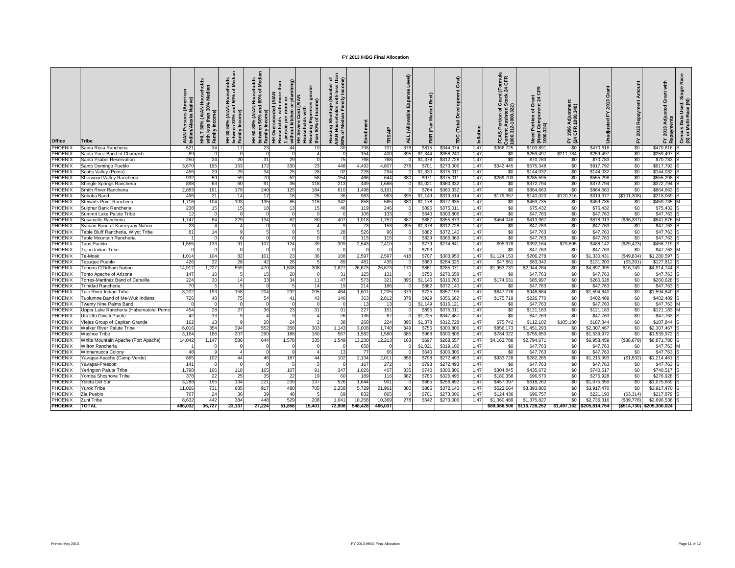# FY 2013 IHBG Final Allocation

| Office | Tribe | AIAN Persons (American Indian/Alaska Native) | HHLT 30% (AIAN Households with less than 30% Median Family Income) | HH 30-50% (AIAN Households between 30% and 50% of Median Family Income) | HH 50-80% (AIAN Households between 50% and 80% of Median Family Income) | HH Overcrowded (AIAN Households with more than 1 person per room or without kitchen or plumbing) | HH Severe Cost (AIAN Households with Housing Expenses greater than 50% of Income) | Housing Shortage (Number of AIAN Households with less than 80% of Median Family Income) | Enrollment | TRSAIP | AEL (Allowable Expense Level) | FMR (Fair Market Rent) | TDC (Total Development Cost) | Inflation | FCAS Portion of Grant (Formula Current Assisted Stock 24 CFR 1000.312-1000.322) | Need Portion of Grant (Need Component 24 CFR 1000.324) | FY 1996 Adjustment (24 CFR 1000.340) | Unadjusted FY 2013 Grant | FY 2013 Repayment Amount | FY 2013 Adjusted Grant with Repayments | Census Data Used: Single Race (S) or Multi-Race (M) |
|---|---|---|---|---|---|---|---|---|---|---|---|---|---|---|---|---|---|---|---|---|---|
| PHOENIX | Santa Rosa Rancheria | 521 | 34 | 17 | 23 | 44 | 10 | 30 | 738 | 701 | 378 | $815 | $344,074 | 1.47 | $366,725 | $103,891 | $0 | $470,616 | $0 | $470,616 | S |
| PHOENIX | Santa Ynez Band of Chumash | 89 | 0 | 0 | 0 | 0 | 4 | 0 | 154 | 400 | 395 | $1,344 | $358,240 | 1.47 | $0 | $259,497 | $211,734 | $259,497 | $0 | $259,497 | S |
| PHOENIX | Santa Ysabel Reservation | 250 | 24 | 20 | 31 | 29 | 0 | 75 | 768 | 768 | 0 | $1,378 | $312,728 | 1.47 | $0 | $70,783 | $0 | $70,783 | $0 | $70,783 | S |
| PHOENIX | Santo Domingo Pueblo | 3,670 | 195 | 153 | 172 | 330 | 23 | 448 | 4,492 | 4,807 | 278 | $701 | $273,006 | 1.47 | $342,445 | $575,348 | $0 | $917,792 | $0 | $917,792 | S |
| PHOENIX | Scotts Valley (Pomo) | 456 | 29 | 29 | 34 | 25 | 28 | 92 | 228 | 294 | 0 | $1,330 | $375,011 | 1.47 | $0 | $144,032 | $0 | $144,032 | $0 | $144,032 | S |
| PHOENIX | Sherwood Valley Rancheria | 932 | 59 | 59 | 70 | 52 | 58 | 154 | 466 | 644 | 380 | $971 | $375,011 | 1.47 | $269,703 | $285,595 | $0 | $555,298 | $0 | $555,298 | S |
| PHOENIX | Shingle Springs Rancheria | 898 | 63 | 60 | 91 | 36 | 118 | 213 | 449 | 1,688 | 0 | $1,021 | $360,332 | 1.47 | $0 | $372,794 | $0 | $372,794 | $0 | $372,794 | S |
| PHOENIX | Smith River Rancheria | 2,883 | 191 | 179 | 240 | 125 | 184 | 610 | 1,498 | 3,191 | 0 | $764 | $360,332 | 1.47 | $0 | $864,663 | $0 | $864,663 | $0 | $864,663 | S |
| PHOENIX | Soboba Band | 496 | 21 | 14 | 17 | 16 | 25 | 36 | 963 | 963 | 395 | $1,149 | $319,514 | 1.47 | $179,357 | $140,020 | $120,316 | $319,377 | ($101,308) | $218,069 | S |
| PHOENIX | Stewarts Point Rancheria | 1,716 | 104 | 103 | 135 | 85 | 116 | 342 | 858 | 565 | 380 | $1,178 | $377,635 | 1.47 | $0 | $459,735 | $0 | $459,735 | $0 | $459,735 | M |
| PHOENIX | Sulphur Bank Rancheria | 238 | 15 | 15 | 18 | 13 | 15 | 48 | 119 | 246 | 0 | $895 | $375,011 | 1.47 | $0 | $75,432 | $0 | $75,432 | $0 | $75,432 | S |
| PHOENIX | Summit Lake Paiute Tribe | 12 | 0 | 0 | 0 | 0 | 0 | 0 | 106 | 133 | 0 | $640 | $300,806 | 1.47 | $0 | $47,763 | $0 | $47,763 | $0 | $47,763 | S |
| PHOENIX | Susanville Rancheria | 1,747 | 84 | 229 | 134 | 62 | 80 | 407 | 1,018 | 1,757 | 387 | $887 | $355,873 | 1.47 | $464,046 | $413,967 | $0 | $878,013 | ($36,337) | $841,676 | M |
| PHOENIX | Sycuan Band of Kumeyaay Nation | 23 | 4 | 4 | 0 | 0 | 4 | 9 | 73 | 153 | 395 | $1,378 | $312,728 | 1.47 | $0 | $47,763 | $0 | $47,763 | $0 | $47,763 | S |
| PHOENIX | Table Bluff Rancheria, Wiyot Tribe | 81 | 14 | 9 | 5 | 9 | 5 | 28 | 526 | 96 | 0 | $882 | $372,140 | 1.47 | $0 | $47,763 | $0 | $47,763 | $0 | $47,763 | S |
| PHOENIX | Table Mountain Rancheria | 1 | 0 | 0 | 0 | 0 | 0 | 0 | 115 | 115 | 0 | $829 | $366,369 | 1.47 | $0 | $47,763 | $0 | $47,763 | $0 | $47,763 | S |
| PHOENIX | Taos Pueblo | 1,555 | 133 | 91 | 107 | 124 | 39 | 309 | 2,543 | 2,410 | 0 | $779 | $274,841 | 1.47 | $95,978 | $392,164 | $79,895 | $488,142 | ($29,423) | $458,719 | S |
| PHOENIX | Tejon Indian Tribe | 0 | 0 | 0 | 0 | 0 | 0 | 0 | 0 | 0 | 0 | $793 | | 1.47 | $0 | $47,763 | $0 | $47,763 | $0 | $47,763 | M |
| PHOENIX | Te-Moak | 1,014 | 104 | 82 | 101 | 23 | 36 | 108 | 2,597 | 2,597 | 418 | $707 | $303,953 | 1.47 | $1,124,153 | $206,278 | $0 | $1,330,431 | ($49,834) | $1,280,597 | S |
| PHOENIX | Tesuque Pueblo | 426 | 32 | 28 | 42 | 26 | 5 | 89 | 481 | 435 | 0 | $880 | $284,025 | 1.47 | $47,861 | $83,342 | $0 | $131,203 | ($3,391) | $127,812 | S |
| PHOENIX | Tohono O'Odham Nation | 14,917 | 1,227 | 559 | 470 | 1,508 | 308 | 1,827 | 26,673 | 26,673 | 170 | $861 | $285,071 | 1.47 | $1,953,731 | $2,944,264 | $0 | $4,897,995 | $16,749 | $4,914,744 | S |
| PHOENIX | Tonto Apache of Arizona | 147 | 10 | 5 | 15 | 20 | 0 | 31 | 125 | 131 | 0 | $750 | $270,658 | 1.47 | $0 | $47,763 | $0 | $47,763 | $0 | $47,763 | S |
| PHOENIX | Torres-Martinez Band of Cahuilla | 224 | 30 | 14 | 33 | 34 | 11 | 47 | 573 | 321 | 395 | $1,145 | $316,763 | 1.47 | $174,631 | $85,997 | $0 | $260,628 | $0 | $260,628 | S |
| PHOENIX | Trinidad Rancheria | 70 | 5 | 5 | 9 | 5 | 14 | 19 | 214 | 186 | 0 | $882 | $372,140 | 1.47 | $0 | $47,763 | $0 | $47,763 | $0 | $47,763 | S |
| PHOENIX | Tule River Indian Tribe | 3,202 | 193 | 158 | 204 | 232 | 205 | 464 | 1,601 | 1,205 | 373 | $725 | $357,195 | 1.47 | $647,776 | $946,864 | $0 | $1,594,640 | $0 | $1,594,640 | S |
| PHOENIX | Tuolumne Band of Me-Wuk Indians | 726 | 48 | 75 | 54 | 41 | 43 | 146 | 363 | 2,812 | 378 | $929 | $356,662 | 1.47 | $175,719 | $226,770 | $0 | $402,489 | $0 | $402,489 | S |
| PHOENIX | Twenty Nine Palms Band | 0 | 0 | 0 | 0 | 0 | 0 | 0 | 13 | 13 | 0 | $1,149 | $316,121 | 1.47 | $0 | $47,763 | $0 | $47,763 | $0 | $47,763 | M |
| PHOENIX | Upper Lake Rancheria (Habematolel Pomo | 454 | 28 | 27 | 36 | 23 | 31 | 91 | 227 | 151 | 0 | $895 | $375,011 | 1.47 | $0 | $121,183 | $0 | $121,183 | $0 | $121,183 | M |
| PHOENIX | Utu Utu Gwaiti Paiute | 42 | 13 | 9 | 4 | 9 | 4 | 26 | 136 | 67 | 0 | $1,225 | $347,487 | 1.47 | $0 | $47,763 | $0 | $47,763 | $0 | $47,763 | S |
| PHOENIX | Viejas Group of Capitan Grande | 162 | 13 | 9 | 20 | 24 | 2 | 38 | 268 | 224 | 395 | $1,378 | $312,728 | 1.47 | $75,742 | $112,102 | $105,180 | $187,844 | $0 | $187,844 | S |
| PHOENIX | Walker River Paiute Tribe | 6,016 | 354 | 394 | 552 | 358 | 303 | 1,143 | 3,008 | 1,740 | 349 | $756 | $300,806 | 1.47 | $856,173 | $1,451,293 | $0 | $2,307,467 | $0 | $2,307,467 | S |
| PHOENIX | Washoe Tribe | 3,164 | 186 | 207 | 290 | 188 | 160 | 567 | 1,582 | 1,580 | 385 | $968 | $300,806 | 1.47 | $784,322 | $755,650 | $0 | $1,539,972 | $0 | $1,539,972 | S |
| PHOENIX | White Mountain Apache (Fort Apache) | 14,042 | 1,147 | 586 | 644 | 1,578 | 335 | 1,549 | 13,230 | 12,213 | 163 | $697 | $268,557 | 1.47 | $4,163,788 | $2,794,671 | $0 | $6,958,459 | ($86,679) | $6,871,780 | S |
| PHOENIX | Wilton Rancheria | 1 | 0 | 0 | 0 | 0 | 0 | 0 | 658 | 0 | 0 | $1,021 | $319,102 | 1.47 | $0 | $47,763 | $0 | $47,763 | $0 | $47,763 | M |
| PHOENIX | Winnemucca Colony | 48 | 9 | 4 | 0 | 9 | 4 | 13 | 77 | 66 | 0 | $640 | $300,806 | 1.47 | $0 | $47,763 | $0 | $47,763 | $0 | $47,763 | S |
| PHOENIX | Yavapai-Apache (Camp Verde) | 865 | 102 | 44 | 46 | 187 | 44 | 102 | 2,134 | 2,011 | 356 | $798 | $272,493 | 1.47 | $933,728 | $282,265 | $0 | $1,215,993 | ($1,532) | $1,214,461 | S |
| PHOENIX | Yavapai-Prescott | 141 | 0 | 0 | 0 | 5 | 5 | 0 | 167 | 272 | 0 | $798 | $272,493 | 1.47 | $0 | $47,763 | $0 | $47,763 | $0 | $47,763 | S |
| PHOENIX | Yerington Paiute Tribe | 1,798 | 106 | 118 | 165 | 107 | 91 | 347 | 1,026 | 467 | 335 | $740 | $300,806 | 1.47 | $304,845 | $435,672 | $0 | $740,517 | $0 | $740,517 | S |
| PHOENIX | Yomba Shoshone Tribe | 378 | 22 | 25 | 35 | 22 | 19 | 60 | 189 | 116 | 382 | $785 | $326,495 | 1.47 | $180,358 | $96,570 | $0 | $276,928 | $0 | $276,928 | S |
| PHOENIX | Ysleta Del Sur | 3,288 | 195 | 134 | 221 | 239 | 137 | 526 | 1,644 | 901 | 0 | $665 | $256,492 | 1.47 | $457,397 | $618,262 | $0 | $1,075,659 | $0 | $1,075,659 | S |
| PHOENIX | Yurok Tribe | 11,026 | 731 | 685 | 917 | 480 | 705 | 2,258 | 5,729 | 21,961 | 380 | $865 | $372,140 | 1.47 | $523,664 | $3,393,805 | $0 | $3,917,470 | $0 | $3,917,470 | S |
| PHOENIX | Zia Pueblo | 767 | 24 | 36 | 39 | 48 | 5 | 69 | 832 | 865 | 0 | $701 | $273,006 | 1.47 | $124,436 | $96,757 | $0 | $221,193 | ($3,314) | $217,879 | S |
| PHOENIX | Zuni Tribe | 8,632 | 442 | 384 | 448 | 529 | 208 | 1,041 | 10,258 | 10,369 | 278 | $542 | $273,006 | 1.47 | $1,360,489 | $1,375,827 | $0 | $2,736,316 | ($39,778) | $2,696,538 | S |
| **PHOENIX** | **TOTAL** | **486,032** | **36,727** | **23,137** | **27,224** | **51,858** | **15,401** | **72,908** | **548,428** | **466,037** | | | | | **$89,086,500** | **$116,728,252** | **$1,497,162** | **$205,814,754** | **($514,730)** | **$205,300,024** | |

Printed May 2013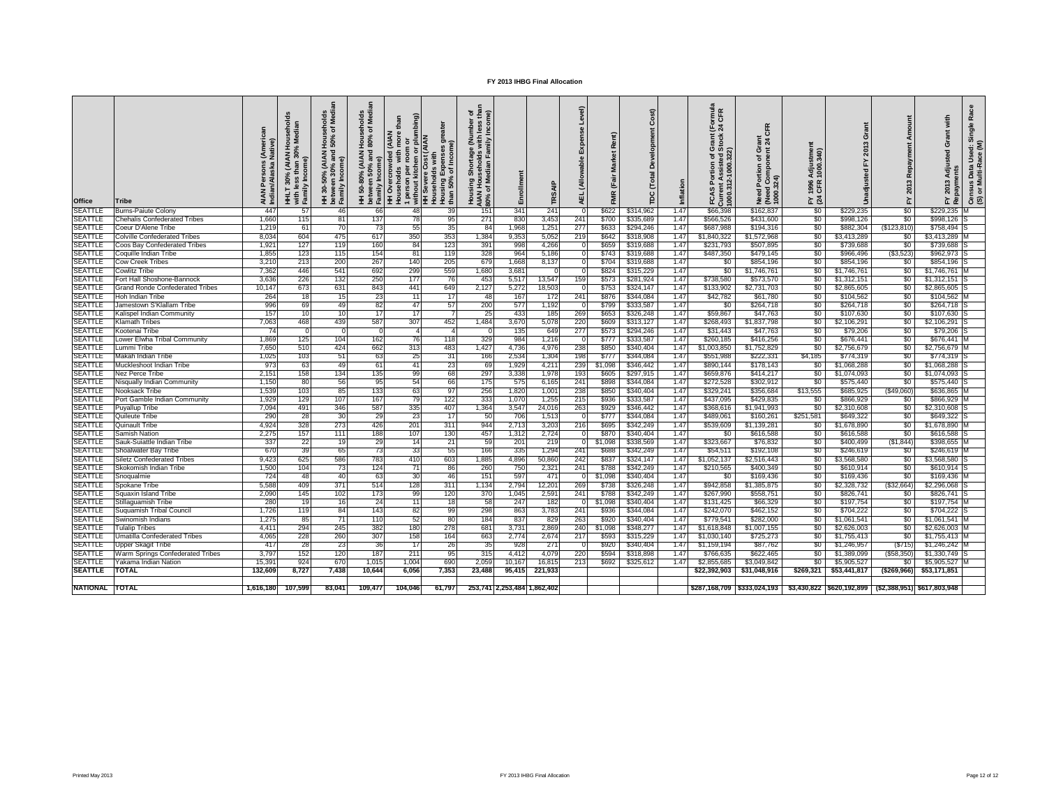# FY 2013 IHBG Final Allocation

| Office | Tribe | AIAN Persons (American Indian/Alaska Native) | HHLT 30% (AIAN Households with less than 30% Median Family Income) | HH 30-50% (AIAN Households between 30% and 50% of Median Family Income) | HH 50-80% (AIAN Households between 50% and 80% of Median Family Income) | HH Overcrowded (AIAN Households with more than 1 person per room or without kitchen or plumbing) | HH Severe Cost (AIAN Households with Housing Expenses greater than 50% of Income) | Housing Shortage (Number of AIAN Households with less than 80% of Median Family Income) | Enrollment | TRSAIP | AEL (Allowable Expense Level) | FMR (Fair Market Rent) | TDC (Total Development Cost) | Inflation | FCAS Portion of Grant (Formula Current Assisted Stock 24 CFR 1000.312-1000.322) | Need Portion of Grant (Need Component 24 CFR 1000.324) | FY 1996 Adjustment (24 CFR 1000.340) | Unadjusted FY 2013 Grant | FY 2013 Repayment Amount | FY 2013 Adjusted Grant with Repayments | Census Data Used: Single Race (S) or Multi-Race (M) |
|---|---|---|---|---|---|---|---|---|---|---|---|---|---|---|---|---|---|---|---|---|---|
| SEATTLE | Burns-Paiute Colony | 447 | 57 | 46 | 66 | 48 | 39 | 151 | 341 | 241 | 0 | $622 | $314,962 | 1.47 | $66,398 | $162,837 | $0 | $229,235 | $0 | $229,235 | M |
| SEATTLE | Chehalis Confederated Tribes | 1,660 | 115 | 81 | 137 | 78 | 95 | 271 | 830 | 3,453 | 241 | $700 | $335,689 | 1.47 | $566,526 | $431,600 | $0 | $998,126 | $0 | $998,126 | S |
| SEATTLE | Coeur D'Alene Tribe | 1,219 | 61 | 70 | 73 | 55 | 35 | 84 | 1,968 | 1,251 | 277 | $633 | $294,246 | 1.47 | $687,988 | $194,316 | $0 | $882,304 | ($123,810) | $758,494 | S |
| SEATTLE | Colville Confederated Tribes | 8,034 | 604 | 475 | 617 | 350 | 353 | 1,384 | 9,353 | 5,052 | 219 | $642 | $318,908 | 1.47 | $1,840,322 | $1,572,968 | $0 | $3,413,289 | $0 | $3,413,289 | M |
| SEATTLE | Coos Bay Confederated Tribes | 1,921 | 127 | 119 | 160 | 84 | 123 | 391 | 998 | 4,266 | 0 | $659 | $319,688 | 1.47 | $231,793 | $507,895 | $0 | $739,688 | $0 | $739,688 | S |
| SEATTLE | Coquille Indian Tribe | 1,855 | 123 | 115 | 154 | 81 | 119 | 328 | 964 | 5,186 | 0 | $743 | $319,688 | 1.47 | $487,350 | $479,145 | $0 | $966,496 | ($3,523) | $962,973 | S |
| SEATTLE | Cow Creek Tribes | 3,210 | 213 | 200 | 267 | 140 | 205 | 679 | 1,668 | 8,137 | 0 | $704 | $319,688 | 1.47 | $0 | $854,196 | $0 | $854,196 | $0 | $854,196 | S |
| SEATTLE | Cowlitz Tribe | 7,362 | 446 | 541 | 692 | 299 | 559 | 1,680 | 3,681 | 0 | 0 | $824 | $315,229 | 1.47 | $0 | $1,746,761 | $0 | $1,746,761 | $0 | $1,746,761 | M |
| SEATTLE | Fort Hall Shoshone-Bannock | 3,636 | 226 | 132 | 250 | 177 | 76 | 453 | 5,517 | 13,547 | 159 | $573 | $281,924 | 1.47 | $738,580 | $573,570 | $0 | $1,312,151 | $0 | $1,312,151 | S |
| SEATTLE | Grand Ronde Confederated Tribes | 10,147 | 673 | 631 | 843 | 441 | 649 | 2,127 | 5,272 | 18,503 | 0 | $753 | $324,147 | 1.47 | $133,902 | $2,731,703 | $0 | $2,865,605 | $0 | $2,865,605 | S |
| SEATTLE | Hoh Indian Tribe | 264 | 18 | 15 | 23 | 11 | 17 | 48 | 167 | 172 | 241 | $876 | $344,084 | 1.47 | $42,782 | $61,780 | $0 | $104,562 | $0 | $104,562 | M |
| SEATTLE | Jamestown S'Klallam Tribe | 996 | 69 | 49 | 82 | 47 | 57 | 200 | 577 | 1,192 | 0 | $799 | $333,587 | 1.47 | $0 | $264,718 | $0 | $264,718 | $0 | $264,718 | S |
| SEATTLE | Kalispel Indian Community | 157 | 10 | 10 | 17 | 17 | 7 | 25 | 433 | 185 | 269 | $653 | $326,248 | 1.47 | $59,867 | $47,763 | $0 | $107,630 | $0 | $107,630 | S |
| SEATTLE | Klamath Tribes | 7,063 | 468 | 439 | 587 | 307 | 452 | 1,484 | 3,670 | 5,078 | 220 | $609 | $313,127 | 1.47 | $268,493 | $1,837,798 | $0 | $2,106,291 | $0 | $2,106,291 | S |
| SEATTLE | Kootenai Tribe | 74 | 0 | 0 | 0 | 4 | 4 | 0 | 135 | 649 | 277 | $573 | $294,246 | 1.47 | $31,443 | $47,763 | $0 | $79,206 | $0 | $79,206 | S |
| SEATTLE | Lower Elwha Tribal Community | 1,869 | 125 | 104 | 162 | 76 | 118 | 329 | 984 | 1,216 | 0 | $777 | $333,587 | 1.47 | $260,185 | $416,256 | $0 | $676,441 | $0 | $676,441 | M |
| SEATTLE | Lummi Tribe | 7,650 | 510 | 424 | 662 | 313 | 483 | 1,427 | 4,736 | 4,976 | 238 | $850 | $340,404 | 1.47 | $1,003,850 | $1,752,829 | $0 | $2,756,679 | $0 | $2,756,679 | M |
| SEATTLE | Makah Indian Tribe | 1,025 | 103 | 51 | 63 | 25 | 31 | 166 | 2,534 | 1,304 | 198 | $777 | $344,084 | 1.47 | $551,988 | $222,331 | $4,185 | $774,319 | $0 | $774,319 | S |
| SEATTLE | Muckleshoot Indian Tribe | 973 | 63 | 49 | 61 | 41 | 23 | 69 | 1,929 | 4,211 | 239 | $1,098 | $346,442 | 1.47 | $890,144 | $178,143 | $0 | $1,068,288 | $0 | $1,068,288 | S |
| SEATTLE | Nez Perce Tribe | 2,151 | 158 | 134 | 135 | 99 | 68 | 297 | 3,338 | 1,978 | 193 | $605 | $297,915 | 1.47 | $659,876 | $414,217 | $0 | $1,074,093 | $0 | $1,074,093 | S |
| SEATTLE | Nisqually Indian Community | 1,150 | 80 | 56 | 95 | 54 | 66 | 175 | 575 | 6,165 | 241 | $898 | $344,084 | 1.47 | $272,528 | $302,912 | $0 | $575,440 | $0 | $575,440 | S |
| SEATTLE | Nooksack Tribe | 1,539 | 103 | 85 | 133 | 63 | 97 | 256 | 1,820 | 1,001 | 238 | $850 | $340,404 | 1.47 | $329,241 | $356,684 | $13,555 | $685,925 | ($49,060) | $636,865 | M |
| SEATTLE | Port Gamble Indian Community | 1,929 | 129 | 107 | 167 | 79 | 122 | 333 | 1,070 | 1,255 | 215 | $936 | $333,587 | 1.47 | $437,095 | $429,835 | $0 | $866,929 | $0 | $866,929 | M |
| SEATTLE | Puyallup Tribe | 7,094 | 491 | 346 | 587 | 335 | 407 | 1,364 | 3,547 | 24,016 | 263 | $929 | $346,442 | 1.47 | $368,616 | $1,941,993 | $0 | $2,310,608 | $0 | $2,310,608 | S |
| SEATTLE | Quileute Tribe | 290 | 28 | 30 | 29 | 23 | 17 | 50 | 706 | 1,513 | 0 | $777 | $344,084 | 1.47 | $489,061 | $160,261 | $251,581 | $649,322 | $0 | $649,322 | S |
| SEATTLE | Quinault Tribe | 4,924 | 328 | 273 | 426 | 201 | 311 | 944 | 2,713 | 3,203 | 216 | $695 | $342,249 | 1.47 | $539,609 | $1,139,281 | $0 | $1,678,890 | $0 | $1,678,890 | M |
| SEATTLE | Samish Nation | 2,275 | 157 | 111 | 188 | 107 | 130 | 457 | 1,312 | 2,724 | 0 | $870 | $340,404 | 1.47 | $0 | $616,588 | $0 | $616,588 | $0 | $616,588 | S |
| SEATTLE | Sauk-Suiattle Indian Tribe | 337 | 22 | 19 | 29 | 14 | 21 | 59 | 201 | 219 | 0 | $1,098 | $338,569 | 1.47 | $323,667 | $76,832 | $0 | $400,499 | ($1,844) | $398,655 | M |
| SEATTLE | Shoalwater Bay Tribe | 670 | 39 | 65 | 73 | 33 | 55 | 166 | 335 | 1,294 | 241 | $688 | $342,249 | 1.47 | $54,511 | $192,108 | $0 | $246,619 | $0 | $246,619 | M |
| SEATTLE | Siletz Confederated Tribes | 9,423 | 625 | 586 | 783 | 410 | 603 | 1,885 | 4,896 | 50,860 | 242 | $837 | $324,147 | 1.47 | $1,052,137 | $2,516,443 | $0 | $3,568,580 | $0 | $3,568,580 | S |
| SEATTLE | Skokomish Indian Tribe | 1,500 | 104 | 73 | 124 | 71 | 86 | 260 | 750 | 2,321 | 241 | $788 | $342,249 | 1.47 | $210,565 | $400,349 | $0 | $610,914 | $0 | $610,914 | S |
| SEATTLE | Snoqualmie | 724 | 48 | 40 | 63 | 30 | 46 | 151 | 597 | 471 | 0 | $1,098 | $340,404 | 1.47 | $0 | $169,436 | $0 | $169,436 | $0 | $169,436 | M |
| SEATTLE | Spokane Tribe | 5,588 | 409 | 371 | 514 | 128 | 311 | 1,134 | 2,794 | 12,201 | 269 | $738 | $326,248 | 1.47 | $942,858 | $1,385,875 | $0 | $2,328,732 | ($32,664) | $2,296,068 | S |
| SEATTLE | Squaxin Island Tribe | 2,090 | 145 | 102 | 173 | 99 | 120 | 370 | 1,045 | 2,591 | 241 | $788 | $342,249 | 1.47 | $267,990 | $558,751 | $0 | $826,741 | $0 | $826,741 | S |
| SEATTLE | Stillaguamish Tribe | 280 | 19 | 16 | 24 | 11 | 18 | 58 | 247 | 182 | 0 | $1,098 | $340,404 | 1.47 | $131,425 | $66,329 | $0 | $197,754 | $0 | $197,754 | M |
| SEATTLE | Suquamish Tribal Council | 1,726 | 119 | 84 | 143 | 82 | 99 | 298 | 863 | 3,783 | 241 | $936 | $344,084 | 1.47 | $242,070 | $462,152 | $0 | $704,222 | $0 | $704,222 | S |
| SEATTLE | Swinomish Indians | 1,275 | 85 | 71 | 110 | 52 | 80 | 184 | 837 | 829 | 263 | $920 | $340,404 | 1.47 | $779,541 | $282,000 | $0 | $1,061,541 | $0 | $1,061,541 | M |
| SEATTLE | Tulalip Tribes | 4,411 | 294 | 245 | 382 | 180 | 278 | 681 | 3,731 | 2,869 | 240 | $1,098 | $348,277 | 1.47 | $1,618,848 | $1,007,155 | $0 | $2,626,003 | $0 | $2,626,003 | M |
| SEATTLE | Umatilla Confederated Tribes | 4,065 | 228 | 260 | 307 | 158 | 164 | 663 | 2,774 | 2,674 | 217 | $593 | $315,229 | 1.47 | $1,030,140 | $725,273 | $0 | $1,755,413 | $0 | $1,755,413 | M |
| SEATTLE | Upper Skagit Tribe | 417 | 28 | 23 | 36 | 17 | 26 | 35 | 928 | 271 | 0 | $920 | $340,404 | 1.47 | $1,159,194 | $87,762 | $0 | $1,246,957 | ($715) | $1,246,242 | M |
| SEATTLE | Warm Springs Confederated Tribes | 3,797 | 152 | 120 | 187 | 211 | 95 | 315 | 4,412 | 4,079 | 220 | $594 | $318,898 | 1.47 | $766,635 | $622,465 | $0 | $1,389,099 | ($58,350) | $1,330,749 | S |
| SEATTLE | Yakama Indian Nation | 15,391 | 924 | 670 | 1,015 | 1,004 | 690 | 2,059 | 10,167 | 16,815 | 213 | $692 | $325,612 | 1.47 | $2,855,685 | $3,049,842 | $0 | $5,905,527 | $0 | $5,905,527 | M |
| **SEATTLE** | **TOTAL** | **132,609** | **8,727** | **7,438** | **10,644** | **6,056** | **7,353** | **23,488** | **95,415** | **221,933** | | | | | **$22,392,903** | **$31,048,916** | **$269,321** | **$53,441,817** | **($269,966)** | **$53,171,851** | |
| **NATIONAL** | **TOTAL** | **1,616,180** | **107,599** | **83,041** | **109,477** | **104,046** | **61,797** | **253,741** | **2,253,484** | **1,862,402** | | | | | **$287,168,709** | **$333,024,193** | **$3,430,822** | **$620,192,899** | **($2,388,951)** | **$617,803,948** | |

Printed May 2013